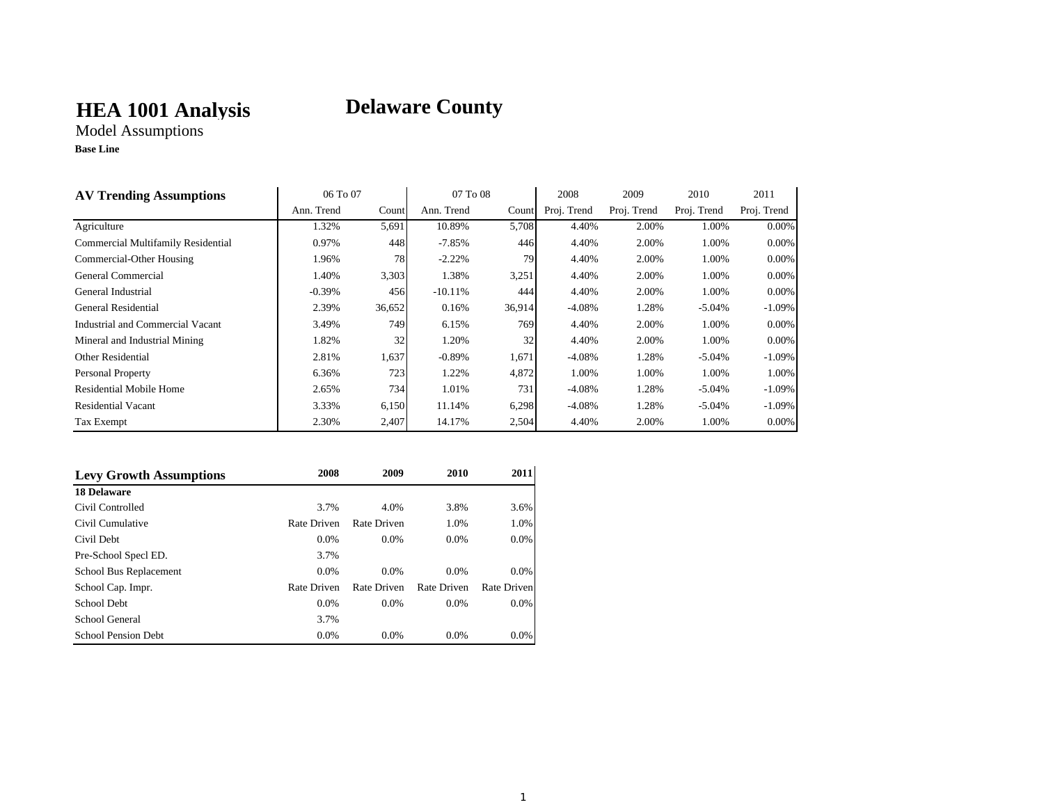# HEA 1001 Analysis

# Delaware County

Model Assumptions

**Base Line**

| AV Trending Assumptions | 06 To 07 | | 07 To 08 | | 2008 | 2009 | 2010 | 2011 |
|---|---|---|---|---|---|---|---|---|
| | Ann. Trend | Count | Ann. Trend | Count | Proj. Trend | Proj. Trend | Proj. Trend | Proj. Trend |
| Agriculture | 1.32% | 5,691 | 10.89% | 5,708 | 4.40% | 2.00% | 1.00% | 0.00% |
| Commercial Multifamily Residential | 0.97% | 448 | -7.85% | 446 | 4.40% | 2.00% | 1.00% | 0.00% |
| Commercial-Other Housing | 1.96% | 78 | -2.22% | 79 | 4.40% | 2.00% | 1.00% | 0.00% |
| General Commercial | 1.40% | 3,303 | 1.38% | 3,251 | 4.40% | 2.00% | 1.00% | 0.00% |
| General Industrial | -0.39% | 456 | -10.11% | 444 | 4.40% | 2.00% | 1.00% | 0.00% |
| General Residential | 2.39% | 36,652 | 0.16% | 36,914 | -4.08% | 1.28% | -5.04% | -1.09% |
| Industrial and Commercial Vacant | 3.49% | 749 | 6.15% | 769 | 4.40% | 2.00% | 1.00% | 0.00% |
| Mineral and Industrial Mining | 1.82% | 32 | 1.20% | 32 | 4.40% | 2.00% | 1.00% | 0.00% |
| Other Residential | 2.81% | 1,637 | -0.89% | 1,671 | -4.08% | 1.28% | -5.04% | -1.09% |
| Personal Property | 6.36% | 723 | 1.22% | 4,872 | 1.00% | 1.00% | 1.00% | 1.00% |
| Residential Mobile Home | 2.65% | 734 | 1.01% | 731 | -4.08% | 1.28% | -5.04% | -1.09% |
| Residential Vacant | 3.33% | 6,150 | 11.14% | 6,298 | -4.08% | 1.28% | -5.04% | -1.09% |
| Tax Exempt | 2.30% | 2,407 | 14.17% | 2,504 | 4.40% | 2.00% | 1.00% | 0.00% |

| Levy Growth Assumptions | 2008 | 2009 | 2010 | 2011 |
|---|---|---|---|---|
| **18 Delaware** | | | | |
| Civil Controlled | 3.7% | 4.0% | 3.8% | 3.6% |
| Civil Cumulative | Rate Driven | Rate Driven | 1.0% | 1.0% |
| Civil Debt | 0.0% | 0.0% | 0.0% | 0.0% |
| Pre-School Specl ED. | 3.7% | | | |
| School Bus Replacement | 0.0% | 0.0% | 0.0% | 0.0% |
| School Cap. Impr. | Rate Driven | Rate Driven | Rate Driven | Rate Driven |
| School Debt | 0.0% | 0.0% | 0.0% | 0.0% |
| School General | 3.7% | | | |
| School Pension Debt | 0.0% | 0.0% | 0.0% | 0.0% |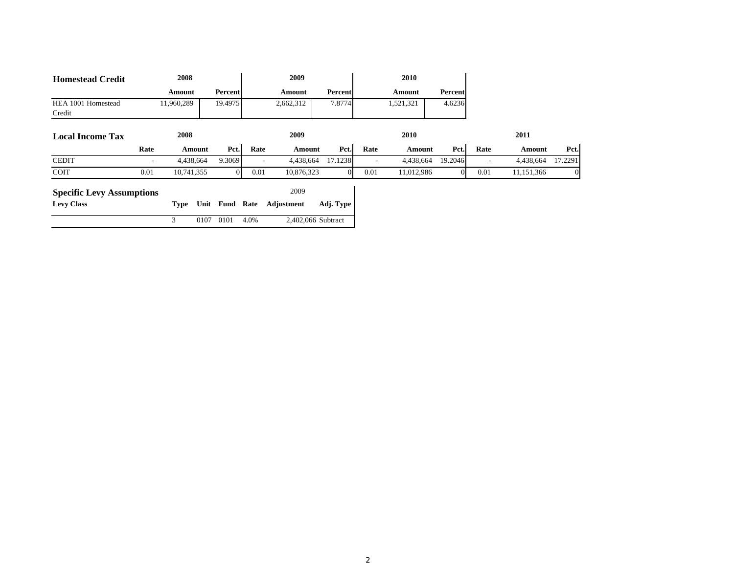## Homestead Credit

| | 2008 | | 2009 | | 2010 | |
|---|---|---|---|---|---|---|
| | **Amount** | **Percent** | **Amount** | **Percent** | **Amount** | **Percent** |
| HEA 1001 Homestead Credit | 11,960,289 | 19.4975 | 2,662,312 | 7.8774 | 1,521,321 | 4.6236 |

## Local Income Tax

| | 2008 | | | 2009 | | | 2010 | | | 2011 | | |
|---|---|---|---|---|---|---|---|---|---|---|---|---|
| | **Rate** | **Amount** | **Pct.** | **Rate** | **Amount** | **Pct.** | **Rate** | **Amount** | **Pct.** | **Rate** | **Amount** | **Pct.** |
| CEDIT | - | 4,438,664 | 9.3069 | - | 4,438,664 | 17.1238 | - | 4,438,664 | 19.2046 | - | 4,438,664 | 17.2291 |
| COIT | 0.01 | 10,741,355 | 0 | 0.01 | 10,876,323 | 0 | 0.01 | 11,012,986 | 0 | 0.01 | 11,151,366 | 0 |

## Specific Levy Assumptions

| | | | | | 2009 | |
|---|---|---|---|---|---|---|
| **Levy Class** | **Type** | **Unit** | **Fund** | **Rate** | **Adjustment** | **Adj. Type** |
| | 3 | 0107 | 0101 | 4.0% | 2,402,066 | Subtract |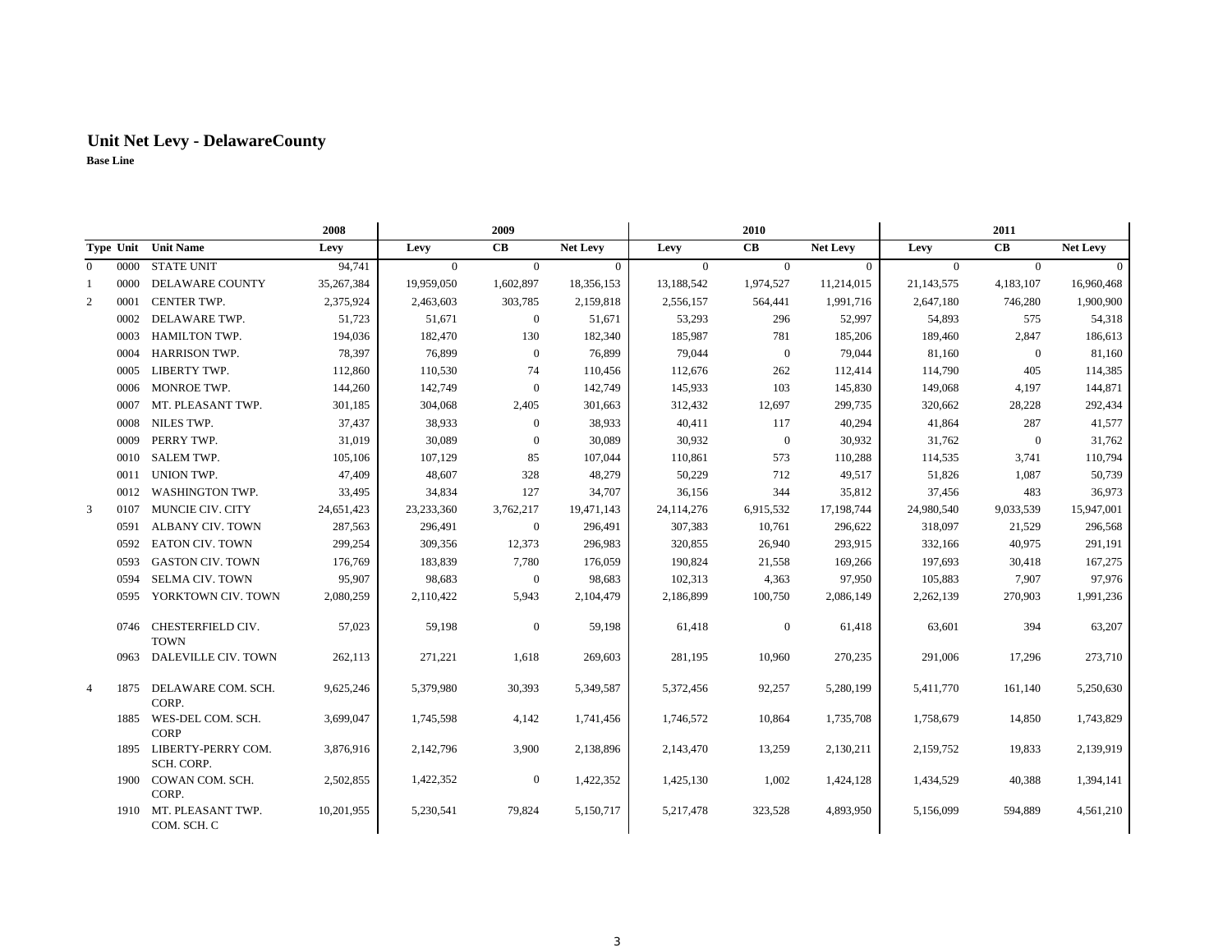## Unit Net Levy - DelawareCounty

**Base Line**

| | | | 2008 | 2009 | | | 2010 | | | 2011 | | |
|---|---|---|---|---|---|---|---|---|---|---|---|---|
| Type | Unit | Unit Name | Levy | Levy | CB | Net Levy | Levy | CB | Net Levy | Levy | CB | Net Levy |
| 0 | 0000 | STATE UNIT | 94,741 | 0 | 0 | 0 | 0 | 0 | 0 | 0 | 0 | 0 |
| 1 | 0000 | DELAWARE COUNTY | 35,267,384 | 19,959,050 | 1,602,897 | 18,356,153 | 13,188,542 | 1,974,527 | 11,214,015 | 21,143,575 | 4,183,107 | 16,960,468 |
| 2 | 0001 | CENTER TWP. | 2,375,924 | 2,463,603 | 303,785 | 2,159,818 | 2,556,157 | 564,441 | 1,991,716 | 2,647,180 | 746,280 | 1,900,900 |
| | 0002 | DELAWARE TWP. | 51,723 | 51,671 | 0 | 51,671 | 53,293 | 296 | 52,997 | 54,893 | 575 | 54,318 |
| | 0003 | HAMILTON TWP. | 194,036 | 182,470 | 130 | 182,340 | 185,987 | 781 | 185,206 | 189,460 | 2,847 | 186,613 |
| | 0004 | HARRISON TWP. | 78,397 | 76,899 | 0 | 76,899 | 79,044 | 0 | 79,044 | 81,160 | 0 | 81,160 |
| | 0005 | LIBERTY TWP. | 112,860 | 110,530 | 74 | 110,456 | 112,676 | 262 | 112,414 | 114,790 | 405 | 114,385 |
| | 0006 | MONROE TWP. | 144,260 | 142,749 | 0 | 142,749 | 145,933 | 103 | 145,830 | 149,068 | 4,197 | 144,871 |
| | 0007 | MT. PLEASANT TWP. | 301,185 | 304,068 | 2,405 | 301,663 | 312,432 | 12,697 | 299,735 | 320,662 | 28,228 | 292,434 |
| | 0008 | NILES TWP. | 37,437 | 38,933 | 0 | 38,933 | 40,411 | 117 | 40,294 | 41,864 | 287 | 41,577 |
| | 0009 | PERRY TWP. | 31,019 | 30,089 | 0 | 30,089 | 30,932 | 0 | 30,932 | 31,762 | 0 | 31,762 |
| | 0010 | SALEM TWP. | 105,106 | 107,129 | 85 | 107,044 | 110,861 | 573 | 110,288 | 114,535 | 3,741 | 110,794 |
| | 0011 | UNION TWP. | 47,409 | 48,607 | 328 | 48,279 | 50,229 | 712 | 49,517 | 51,826 | 1,087 | 50,739 |
| | 0012 | WASHINGTON TWP. | 33,495 | 34,834 | 127 | 34,707 | 36,156 | 344 | 35,812 | 37,456 | 483 | 36,973 |
| 3 | 0107 | MUNCIE CIV. CITY | 24,651,423 | 23,233,360 | 3,762,217 | 19,471,143 | 24,114,276 | 6,915,532 | 17,198,744 | 24,980,540 | 9,033,539 | 15,947,001 |
| | 0591 | ALBANY CIV. TOWN | 287,563 | 296,491 | 0 | 296,491 | 307,383 | 10,761 | 296,622 | 318,097 | 21,529 | 296,568 |
| | 0592 | EATON CIV. TOWN | 299,254 | 309,356 | 12,373 | 296,983 | 320,855 | 26,940 | 293,915 | 332,166 | 40,975 | 291,191 |
| | 0593 | GASTON CIV. TOWN | 176,769 | 183,839 | 7,780 | 176,059 | 190,824 | 21,558 | 169,266 | 197,693 | 30,418 | 167,275 |
| | 0594 | SELMA CIV. TOWN | 95,907 | 98,683 | 0 | 98,683 | 102,313 | 4,363 | 97,950 | 105,883 | 7,907 | 97,976 |
| | 0595 | YORKTOWN CIV. TOWN | 2,080,259 | 2,110,422 | 5,943 | 2,104,479 | 2,186,899 | 100,750 | 2,086,149 | 2,262,139 | 270,903 | 1,991,236 |
| | 0746 | CHESTERFIELD CIV. TOWN | 57,023 | 59,198 | 0 | 59,198 | 61,418 | 0 | 61,418 | 63,601 | 394 | 63,207 |
| | 0963 | DALEVILLE CIV. TOWN | 262,113 | 271,221 | 1,618 | 269,603 | 281,195 | 10,960 | 270,235 | 291,006 | 17,296 | 273,710 |
| 4 | 1875 | DELAWARE COM. SCH. CORP. | 9,625,246 | 5,379,980 | 30,393 | 5,349,587 | 5,372,456 | 92,257 | 5,280,199 | 5,411,770 | 161,140 | 5,250,630 |
| | 1885 | WES-DEL COM. SCH. CORP | 3,699,047 | 1,745,598 | 4,142 | 1,741,456 | 1,746,572 | 10,864 | 1,735,708 | 1,758,679 | 14,850 | 1,743,829 |
| | 1895 | LIBERTY-PERRY COM. SCH. CORP. | 3,876,916 | 2,142,796 | 3,900 | 2,138,896 | 2,143,470 | 13,259 | 2,130,211 | 2,159,752 | 19,833 | 2,139,919 |
| | 1900 | COWAN COM. SCH. CORP. | 2,502,855 | 1,422,352 | 0 | 1,422,352 | 1,425,130 | 1,002 | 1,424,128 | 1,434,529 | 40,388 | 1,394,141 |
| | 1910 | MT. PLEASANT TWP. COM. SCH. C | 10,201,955 | 5,230,541 | 79,824 | 5,150,717 | 5,217,478 | 323,528 | 4,893,950 | 5,156,099 | 594,889 | 4,561,210 |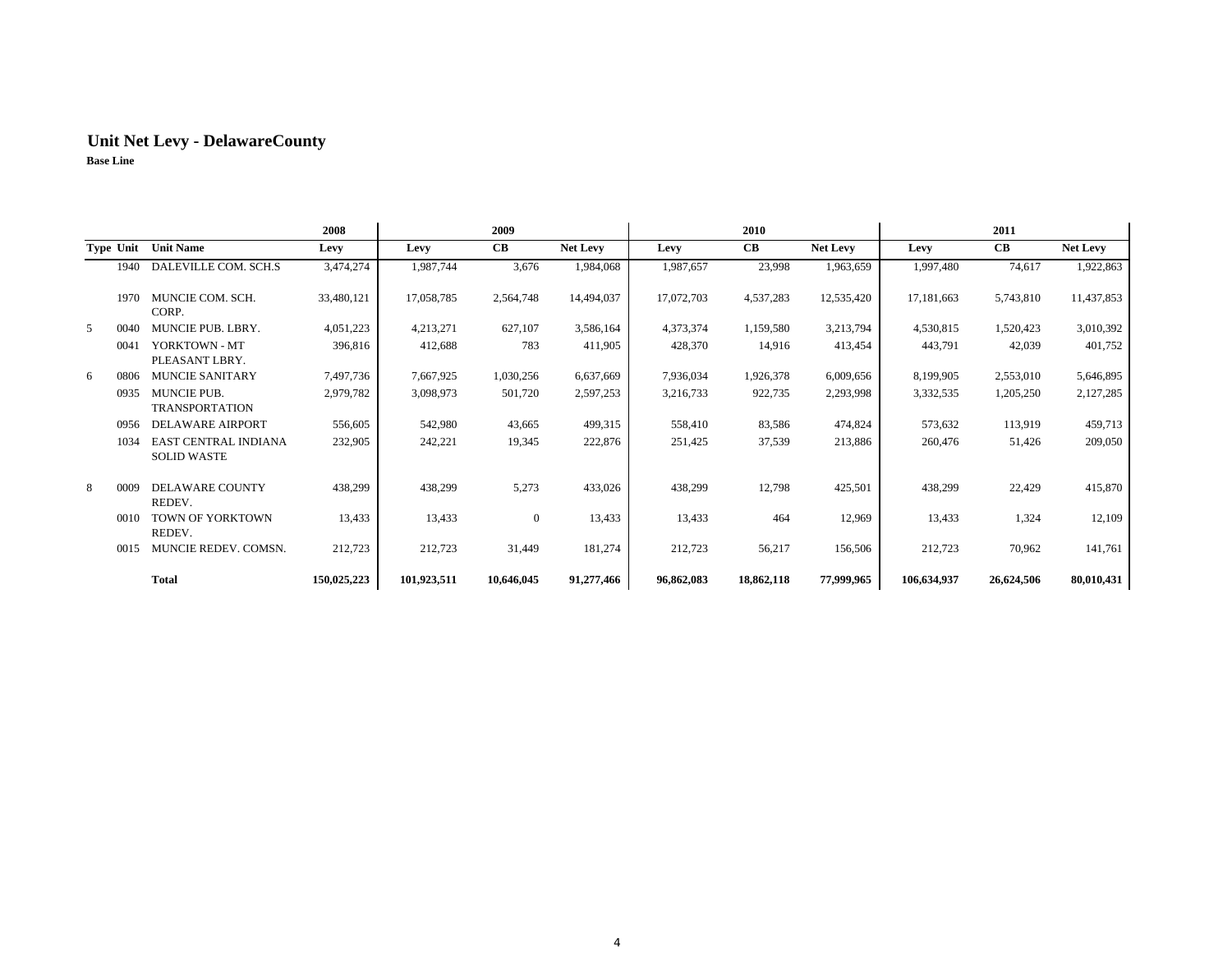## Unit Net Levy - DelawareCounty

**Base Line**

| | | | 2008 | 2009 | | | 2010 | | | 2011 | | |
|---|---|---|---|---|---|---|---|---|---|---|---|---|
| **Type** | **Unit** | **Unit Name** | **Levy** | **Levy** | **CB** | **Net Levy** | **Levy** | **CB** | **Net Levy** | **Levy** | **CB** | **Net Levy** |
| | 1940 | DALEVILLE COM. SCH.S | 3,474,274 | 1,987,744 | 3,676 | 1,984,068 | 1,987,657 | 23,998 | 1,963,659 | 1,997,480 | 74,617 | 1,922,863 |
| | 1970 | MUNCIE COM. SCH. CORP. | 33,480,121 | 17,058,785 | 2,564,748 | 14,494,037 | 17,072,703 | 4,537,283 | 12,535,420 | 17,181,663 | 5,743,810 | 11,437,853 |
| 5 | 0040 | MUNCIE PUB. LBRY. | 4,051,223 | 4,213,271 | 627,107 | 3,586,164 | 4,373,374 | 1,159,580 | 3,213,794 | 4,530,815 | 1,520,423 | 3,010,392 |
| | 0041 | YORKTOWN - MT PLEASANT LBRY. | 396,816 | 412,688 | 783 | 411,905 | 428,370 | 14,916 | 413,454 | 443,791 | 42,039 | 401,752 |
| 6 | 0806 | MUNCIE SANITARY | 7,497,736 | 7,667,925 | 1,030,256 | 6,637,669 | 7,936,034 | 1,926,378 | 6,009,656 | 8,199,905 | 2,553,010 | 5,646,895 |
| | 0935 | MUNCIE PUB. TRANSPORTATION | 2,979,782 | 3,098,973 | 501,720 | 2,597,253 | 3,216,733 | 922,735 | 2,293,998 | 3,332,535 | 1,205,250 | 2,127,285 |
| | 0956 | DELAWARE AIRPORT | 556,605 | 542,980 | 43,665 | 499,315 | 558,410 | 83,586 | 474,824 | 573,632 | 113,919 | 459,713 |
| | 1034 | EAST CENTRAL INDIANA SOLID WASTE | 232,905 | 242,221 | 19,345 | 222,876 | 251,425 | 37,539 | 213,886 | 260,476 | 51,426 | 209,050 |
| 8 | 0009 | DELAWARE COUNTY REDEV. | 438,299 | 438,299 | 5,273 | 433,026 | 438,299 | 12,798 | 425,501 | 438,299 | 22,429 | 415,870 |
| | 0010 | TOWN OF YORKTOWN REDEV. | 13,433 | 13,433 | 0 | 13,433 | 13,433 | 464 | 12,969 | 13,433 | 1,324 | 12,109 |
| | 0015 | MUNCIE REDEV. COMSN. | 212,723 | 212,723 | 31,449 | 181,274 | 212,723 | 56,217 | 156,506 | 212,723 | 70,962 | 141,761 |
| | | **Total** | **150,025,223** | **101,923,511** | **10,646,045** | **91,277,466** | **96,862,083** | **18,862,118** | **77,999,965** | **106,634,937** | **26,624,506** | **80,010,431** |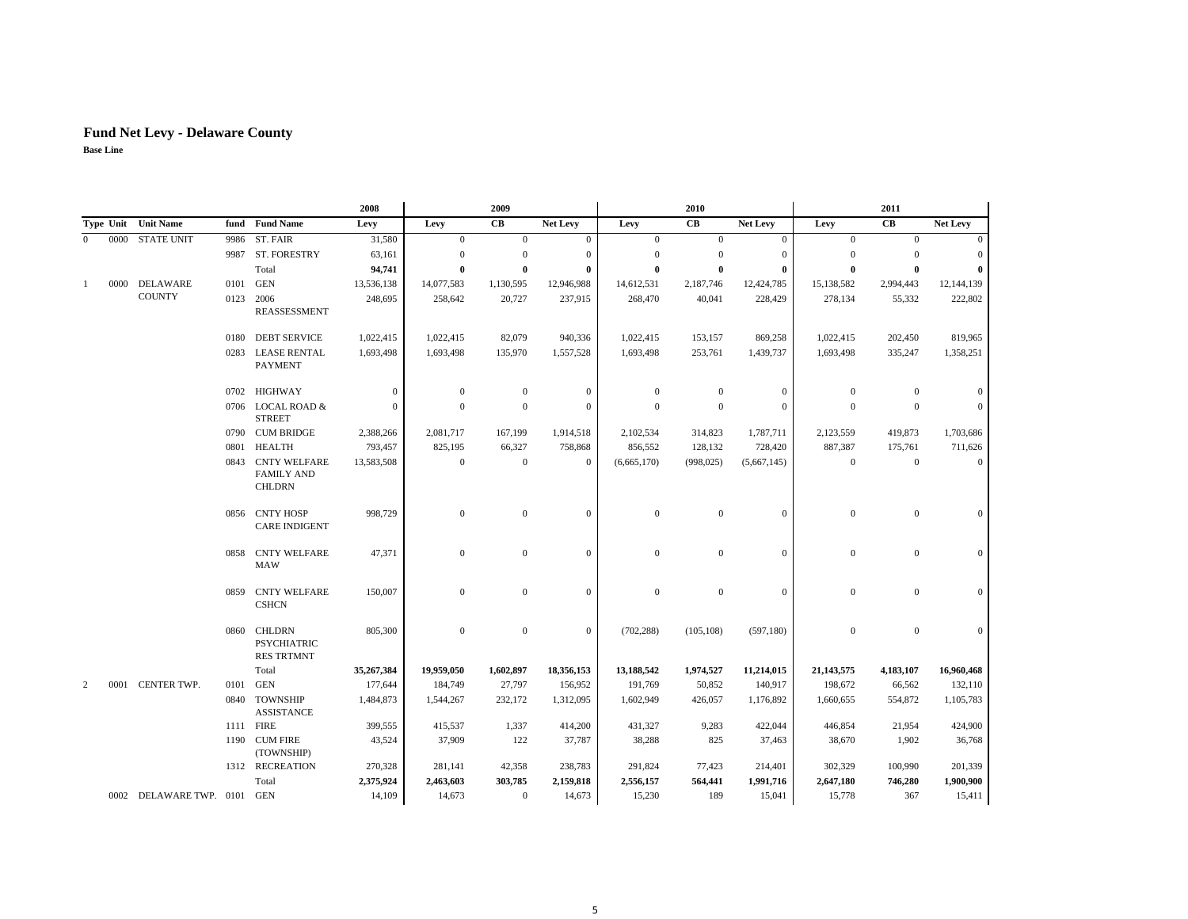# Fund Net Levy - Delaware County

**Base Line**

| | | | | | 2008 | 2009 | | | 2010 | | | 2011 | | |
|---|---|---|---|---|---|---|---|---|---|---|---|---|---|---|
| Type | Unit | Unit Name | fund | Fund Name | Levy | Levy | CB | Net Levy | Levy | CB | Net Levy | Levy | CB | Net Levy |
| 0 | 0000 | STATE UNIT | 9986 | ST. FAIR | 31,580 | 0 | 0 | 0 | 0 | 0 | 0 | 0 | 0 | 0 |
| | | | 9987 | ST. FORESTRY | 63,161 | 0 | 0 | 0 | 0 | 0 | 0 | 0 | 0 | 0 |
| | | | | Total | **94,741** | **0** | **0** | **0** | **0** | **0** | **0** | **0** | **0** | **0** |
| 1 | 0000 | DELAWARE COUNTY | 0101 | GEN | 13,536,138 | 14,077,583 | 1,130,595 | 12,946,988 | 14,612,531 | 2,187,746 | 12,424,785 | 15,138,582 | 2,994,443 | 12,144,139 |
| | | | 0123 | 2006 REASSESSMENT | 248,695 | 258,642 | 20,727 | 237,915 | 268,470 | 40,041 | 228,429 | 278,134 | 55,332 | 222,802 |
| | | | 0180 | DEBT SERVICE | 1,022,415 | 1,022,415 | 82,079 | 940,336 | 1,022,415 | 153,157 | 869,258 | 1,022,415 | 202,450 | 819,965 |
| | | | 0283 | LEASE RENTAL PAYMENT | 1,693,498 | 1,693,498 | 135,970 | 1,557,528 | 1,693,498 | 253,761 | 1,439,737 | 1,693,498 | 335,247 | 1,358,251 |
| | | | 0702 | HIGHWAY | 0 | 0 | 0 | 0 | 0 | 0 | 0 | 0 | 0 | 0 |
| | | | 0706 | LOCAL ROAD & STREET | 0 | 0 | 0 | 0 | 0 | 0 | 0 | 0 | 0 | 0 |
| | | | 0790 | CUM BRIDGE | 2,388,266 | 2,081,717 | 167,199 | 1,914,518 | 2,102,534 | 314,823 | 1,787,711 | 2,123,559 | 419,873 | 1,703,686 |
| | | | 0801 | HEALTH | 793,457 | 825,195 | 66,327 | 758,868 | 856,552 | 128,132 | 728,420 | 887,387 | 175,761 | 711,626 |
| | | | 0843 | CNTY WELFARE FAMILY AND CHLDRN | 13,583,508 | 0 | 0 | 0 | (6,665,170) | (998,025) | (5,667,145) | 0 | 0 | 0 |
| | | | 0856 | CNTY HOSP CARE INDIGENT | 998,729 | 0 | 0 | 0 | 0 | 0 | 0 | 0 | 0 | 0 |
| | | | 0858 | CNTY WELFARE MAW | 47,371 | 0 | 0 | 0 | 0 | 0 | 0 | 0 | 0 | 0 |
| | | | 0859 | CNTY WELFARE CSHCN | 150,007 | 0 | 0 | 0 | 0 | 0 | 0 | 0 | 0 | 0 |
| | | | 0860 | CHLDRN PSYCHIATRIC RES TRTMNT | 805,300 | 0 | 0 | 0 | (702,288) | (105,108) | (597,180) | 0 | 0 | 0 |
| | | | | Total | **35,267,384** | **19,959,050** | **1,602,897** | **18,356,153** | **13,188,542** | **1,974,527** | **11,214,015** | **21,143,575** | **4,183,107** | **16,960,468** |
| 2 | 0001 | CENTER TWP. | 0101 | GEN | 177,644 | 184,749 | 27,797 | 156,952 | 191,769 | 50,852 | 140,917 | 198,672 | 66,562 | 132,110 |
| | | | 0840 | TOWNSHIP ASSISTANCE | 1,484,873 | 1,544,267 | 232,172 | 1,312,095 | 1,602,949 | 426,057 | 1,176,892 | 1,660,655 | 554,872 | 1,105,783 |
| | | | 1111 | FIRE | 399,555 | 415,537 | 1,337 | 414,200 | 431,327 | 9,283 | 422,044 | 446,854 | 21,954 | 424,900 |
| | | | 1190 | CUM FIRE (TOWNSHIP) | 43,524 | 37,909 | 122 | 37,787 | 38,288 | 825 | 37,463 | 38,670 | 1,902 | 36,768 |
| | | | 1312 | RECREATION | 270,328 | 281,141 | 42,358 | 238,783 | 291,824 | 77,423 | 214,401 | 302,329 | 100,990 | 201,339 |
| | | | | Total | **2,375,924** | **2,463,603** | **303,785** | **2,159,818** | **2,556,157** | **564,441** | **1,991,716** | **2,647,180** | **746,280** | **1,900,900** |
| | 0002 | DELAWARE TWP. | 0101 | GEN | 14,109 | 14,673 | 0 | 14,673 | 15,230 | 189 | 15,041 | 15,778 | 367 | 15,411 |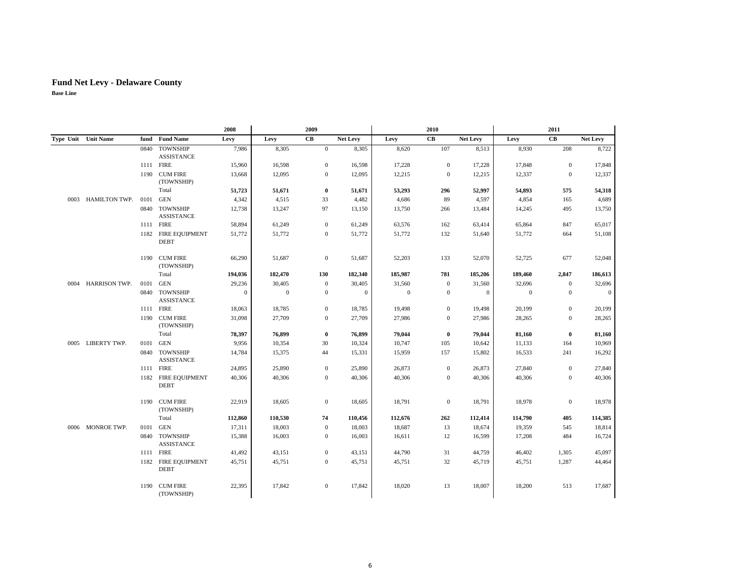# Fund Net Levy - Delaware County

**Base Line**

| Type | Unit | Unit Name | fund | Fund Name | 2008 Levy | 2009 Levy | 2009 CB | 2009 Net Levy | 2010 Levy | 2010 CB | 2010 Net Levy | 2011 Levy | 2011 CB | 2011 Net Levy |
|---|---|---|---|---|---|---|---|---|---|---|---|---|---|---|
| | | | 0840 | TOWNSHIP ASSISTANCE | 7,986 | 8,305 | 0 | 8,305 | 8,620 | 107 | 8,513 | 8,930 | 208 | 8,722 |
| | | | 1111 | FIRE | 15,960 | 16,598 | 0 | 16,598 | 17,228 | 0 | 17,228 | 17,848 | 0 | 17,848 |
| | | | 1190 | CUM FIRE (TOWNSHIP) | 13,668 | 12,095 | 0 | 12,095 | 12,215 | 0 | 12,215 | 12,337 | 0 | 12,337 |
| | | | | Total | **51,723** | **51,671** | **0** | **51,671** | **53,293** | **296** | **52,997** | **54,893** | **575** | **54,318** |
| | 0003 | HAMILTON TWP. | 0101 | GEN | 4,342 | 4,515 | 33 | 4,482 | 4,686 | 89 | 4,597 | 4,854 | 165 | 4,689 |
| | | | 0840 | TOWNSHIP ASSISTANCE | 12,738 | 13,247 | 97 | 13,150 | 13,750 | 266 | 13,484 | 14,245 | 495 | 13,750 |
| | | | 1111 | FIRE | 58,894 | 61,249 | 0 | 61,249 | 63,576 | 162 | 63,414 | 65,864 | 847 | 65,017 |
| | | | 1182 | FIRE EQUIPMENT DEBT | 51,772 | 51,772 | 0 | 51,772 | 51,772 | 132 | 51,640 | 51,772 | 664 | 51,108 |
| | | | 1190 | CUM FIRE (TOWNSHIP) | 66,290 | 51,687 | 0 | 51,687 | 52,203 | 133 | 52,070 | 52,725 | 677 | 52,048 |
| | | | | Total | **194,036** | **182,470** | **130** | **182,340** | **185,987** | **781** | **185,206** | **189,460** | **2,847** | **186,613** |
| | 0004 | HARRISON TWP. | 0101 | GEN | 29,236 | 30,405 | 0 | 30,405 | 31,560 | 0 | 31,560 | 32,696 | 0 | 32,696 |
| | | | 0840 | TOWNSHIP ASSISTANCE | 0 | 0 | 0 | 0 | 0 | 0 | 0 | 0 | 0 | 0 |
| | | | 1111 | FIRE | 18,063 | 18,785 | 0 | 18,785 | 19,498 | 0 | 19,498 | 20,199 | 0 | 20,199 |
| | | | 1190 | CUM FIRE (TOWNSHIP) | 31,098 | 27,709 | 0 | 27,709 | 27,986 | 0 | 27,986 | 28,265 | 0 | 28,265 |
| | | | | Total | **78,397** | **76,899** | **0** | **76,899** | **79,044** | **0** | **79,044** | **81,160** | **0** | **81,160** |
| | 0005 | LIBERTY TWP. | 0101 | GEN | 9,956 | 10,354 | 30 | 10,324 | 10,747 | 105 | 10,642 | 11,133 | 164 | 10,969 |
| | | | 0840 | TOWNSHIP ASSISTANCE | 14,784 | 15,375 | 44 | 15,331 | 15,959 | 157 | 15,802 | 16,533 | 241 | 16,292 |
| | | | 1111 | FIRE | 24,895 | 25,890 | 0 | 25,890 | 26,873 | 0 | 26,873 | 27,840 | 0 | 27,840 |
| | | | 1182 | FIRE EQUIPMENT DEBT | 40,306 | 40,306 | 0 | 40,306 | 40,306 | 0 | 40,306 | 40,306 | 0 | 40,306 |
| | | | 1190 | CUM FIRE (TOWNSHIP) | 22,919 | 18,605 | 0 | 18,605 | 18,791 | 0 | 18,791 | 18,978 | 0 | 18,978 |
| | | | | Total | **112,860** | **110,530** | **74** | **110,456** | **112,676** | **262** | **112,414** | **114,790** | **405** | **114,385** |
| | 0006 | MONROE TWP. | 0101 | GEN | 17,311 | 18,003 | 0 | 18,003 | 18,687 | 13 | 18,674 | 19,359 | 545 | 18,814 |
| | | | 0840 | TOWNSHIP ASSISTANCE | 15,388 | 16,003 | 0 | 16,003 | 16,611 | 12 | 16,599 | 17,208 | 484 | 16,724 |
| | | | 1111 | FIRE | 41,492 | 43,151 | 0 | 43,151 | 44,790 | 31 | 44,759 | 46,402 | 1,305 | 45,097 |
| | | | 1182 | FIRE EQUIPMENT DEBT | 45,751 | 45,751 | 0 | 45,751 | 45,751 | 32 | 45,719 | 45,751 | 1,287 | 44,464 |
| | | | 1190 | CUM FIRE (TOWNSHIP) | 22,395 | 17,842 | 0 | 17,842 | 18,020 | 13 | 18,007 | 18,200 | 513 | 17,687 |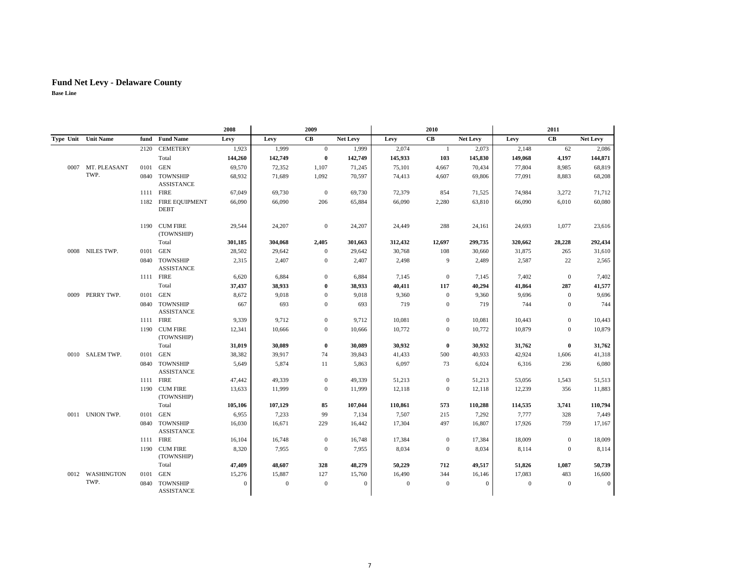# Fund Net Levy - Delaware County

**Base Line**

| Type Unit | Unit Name | fund | Fund Name | 2008 Levy | 2009 Levy | 2009 CB | 2009 Net Levy | 2010 Levy | 2010 CB | 2010 Net Levy | 2011 Levy | 2011 CB | 2011 Net Levy |
|---|---|---|---|---|---|---|---|---|---|---|---|---|---|
| | | 2120 | CEMETERY | 1,923 | 1,999 | 0 | 1,999 | 2,074 | 1 | 2,073 | 2,148 | 62 | 2,086 |
| | | | Total | **144,260** | **142,749** | **0** | **142,749** | **145,933** | **103** | **145,830** | **149,068** | **4,197** | **144,871** |
| 0007 | MT. PLEASANT TWP. | 0101 | GEN | 69,570 | 72,352 | 1,107 | 71,245 | 75,101 | 4,667 | 70,434 | 77,804 | 8,985 | 68,819 |
| | | 0840 | TOWNSHIP ASSISTANCE | 68,932 | 71,689 | 1,092 | 70,597 | 74,413 | 4,607 | 69,806 | 77,091 | 8,883 | 68,208 |
| | | 1111 | FIRE | 67,049 | 69,730 | 0 | 69,730 | 72,379 | 854 | 71,525 | 74,984 | 3,272 | 71,712 |
| | | 1182 | FIRE EQUIPMENT DEBT | 66,090 | 66,090 | 206 | 65,884 | 66,090 | 2,280 | 63,810 | 66,090 | 6,010 | 60,080 |
| | | 1190 | CUM FIRE (TOWNSHIP) | 29,544 | 24,207 | 0 | 24,207 | 24,449 | 288 | 24,161 | 24,693 | 1,077 | 23,616 |
| | | | Total | **301,185** | **304,068** | **2,405** | **301,663** | **312,432** | **12,697** | **299,735** | **320,662** | **28,228** | **292,434** |
| 0008 | NILES TWP. | 0101 | GEN | 28,502 | 29,642 | 0 | 29,642 | 30,768 | 108 | 30,660 | 31,875 | 265 | 31,610 |
| | | 0840 | TOWNSHIP ASSISTANCE | 2,315 | 2,407 | 0 | 2,407 | 2,498 | 9 | 2,489 | 2,587 | 22 | 2,565 |
| | | 1111 | FIRE | 6,620 | 6,884 | 0 | 6,884 | 7,145 | 0 | 7,145 | 7,402 | 0 | 7,402 |
| | | | Total | **37,437** | **38,933** | **0** | **38,933** | **40,411** | **117** | **40,294** | **41,864** | **287** | **41,577** |
| 0009 | PERRY TWP. | 0101 | GEN | 8,672 | 9,018 | 0 | 9,018 | 9,360 | 0 | 9,360 | 9,696 | 0 | 9,696 |
| | | 0840 | TOWNSHIP ASSISTANCE | 667 | 693 | 0 | 693 | 719 | 0 | 719 | 744 | 0 | 744 |
| | | 1111 | FIRE | 9,339 | 9,712 | 0 | 9,712 | 10,081 | 0 | 10,081 | 10,443 | 0 | 10,443 |
| | | 1190 | CUM FIRE (TOWNSHIP) | 12,341 | 10,666 | 0 | 10,666 | 10,772 | 0 | 10,772 | 10,879 | 0 | 10,879 |
| | | | Total | **31,019** | **30,089** | **0** | **30,089** | **30,932** | **0** | **30,932** | **31,762** | **0** | **31,762** |
| 0010 | SALEM TWP. | 0101 | GEN | 38,382 | 39,917 | 74 | 39,843 | 41,433 | 500 | 40,933 | 42,924 | 1,606 | 41,318 |
| | | 0840 | TOWNSHIP ASSISTANCE | 5,649 | 5,874 | 11 | 5,863 | 6,097 | 73 | 6,024 | 6,316 | 236 | 6,080 |
| | | 1111 | FIRE | 47,442 | 49,339 | 0 | 49,339 | 51,213 | 0 | 51,213 | 53,056 | 1,543 | 51,513 |
| | | 1190 | CUM FIRE (TOWNSHIP) | 13,633 | 11,999 | 0 | 11,999 | 12,118 | 0 | 12,118 | 12,239 | 356 | 11,883 |
| | | | Total | **105,106** | **107,129** | **85** | **107,044** | **110,861** | **573** | **110,288** | **114,535** | **3,741** | **110,794** |
| 0011 | UNION TWP. | 0101 | GEN | 6,955 | 7,233 | 99 | 7,134 | 7,507 | 215 | 7,292 | 7,777 | 328 | 7,449 |
| | | 0840 | TOWNSHIP ASSISTANCE | 16,030 | 16,671 | 229 | 16,442 | 17,304 | 497 | 16,807 | 17,926 | 759 | 17,167 |
| | | 1111 | FIRE | 16,104 | 16,748 | 0 | 16,748 | 17,384 | 0 | 17,384 | 18,009 | 0 | 18,009 |
| | | 1190 | CUM FIRE (TOWNSHIP) | 8,320 | 7,955 | 0 | 7,955 | 8,034 | 0 | 8,034 | 8,114 | 0 | 8,114 |
| | | | Total | **47,409** | **48,607** | **328** | **48,279** | **50,229** | **712** | **49,517** | **51,826** | **1,087** | **50,739** |
| 0012 | WASHINGTON TWP. | 0101 | GEN | 15,276 | 15,887 | 127 | 15,760 | 16,490 | 344 | 16,146 | 17,083 | 483 | 16,600 |
| | | 0840 | TOWNSHIP ASSISTANCE | 0 | 0 | 0 | 0 | 0 | 0 | 0 | 0 | 0 | 0 |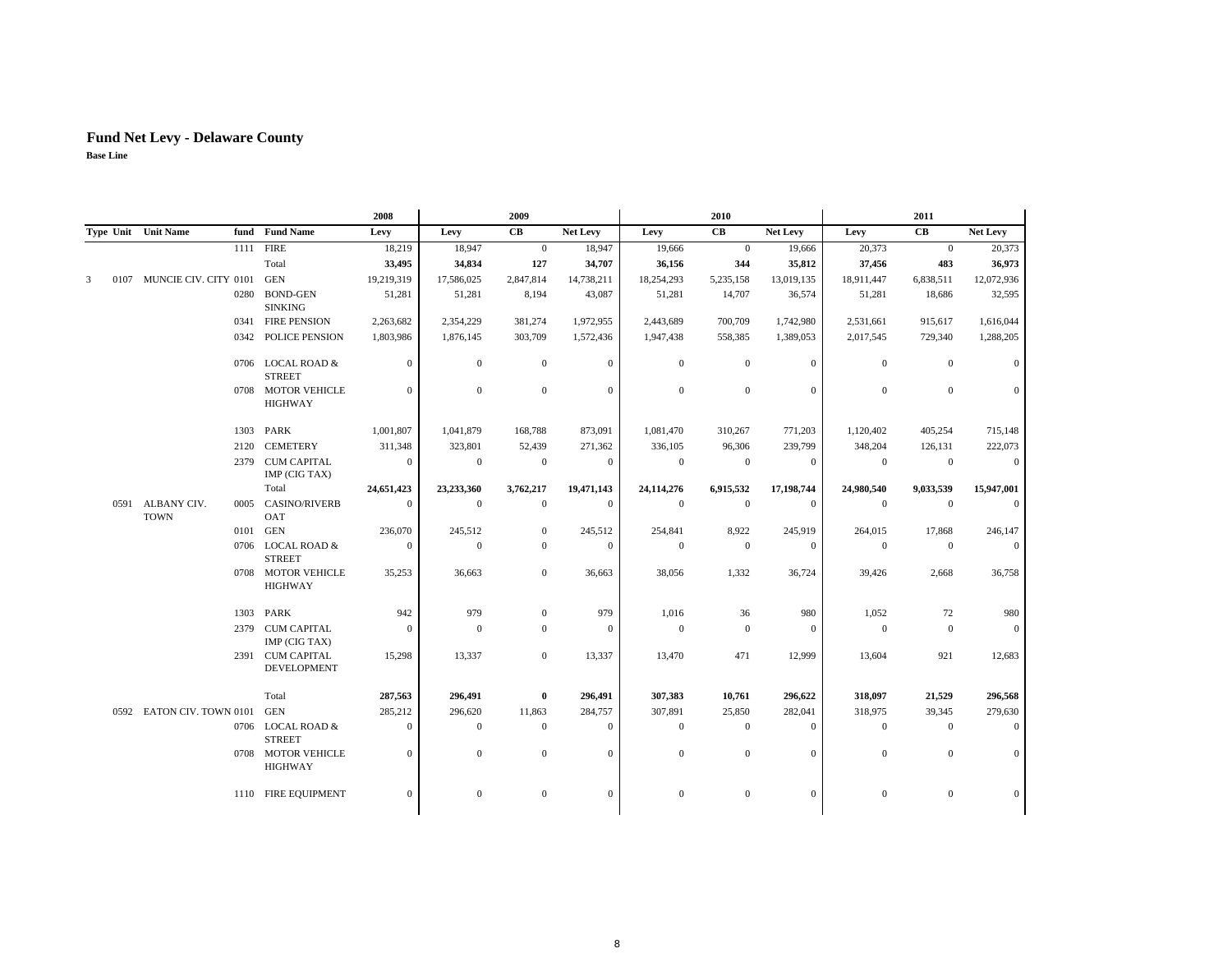# Fund Net Levy - Delaware County

**Base Line**

| Type | Unit | Unit Name | fund | Fund Name | 2008 Levy | 2009 Levy | 2009 CB | 2009 Net Levy | 2010 Levy | 2010 CB | 2010 Net Levy | 2011 Levy | 2011 CB | 2011 Net Levy |
|---|---|---|---|---|---|---|---|---|---|---|---|---|---|---|
| | | | 1111 | FIRE | 18,219 | 18,947 | 0 | 18,947 | 19,666 | 0 | 19,666 | 20,373 | 0 | 20,373 |
| | | | | Total | **33,495** | **34,834** | **127** | **34,707** | **36,156** | **344** | **35,812** | **37,456** | **483** | **36,973** |
| 3 | 0107 | MUNCIE CIV. CITY | 0101 | GEN | 19,219,319 | 17,586,025 | 2,847,814 | 14,738,211 | 18,254,293 | 5,235,158 | 13,019,135 | 18,911,447 | 6,838,511 | 12,072,936 |
| | | | 0280 | BOND-GEN SINKING | 51,281 | 51,281 | 8,194 | 43,087 | 51,281 | 14,707 | 36,574 | 51,281 | 18,686 | 32,595 |
| | | | 0341 | FIRE PENSION | 2,263,682 | 2,354,229 | 381,274 | 1,972,955 | 2,443,689 | 700,709 | 1,742,980 | 2,531,661 | 915,617 | 1,616,044 |
| | | | 0342 | POLICE PENSION | 1,803,986 | 1,876,145 | 303,709 | 1,572,436 | 1,947,438 | 558,385 | 1,389,053 | 2,017,545 | 729,340 | 1,288,205 |
| | | | 0706 | LOCAL ROAD & STREET | 0 | 0 | 0 | 0 | 0 | 0 | 0 | 0 | 0 | 0 |
| | | | 0708 | MOTOR VEHICLE HIGHWAY | 0 | 0 | 0 | 0 | 0 | 0 | 0 | 0 | 0 | 0 |
| | | | 1303 | PARK | 1,001,807 | 1,041,879 | 168,788 | 873,091 | 1,081,470 | 310,267 | 771,203 | 1,120,402 | 405,254 | 715,148 |
| | | | 2120 | CEMETERY | 311,348 | 323,801 | 52,439 | 271,362 | 336,105 | 96,306 | 239,799 | 348,204 | 126,131 | 222,073 |
| | | | 2379 | CUM CAPITAL IMP (CIG TAX) | 0 | 0 | 0 | 0 | 0 | 0 | 0 | 0 | 0 | 0 |
| | | | | Total | **24,651,423** | **23,233,360** | **3,762,217** | **19,471,143** | **24,114,276** | **6,915,532** | **17,198,744** | **24,980,540** | **9,033,539** | **15,947,001** |
| | 0591 | ALBANY CIV. TOWN | 0005 | CASINO/RIVERBOAT | 0 | 0 | 0 | 0 | 0 | 0 | 0 | 0 | 0 | 0 |
| | | | 0101 | GEN | 236,070 | 245,512 | 0 | 245,512 | 254,841 | 8,922 | 245,919 | 264,015 | 17,868 | 246,147 |
| | | | 0706 | LOCAL ROAD & STREET | 0 | 0 | 0 | 0 | 0 | 0 | 0 | 0 | 0 | 0 |
| | | | 0708 | MOTOR VEHICLE HIGHWAY | 35,253 | 36,663 | 0 | 36,663 | 38,056 | 1,332 | 36,724 | 39,426 | 2,668 | 36,758 |
| | | | 1303 | PARK | 942 | 979 | 0 | 979 | 1,016 | 36 | 980 | 1,052 | 72 | 980 |
| | | | 2379 | CUM CAPITAL IMP (CIG TAX) | 0 | 0 | 0 | 0 | 0 | 0 | 0 | 0 | 0 | 0 |
| | | | 2391 | CUM CAPITAL DEVELOPMENT | 15,298 | 13,337 | 0 | 13,337 | 13,470 | 471 | 12,999 | 13,604 | 921 | 12,683 |
| | | | | Total | **287,563** | **296,491** | **0** | **296,491** | **307,383** | **10,761** | **296,622** | **318,097** | **21,529** | **296,568** |
| | 0592 | EATON CIV. TOWN | 0101 | GEN | 285,212 | 296,620 | 11,863 | 284,757 | 307,891 | 25,850 | 282,041 | 318,975 | 39,345 | 279,630 |
| | | | 0706 | LOCAL ROAD & STREET | 0 | 0 | 0 | 0 | 0 | 0 | 0 | 0 | 0 | 0 |
| | | | 0708 | MOTOR VEHICLE HIGHWAY | 0 | 0 | 0 | 0 | 0 | 0 | 0 | 0 | 0 | 0 |
| | | | 1110 | FIRE EQUIPMENT | 0 | 0 | 0 | 0 | 0 | 0 | 0 | 0 | 0 | 0 |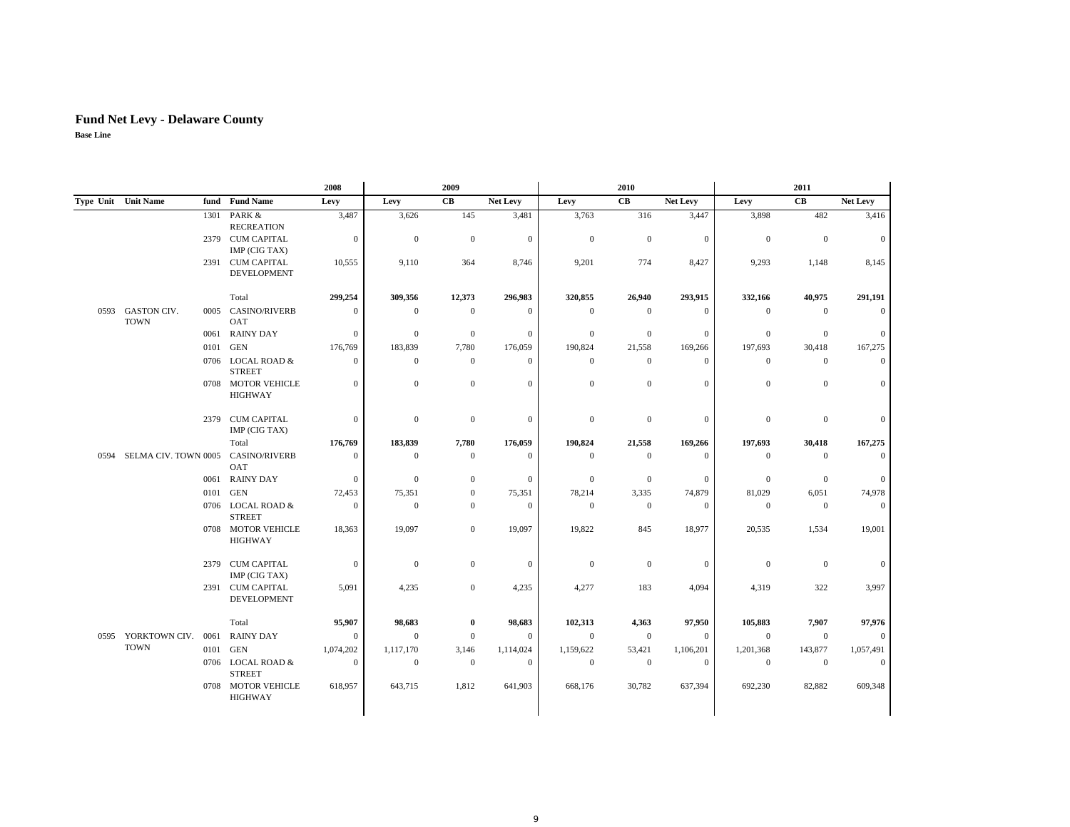# Fund Net Levy - Delaware County

**Base Line**

| Type | Unit | Unit Name | fund | Fund Name | 2008 Levy | 2009 Levy | 2009 CB | 2009 Net Levy | 2010 Levy | 2010 CB | 2010 Net Levy | 2011 Levy | 2011 CB | 2011 Net Levy |
|---|---|---|---|---|---|---|---|---|---|---|---|---|---|---|
| | | | 1301 | PARK & RECREATION | 3,487 | 3,626 | 145 | 3,481 | 3,763 | 316 | 3,447 | 3,898 | 482 | 3,416 |
| | | | 2379 | CUM CAPITAL IMP (CIG TAX) | 0 | 0 | 0 | 0 | 0 | 0 | 0 | 0 | 0 | 0 |
| | | | 2391 | CUM CAPITAL DEVELOPMENT | 10,555 | 9,110 | 364 | 8,746 | 9,201 | 774 | 8,427 | 9,293 | 1,148 | 8,145 |
| | | | | Total | **299,254** | **309,356** | **12,373** | **296,983** | **320,855** | **26,940** | **293,915** | **332,166** | **40,975** | **291,191** |
| | 0593 | GASTON CIV. TOWN | 0005 | CASINO/RIVERBOAT | 0 | 0 | 0 | 0 | 0 | 0 | 0 | 0 | 0 | 0 |
| | | | 0061 | RAINY DAY | 0 | 0 | 0 | 0 | 0 | 0 | 0 | 0 | 0 | 0 |
| | | | 0101 | GEN | 176,769 | 183,839 | 7,780 | 176,059 | 190,824 | 21,558 | 169,266 | 197,693 | 30,418 | 167,275 |
| | | | 0706 | LOCAL ROAD & STREET | 0 | 0 | 0 | 0 | 0 | 0 | 0 | 0 | 0 | 0 |
| | | | 0708 | MOTOR VEHICLE HIGHWAY | 0 | 0 | 0 | 0 | 0 | 0 | 0 | 0 | 0 | 0 |
| | | | 2379 | CUM CAPITAL IMP (CIG TAX) | 0 | 0 | 0 | 0 | 0 | 0 | 0 | 0 | 0 | 0 |
| | | | | Total | **176,769** | **183,839** | **7,780** | **176,059** | **190,824** | **21,558** | **169,266** | **197,693** | **30,418** | **167,275** |
| | 0594 | SELMA CIV. TOWN | 0005 | CASINO/RIVERBOAT | 0 | 0 | 0 | 0 | 0 | 0 | 0 | 0 | 0 | 0 |
| | | | 0061 | RAINY DAY | 0 | 0 | 0 | 0 | 0 | 0 | 0 | 0 | 0 | 0 |
| | | | 0101 | GEN | 72,453 | 75,351 | 0 | 75,351 | 78,214 | 3,335 | 74,879 | 81,029 | 6,051 | 74,978 |
| | | | 0706 | LOCAL ROAD & STREET | 0 | 0 | 0 | 0 | 0 | 0 | 0 | 0 | 0 | 0 |
| | | | 0708 | MOTOR VEHICLE HIGHWAY | 18,363 | 19,097 | 0 | 19,097 | 19,822 | 845 | 18,977 | 20,535 | 1,534 | 19,001 |
| | | | 2379 | CUM CAPITAL IMP (CIG TAX) | 0 | 0 | 0 | 0 | 0 | 0 | 0 | 0 | 0 | 0 |
| | | | 2391 | CUM CAPITAL DEVELOPMENT | 5,091 | 4,235 | 0 | 4,235 | 4,277 | 183 | 4,094 | 4,319 | 322 | 3,997 |
| | | | | Total | **95,907** | **98,683** | **0** | **98,683** | **102,313** | **4,363** | **97,950** | **105,883** | **7,907** | **97,976** |
| | 0595 | YORKTOWN CIV. TOWN | 0061 | RAINY DAY | 0 | 0 | 0 | 0 | 0 | 0 | 0 | 0 | 0 | 0 |
| | | | 0101 | GEN | 1,074,202 | 1,117,170 | 3,146 | 1,114,024 | 1,159,622 | 53,421 | 1,106,201 | 1,201,368 | 143,877 | 1,057,491 |
| | | | 0706 | LOCAL ROAD & STREET | 0 | 0 | 0 | 0 | 0 | 0 | 0 | 0 | 0 | 0 |
| | | | 0708 | MOTOR VEHICLE HIGHWAY | 618,957 | 643,715 | 1,812 | 641,903 | 668,176 | 30,782 | 637,394 | 692,230 | 82,882 | 609,348 |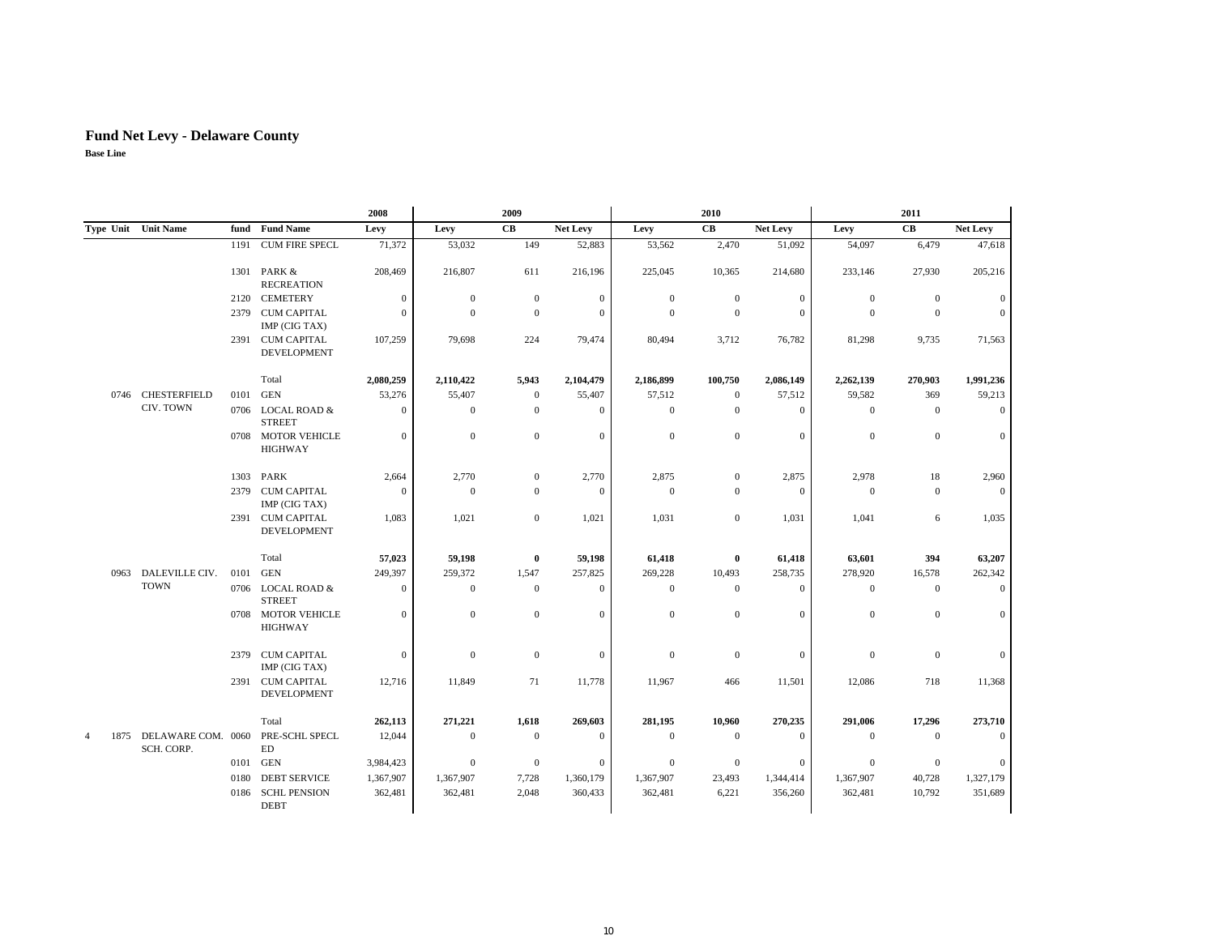# Fund Net Levy - Delaware County

**Base Line**

| | | | | | 2008 | 2009 | | | 2010 | | | 2011 | | |
|---|---|---|---|---|---|---|---|---|---|---|---|---|---|---|
| **Type** | **Unit** | **Unit Name** | **fund** | **Fund Name** | **Levy** | **Levy** | **CB** | **Net Levy** | **Levy** | **CB** | **Net Levy** | **Levy** | **CB** | **Net Levy** |
| | | | 1191 | CUM FIRE SPECL | 71,372 | 53,032 | 149 | 52,883 | 53,562 | 2,470 | 51,092 | 54,097 | 6,479 | 47,618 |
| | | | 1301 | PARK & RECREATION | 208,469 | 216,807 | 611 | 216,196 | 225,045 | 10,365 | 214,680 | 233,146 | 27,930 | 205,216 |
| | | | 2120 | CEMETERY | 0 | 0 | 0 | 0 | 0 | 0 | 0 | 0 | 0 | 0 |
| | | | 2379 | CUM CAPITAL IMP (CIG TAX) | 0 | 0 | 0 | 0 | 0 | 0 | 0 | 0 | 0 | 0 |
| | | | 2391 | CUM CAPITAL DEVELOPMENT | 107,259 | 79,698 | 224 | 79,474 | 80,494 | 3,712 | 76,782 | 81,298 | 9,735 | 71,563 |
| | | | | Total | **2,080,259** | **2,110,422** | **5,943** | **2,104,479** | **2,186,899** | **100,750** | **2,086,149** | **2,262,139** | **270,903** | **1,991,236** |
| | 0746 | CHESTERFIELD CIV. TOWN | 0101 | GEN | 53,276 | 55,407 | 0 | 55,407 | 57,512 | 0 | 57,512 | 59,582 | 369 | 59,213 |
| | | | 0706 | LOCAL ROAD & STREET | 0 | 0 | 0 | 0 | 0 | 0 | 0 | 0 | 0 | 0 |
| | | | 0708 | MOTOR VEHICLE HIGHWAY | 0 | 0 | 0 | 0 | 0 | 0 | 0 | 0 | 0 | 0 |
| | | | 1303 | PARK | 2,664 | 2,770 | 0 | 2,770 | 2,875 | 0 | 2,875 | 2,978 | 18 | 2,960 |
| | | | 2379 | CUM CAPITAL IMP (CIG TAX) | 0 | 0 | 0 | 0 | 0 | 0 | 0 | 0 | 0 | 0 |
| | | | 2391 | CUM CAPITAL DEVELOPMENT | 1,083 | 1,021 | 0 | 1,021 | 1,031 | 0 | 1,031 | 1,041 | 6 | 1,035 |
| | | | | Total | **57,023** | **59,198** | **0** | **59,198** | **61,418** | **0** | **61,418** | **63,601** | **394** | **63,207** |
| | 0963 | DALEVILLE CIV. TOWN | 0101 | GEN | 249,397 | 259,372 | 1,547 | 257,825 | 269,228 | 10,493 | 258,735 | 278,920 | 16,578 | 262,342 |
| | | | 0706 | LOCAL ROAD & STREET | 0 | 0 | 0 | 0 | 0 | 0 | 0 | 0 | 0 | 0 |
| | | | 0708 | MOTOR VEHICLE HIGHWAY | 0 | 0 | 0 | 0 | 0 | 0 | 0 | 0 | 0 | 0 |
| | | | 2379 | CUM CAPITAL IMP (CIG TAX) | 0 | 0 | 0 | 0 | 0 | 0 | 0 | 0 | 0 | 0 |
| | | | 2391 | CUM CAPITAL DEVELOPMENT | 12,716 | 11,849 | 71 | 11,778 | 11,967 | 466 | 11,501 | 12,086 | 718 | 11,368 |
| | | | | Total | **262,113** | **271,221** | **1,618** | **269,603** | **281,195** | **10,960** | **270,235** | **291,006** | **17,296** | **273,710** |
| 4 | 1875 | DELAWARE COM. SCH. CORP. | 0060 | PRE-SCHL SPECL ED | 12,044 | 0 | 0 | 0 | 0 | 0 | 0 | 0 | 0 | 0 |
| | | | 0101 | GEN | 3,984,423 | 0 | 0 | 0 | 0 | 0 | 0 | 0 | 0 | 0 |
| | | | 0180 | DEBT SERVICE | 1,367,907 | 1,367,907 | 7,728 | 1,360,179 | 1,367,907 | 23,493 | 1,344,414 | 1,367,907 | 40,728 | 1,327,179 |
| | | | 0186 | SCHL PENSION DEBT | 362,481 | 362,481 | 2,048 | 360,433 | 362,481 | 6,221 | 356,260 | 362,481 | 10,792 | 351,689 |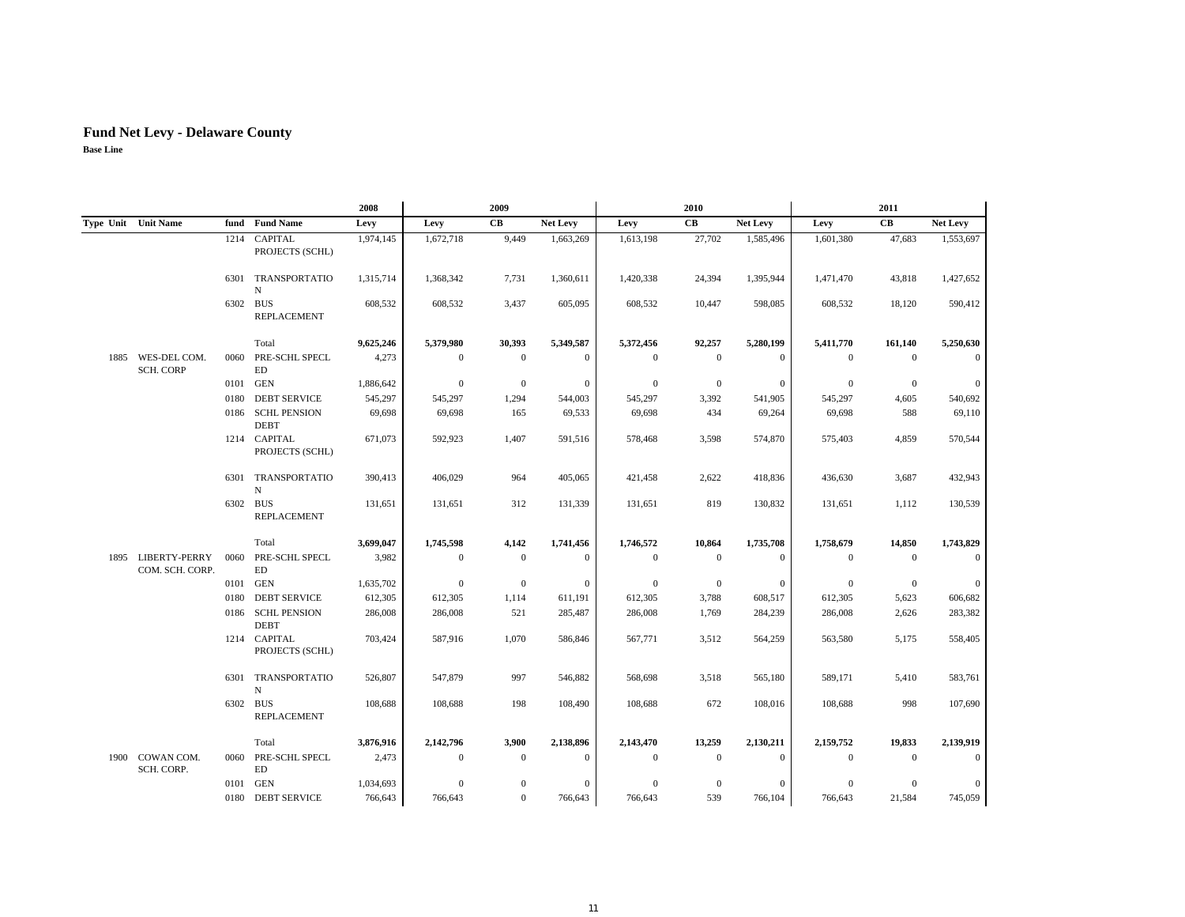# Fund Net Levy - Delaware County

**Base Line**

| | | | | 2008 | 2009 | | | 2010 | | | 2011 | | |
|---|---|---|---|---|---|---|---|---|---|---|---|---|---|
| Type | Unit | Unit Name | fund | Fund Name | Levy | Levy | CB | Net Levy | Levy | CB | Net Levy | Levy | CB | Net Levy |
| | | | 1214 | CAPITAL PROJECTS (SCHL) | 1,974,145 | 1,672,718 | 9,449 | 1,663,269 | 1,613,198 | 27,702 | 1,585,496 | 1,601,380 | 47,683 | 1,553,697 |
| | | | 6301 | TRANSPORTATION | 1,315,714 | 1,368,342 | 7,731 | 1,360,611 | 1,420,338 | 24,394 | 1,395,944 | 1,471,470 | 43,818 | 1,427,652 |
| | | | 6302 | BUS REPLACEMENT | 608,532 | 608,532 | 3,437 | 605,095 | 608,532 | 10,447 | 598,085 | 608,532 | 18,120 | 590,412 |
| | | | | Total | **9,625,246** | **5,379,980** | **30,393** | **5,349,587** | **5,372,456** | **92,257** | **5,280,199** | **5,411,770** | **161,140** | **5,250,630** |
| | 1885 | WES-DEL COM. SCH. CORP | 0060 | PRE-SCHL SPECL ED | 4,273 | 0 | 0 | 0 | 0 | 0 | 0 | 0 | 0 | 0 |
| | | | 0101 | GEN | 1,886,642 | 0 | 0 | 0 | 0 | 0 | 0 | 0 | 0 | 0 |
| | | | 0180 | DEBT SERVICE | 545,297 | 545,297 | 1,294 | 544,003 | 545,297 | 3,392 | 541,905 | 545,297 | 4,605 | 540,692 |
| | | | 0186 | SCHL PENSION DEBT | 69,698 | 69,698 | 165 | 69,533 | 69,698 | 434 | 69,264 | 69,698 | 588 | 69,110 |
| | | | 1214 | CAPITAL PROJECTS (SCHL) | 671,073 | 592,923 | 1,407 | 591,516 | 578,468 | 3,598 | 574,870 | 575,403 | 4,859 | 570,544 |
| | | | 6301 | TRANSPORTATION | 390,413 | 406,029 | 964 | 405,065 | 421,458 | 2,622 | 418,836 | 436,630 | 3,687 | 432,943 |
| | | | 6302 | BUS REPLACEMENT | 131,651 | 131,651 | 312 | 131,339 | 131,651 | 819 | 130,832 | 131,651 | 1,112 | 130,539 |
| | | | | Total | **3,699,047** | **1,745,598** | **4,142** | **1,741,456** | **1,746,572** | **10,864** | **1,735,708** | **1,758,679** | **14,850** | **1,743,829** |
| | 1895 | LIBERTY-PERRY COM. SCH. CORP. | 0060 | PRE-SCHL SPECL ED | 3,982 | 0 | 0 | 0 | 0 | 0 | 0 | 0 | 0 | 0 |
| | | | 0101 | GEN | 1,635,702 | 0 | 0 | 0 | 0 | 0 | 0 | 0 | 0 | 0 |
| | | | 0180 | DEBT SERVICE | 612,305 | 612,305 | 1,114 | 611,191 | 612,305 | 3,788 | 608,517 | 612,305 | 5,623 | 606,682 |
| | | | 0186 | SCHL PENSION DEBT | 286,008 | 286,008 | 521 | 285,487 | 286,008 | 1,769 | 284,239 | 286,008 | 2,626 | 283,382 |
| | | | 1214 | CAPITAL PROJECTS (SCHL) | 703,424 | 587,916 | 1,070 | 586,846 | 567,771 | 3,512 | 564,259 | 563,580 | 5,175 | 558,405 |
| | | | 6301 | TRANSPORTATION | 526,807 | 547,879 | 997 | 546,882 | 568,698 | 3,518 | 565,180 | 589,171 | 5,410 | 583,761 |
| | | | 6302 | BUS REPLACEMENT | 108,688 | 108,688 | 198 | 108,490 | 108,688 | 672 | 108,016 | 108,688 | 998 | 107,690 |
| | | | | Total | **3,876,916** | **2,142,796** | **3,900** | **2,138,896** | **2,143,470** | **13,259** | **2,130,211** | **2,159,752** | **19,833** | **2,139,919** |
| | 1900 | COWAN COM. SCH. CORP. | 0060 | PRE-SCHL SPECL ED | 2,473 | 0 | 0 | 0 | 0 | 0 | 0 | 0 | 0 | 0 |
| | | | 0101 | GEN | 1,034,693 | 0 | 0 | 0 | 0 | 0 | 0 | 0 | 0 | 0 |
| | | | 0180 | DEBT SERVICE | 766,643 | 766,643 | 0 | 766,643 | 766,643 | 539 | 766,104 | 766,643 | 21,584 | 745,059 |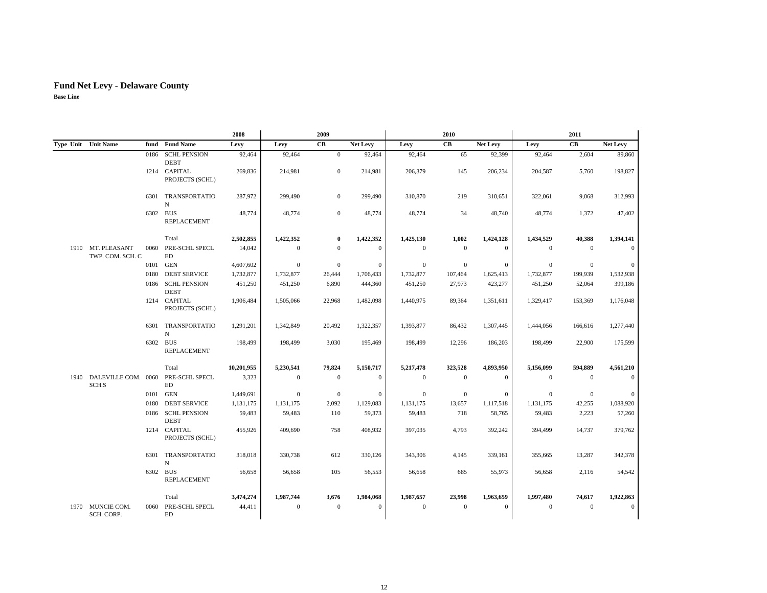# Fund Net Levy - Delaware County

**Base Line**

| Type | Unit | Unit Name | fund | Fund Name | 2008 Levy | 2009 Levy | 2009 CB | 2009 Net Levy | 2010 Levy | 2010 CB | 2010 Net Levy | 2011 Levy | 2011 CB | 2011 Net Levy |
|---|---|---|---|---|---|---|---|---|---|---|---|---|---|---|
| | | | 0186 | SCHL PENSION DEBT | 92,464 | 92,464 | 0 | 92,464 | 92,464 | 65 | 92,399 | 92,464 | 2,604 | 89,860 |
| | | | 1214 | CAPITAL PROJECTS (SCHL) | 269,836 | 214,981 | 0 | 214,981 | 206,379 | 145 | 206,234 | 204,587 | 5,760 | 198,827 |
| | | | 6301 | TRANSPORTATION | 287,972 | 299,490 | 0 | 299,490 | 310,870 | 219 | 310,651 | 322,061 | 9,068 | 312,993 |
| | | | 6302 | BUS REPLACEMENT | 48,774 | 48,774 | 0 | 48,774 | 48,774 | 34 | 48,740 | 48,774 | 1,372 | 47,402 |
| | | | | Total | **2,502,855** | **1,422,352** | **0** | **1,422,352** | **1,425,130** | **1,002** | **1,424,128** | **1,434,529** | **40,388** | **1,394,141** |
| | 1910 | MT. PLEASANT TWP. COM. SCH. C | 0060 | PRE-SCHL SPECL ED | 14,042 | 0 | 0 | 0 | 0 | 0 | 0 | 0 | 0 | 0 |
| | | | 0101 | GEN | 4,607,602 | 0 | 0 | 0 | 0 | 0 | 0 | 0 | 0 | 0 |
| | | | 0180 | DEBT SERVICE | 1,732,877 | 1,732,877 | 26,444 | 1,706,433 | 1,732,877 | 107,464 | 1,625,413 | 1,732,877 | 199,939 | 1,532,938 |
| | | | 0186 | SCHL PENSION DEBT | 451,250 | 451,250 | 6,890 | 444,360 | 451,250 | 27,973 | 423,277 | 451,250 | 52,064 | 399,186 |
| | | | 1214 | CAPITAL PROJECTS (SCHL) | 1,906,484 | 1,505,066 | 22,968 | 1,482,098 | 1,440,975 | 89,364 | 1,351,611 | 1,329,417 | 153,369 | 1,176,048 |
| | | | 6301 | TRANSPORTATION | 1,291,201 | 1,342,849 | 20,492 | 1,322,357 | 1,393,877 | 86,432 | 1,307,445 | 1,444,056 | 166,616 | 1,277,440 |
| | | | 6302 | BUS REPLACEMENT | 198,499 | 198,499 | 3,030 | 195,469 | 198,499 | 12,296 | 186,203 | 198,499 | 22,900 | 175,599 |
| | | | | Total | **10,201,955** | **5,230,541** | **79,824** | **5,150,717** | **5,217,478** | **323,528** | **4,893,950** | **5,156,099** | **594,889** | **4,561,210** |
| | 1940 | DALEVILLE COM. SCH.S | 0060 | PRE-SCHL SPECL ED | 3,323 | 0 | 0 | 0 | 0 | 0 | 0 | 0 | 0 | 0 |
| | | | 0101 | GEN | 1,449,691 | 0 | 0 | 0 | 0 | 0 | 0 | 0 | 0 | 0 |
| | | | 0180 | DEBT SERVICE | 1,131,175 | 1,131,175 | 2,092 | 1,129,083 | 1,131,175 | 13,657 | 1,117,518 | 1,131,175 | 42,255 | 1,088,920 |
| | | | 0186 | SCHL PENSION DEBT | 59,483 | 59,483 | 110 | 59,373 | 59,483 | 718 | 58,765 | 59,483 | 2,223 | 57,260 |
| | | | 1214 | CAPITAL PROJECTS (SCHL) | 455,926 | 409,690 | 758 | 408,932 | 397,035 | 4,793 | 392,242 | 394,499 | 14,737 | 379,762 |
| | | | 6301 | TRANSPORTATION | 318,018 | 330,738 | 612 | 330,126 | 343,306 | 4,145 | 339,161 | 355,665 | 13,287 | 342,378 |
| | | | 6302 | BUS REPLACEMENT | 56,658 | 56,658 | 105 | 56,553 | 56,658 | 685 | 55,973 | 56,658 | 2,116 | 54,542 |
| | | | | Total | **3,474,274** | **1,987,744** | **3,676** | **1,984,068** | **1,987,657** | **23,998** | **1,963,659** | **1,997,480** | **74,617** | **1,922,863** |
| | 1970 | MUNCIE COM. SCH. CORP. | 0060 | PRE-SCHL SPECL ED | 44,411 | 0 | 0 | 0 | 0 | 0 | 0 | 0 | 0 | 0 |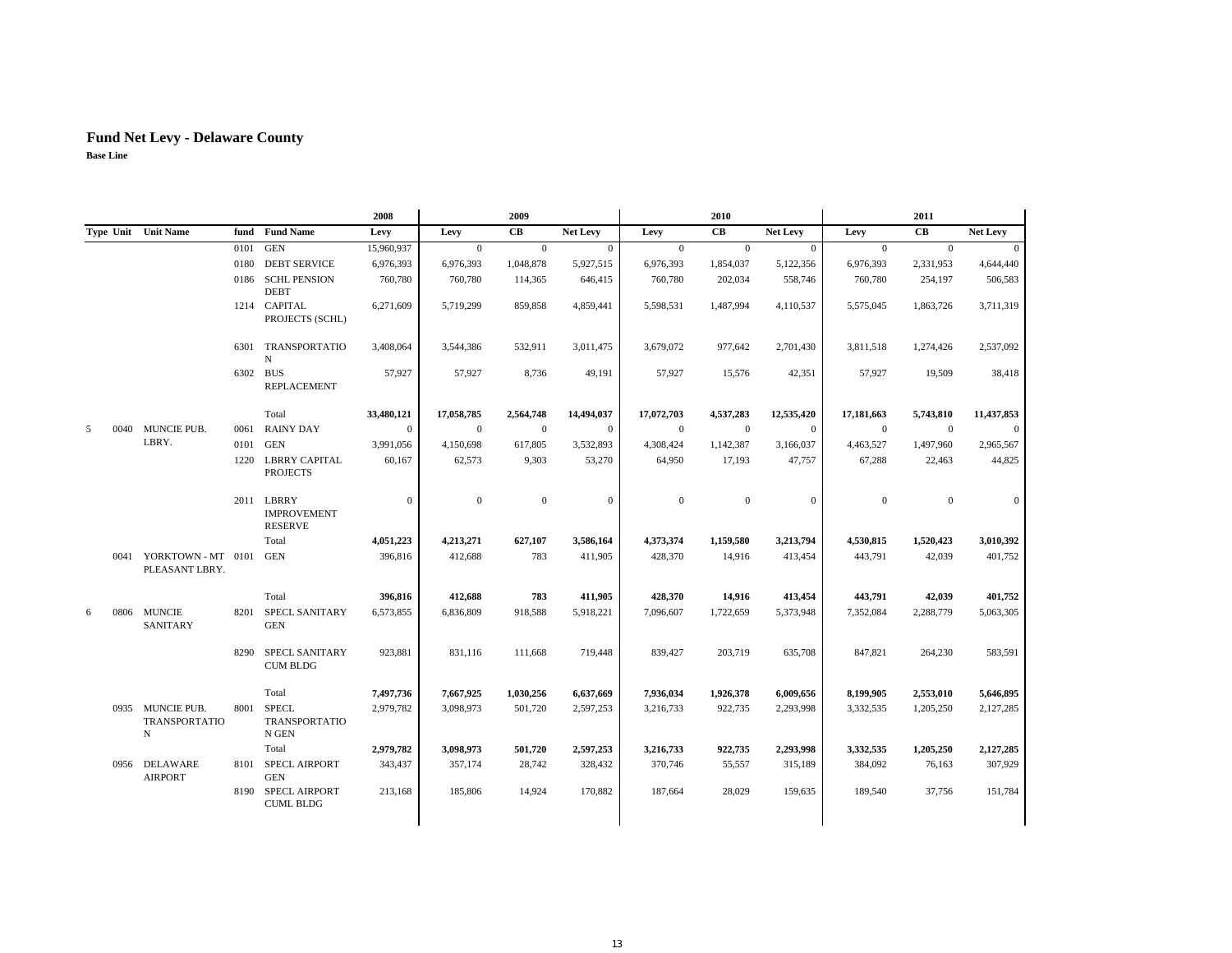# Fund Net Levy - Delaware County

**Base Line**

| | | | | | 2008 | 2009 | | | 2010 | | | 2011 | | |
|---|---|---|---|---|---|---|---|---|---|---|---|---|---|---|
| Type | Unit | Unit Name | fund | Fund Name | Levy | Levy | CB | Net Levy | Levy | CB | Net Levy | Levy | CB | Net Levy |
| | | | 0101 | GEN | 15,960,937 | 0 | 0 | 0 | 0 | 0 | 0 | 0 | 0 | 0 |
| | | | 0180 | DEBT SERVICE | 6,976,393 | 6,976,393 | 1,048,878 | 5,927,515 | 6,976,393 | 1,854,037 | 5,122,356 | 6,976,393 | 2,331,953 | 4,644,440 |
| | | | 0186 | SCHL PENSION DEBT | 760,780 | 760,780 | 114,365 | 646,415 | 760,780 | 202,034 | 558,746 | 760,780 | 254,197 | 506,583 |
| | | | 1214 | CAPITAL PROJECTS (SCHL) | 6,271,609 | 5,719,299 | 859,858 | 4,859,441 | 5,598,531 | 1,487,994 | 4,110,537 | 5,575,045 | 1,863,726 | 3,711,319 |
| | | | 6301 | TRANSPORTATION | 3,408,064 | 3,544,386 | 532,911 | 3,011,475 | 3,679,072 | 977,642 | 2,701,430 | 3,811,518 | 1,274,426 | 2,537,092 |
| | | | 6302 | BUS REPLACEMENT | 57,927 | 57,927 | 8,736 | 49,191 | 57,927 | 15,576 | 42,351 | 57,927 | 19,509 | 38,418 |
| | | | | Total | **33,480,121** | **17,058,785** | **2,564,748** | **14,494,037** | **17,072,703** | **4,537,283** | **12,535,420** | **17,181,663** | **5,743,810** | **11,437,853** |
| 5 | 0040 | MUNCIE PUB. LBRY. | 0061 | RAINY DAY | 0 | 0 | 0 | 0 | 0 | 0 | 0 | 0 | 0 | 0 |
| | | | 0101 | GEN | 3,991,056 | 4,150,698 | 617,805 | 3,532,893 | 4,308,424 | 1,142,387 | 3,166,037 | 4,463,527 | 1,497,960 | 2,965,567 |
| | | | 1220 | LBRRY CAPITAL PROJECTS | 60,167 | 62,573 | 9,303 | 53,270 | 64,950 | 17,193 | 47,757 | 67,288 | 22,463 | 44,825 |
| | | | 2011 | LBRRY IMPROVEMENT RESERVE | 0 | 0 | 0 | 0 | 0 | 0 | 0 | 0 | 0 | 0 |
| | | | | Total | **4,051,223** | **4,213,271** | **627,107** | **3,586,164** | **4,373,374** | **1,159,580** | **3,213,794** | **4,530,815** | **1,520,423** | **3,010,392** |
| | 0041 | YORKTOWN - MT PLEASANT LBRY. | 0101 | GEN | 396,816 | 412,688 | 783 | 411,905 | 428,370 | 14,916 | 413,454 | 443,791 | 42,039 | 401,752 |
| | | | | Total | **396,816** | **412,688** | **783** | **411,905** | **428,370** | **14,916** | **413,454** | **443,791** | **42,039** | **401,752** |
| 6 | 0806 | MUNCIE SANITARY | 8201 | SPECL SANITARY GEN | 6,573,855 | 6,836,809 | 918,588 | 5,918,221 | 7,096,607 | 1,722,659 | 5,373,948 | 7,352,084 | 2,288,779 | 5,063,305 |
| | | | 8290 | SPECL SANITARY CUM BLDG | 923,881 | 831,116 | 111,668 | 719,448 | 839,427 | 203,719 | 635,708 | 847,821 | 264,230 | 583,591 |
| | | | | Total | **7,497,736** | **7,667,925** | **1,030,256** | **6,637,669** | **7,936,034** | **1,926,378** | **6,009,656** | **8,199,905** | **2,553,010** | **5,646,895** |
| | 0935 | MUNCIE PUB. TRANSPORTATION | 8001 | SPECL TRANSPORTATION GEN | 2,979,782 | 3,098,973 | 501,720 | 2,597,253 | 3,216,733 | 922,735 | 2,293,998 | 3,332,535 | 1,205,250 | 2,127,285 |
| | | | | Total | **2,979,782** | **3,098,973** | **501,720** | **2,597,253** | **3,216,733** | **922,735** | **2,293,998** | **3,332,535** | **1,205,250** | **2,127,285** |
| | 0956 | DELAWARE AIRPORT | 8101 | SPECL AIRPORT GEN | 343,437 | 357,174 | 28,742 | 328,432 | 370,746 | 55,557 | 315,189 | 384,092 | 76,163 | 307,929 |
| | | | 8190 | SPECL AIRPORT CUML BLDG | 213,168 | 185,806 | 14,924 | 170,882 | 187,664 | 28,029 | 159,635 | 189,540 | 37,756 | 151,784 |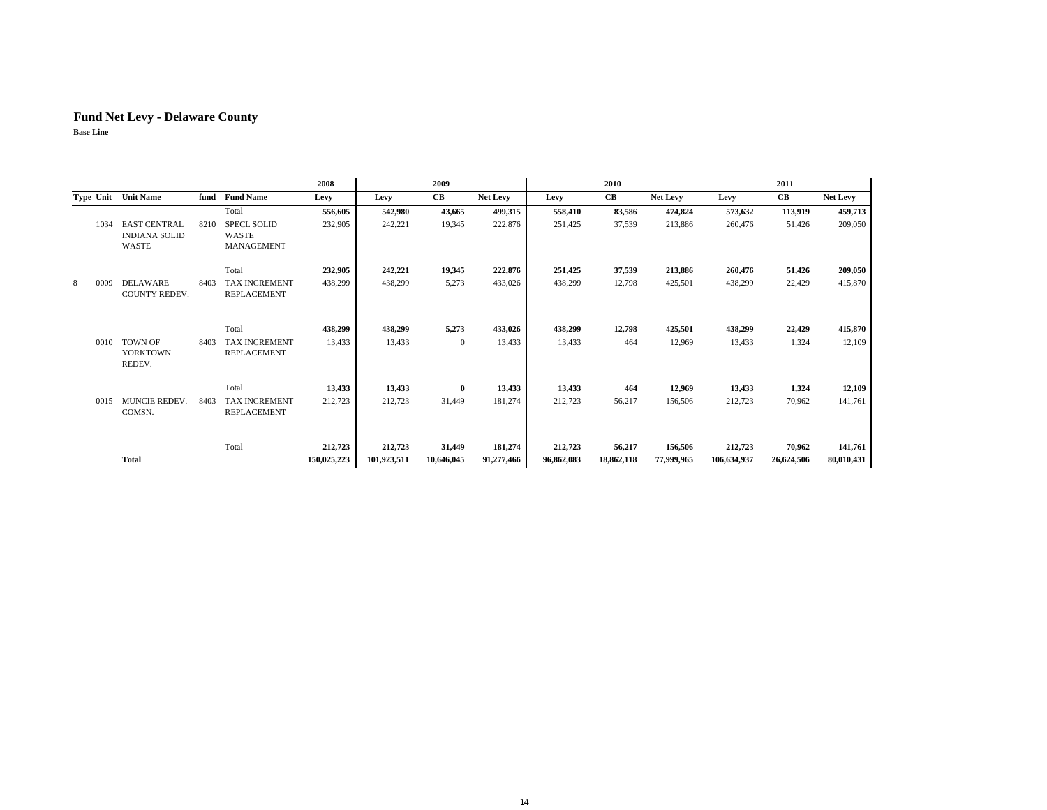# Fund Net Levy - Delaware County

**Base Line**

| | | | | | 2008 | 2009 | | | 2010 | | | 2011 | | |
|---|---|---|---|---|---|---|---|---|---|---|---|---|---|---|
| **Type** | **Unit** | **Unit Name** | **fund** | **Fund Name** | **Levy** | **Levy** | **CB** | **Net Levy** | **Levy** | **CB** | **Net Levy** | **Levy** | **CB** | **Net Levy** |
| | | | | Total | **556,605** | **542,980** | **43,665** | **499,315** | **558,410** | **83,586** | **474,824** | **573,632** | **113,919** | **459,713** |
| | 1034 | EAST CENTRAL INDIANA SOLID WASTE | 8210 | SPECL SOLID WASTE MANAGEMENT | 232,905 | 242,221 | 19,345 | 222,876 | 251,425 | 37,539 | 213,886 | 260,476 | 51,426 | 209,050 |
| | | | | Total | **232,905** | **242,221** | **19,345** | **222,876** | **251,425** | **37,539** | **213,886** | **260,476** | **51,426** | **209,050** |
| 8 | 0009 | DELAWARE COUNTY REDEV. | 8403 | TAX INCREMENT REPLACEMENT | 438,299 | 438,299 | 5,273 | 433,026 | 438,299 | 12,798 | 425,501 | 438,299 | 22,429 | 415,870 |
| | | | | Total | **438,299** | **438,299** | **5,273** | **433,026** | **438,299** | **12,798** | **425,501** | **438,299** | **22,429** | **415,870** |
| | 0010 | TOWN OF YORKTOWN REDEV. | 8403 | TAX INCREMENT REPLACEMENT | 13,433 | 13,433 | 0 | 13,433 | 13,433 | 464 | 12,969 | 13,433 | 1,324 | 12,109 |
| | | | | Total | **13,433** | **13,433** | **0** | **13,433** | **13,433** | **464** | **12,969** | **13,433** | **1,324** | **12,109** |
| | 0015 | MUNCIE REDEV. COMSN. | 8403 | TAX INCREMENT REPLACEMENT | 212,723 | 212,723 | 31,449 | 181,274 | 212,723 | 56,217 | 156,506 | 212,723 | 70,962 | 141,761 |
| | | | | Total | **212,723** | **212,723** | **31,449** | **181,274** | **212,723** | **56,217** | **156,506** | **212,723** | **70,962** | **141,761** |
| | | **Total** | | | **150,025,223** | **101,923,511** | **10,646,045** | **91,277,466** | **96,862,083** | **18,862,118** | **77,999,965** | **106,634,937** | **26,624,506** | **80,010,431** |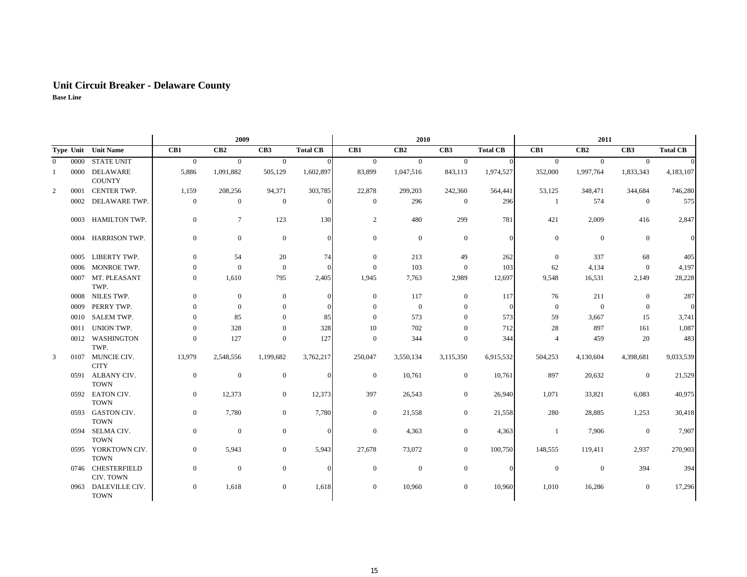## Unit Circuit Breaker - Delaware County

**Base Line**

| Type | Unit | Unit Name | 2009 | | | | 2010 | | | | 2011 | | | |
|---|---|---|---|---|---|---|---|---|---|---|---|---|---|---|
| | | | CB1 | CB2 | CB3 | Total CB | CB1 | CB2 | CB3 | Total CB | CB1 | CB2 | CB3 | Total CB |
| 0 | 0000 | STATE UNIT | 0 | 0 | 0 | 0 | 0 | 0 | 0 | 0 | 0 | 0 | 0 | 0 |
| 1 | 0000 | DELAWARE COUNTY | 5,886 | 1,091,882 | 505,129 | 1,602,897 | 83,899 | 1,047,516 | 843,113 | 1,974,527 | 352,000 | 1,997,764 | 1,833,343 | 4,183,107 |
| 2 | 0001 | CENTER TWP. | 1,159 | 208,256 | 94,371 | 303,785 | 22,878 | 299,203 | 242,360 | 564,441 | 53,125 | 348,471 | 344,684 | 746,280 |
| | 0002 | DELAWARE TWP. | 0 | 0 | 0 | 0 | 0 | 296 | 0 | 296 | 1 | 574 | 0 | 575 |
| | 0003 | HAMILTON TWP. | 0 | 7 | 123 | 130 | 2 | 480 | 299 | 781 | 421 | 2,009 | 416 | 2,847 |
| | 0004 | HARRISON TWP. | 0 | 0 | 0 | 0 | 0 | 0 | 0 | 0 | 0 | 0 | 0 | 0 |
| | 0005 | LIBERTY TWP. | 0 | 54 | 20 | 74 | 0 | 213 | 49 | 262 | 0 | 337 | 68 | 405 |
| | 0006 | MONROE TWP. | 0 | 0 | 0 | 0 | 0 | 103 | 0 | 103 | 62 | 4,134 | 0 | 4,197 |
| | 0007 | MT. PLEASANT TWP. | 0 | 1,610 | 795 | 2,405 | 1,945 | 7,763 | 2,989 | 12,697 | 9,548 | 16,531 | 2,149 | 28,228 |
| | 0008 | NILES TWP. | 0 | 0 | 0 | 0 | 0 | 117 | 0 | 117 | 76 | 211 | 0 | 287 |
| | 0009 | PERRY TWP. | 0 | 0 | 0 | 0 | 0 | 0 | 0 | 0 | 0 | 0 | 0 | 0 |
| | 0010 | SALEM TWP. | 0 | 85 | 0 | 85 | 0 | 573 | 0 | 573 | 59 | 3,667 | 15 | 3,741 |
| | 0011 | UNION TWP. | 0 | 328 | 0 | 328 | 10 | 702 | 0 | 712 | 28 | 897 | 161 | 1,087 |
| | 0012 | WASHINGTON TWP. | 0 | 127 | 0 | 127 | 0 | 344 | 0 | 344 | 4 | 459 | 20 | 483 |
| 3 | 0107 | MUNCIE CIV. CITY | 13,979 | 2,548,556 | 1,199,682 | 3,762,217 | 250,047 | 3,550,134 | 3,115,350 | 6,915,532 | 504,253 | 4,130,604 | 4,398,681 | 9,033,539 |
| | 0591 | ALBANY CIV. TOWN | 0 | 0 | 0 | 0 | 0 | 10,761 | 0 | 10,761 | 897 | 20,632 | 0 | 21,529 |
| | 0592 | EATON CIV. TOWN | 0 | 12,373 | 0 | 12,373 | 397 | 26,543 | 0 | 26,940 | 1,071 | 33,821 | 6,083 | 40,975 |
| | 0593 | GASTON CIV. TOWN | 0 | 7,780 | 0 | 7,780 | 0 | 21,558 | 0 | 21,558 | 280 | 28,885 | 1,253 | 30,418 |
| | 0594 | SELMA CIV. TOWN | 0 | 0 | 0 | 0 | 0 | 4,363 | 0 | 4,363 | 1 | 7,906 | 0 | 7,907 |
| | 0595 | YORKTOWN CIV. TOWN | 0 | 5,943 | 0 | 5,943 | 27,678 | 73,072 | 0 | 100,750 | 148,555 | 119,411 | 2,937 | 270,903 |
| | 0746 | CHESTERFIELD CIV. TOWN | 0 | 0 | 0 | 0 | 0 | 0 | 0 | 0 | 0 | 0 | 394 | 394 |
| | 0963 | DALEVILLE CIV. TOWN | 0 | 1,618 | 0 | 1,618 | 0 | 10,960 | 0 | 10,960 | 1,010 | 16,286 | 0 | 17,296 |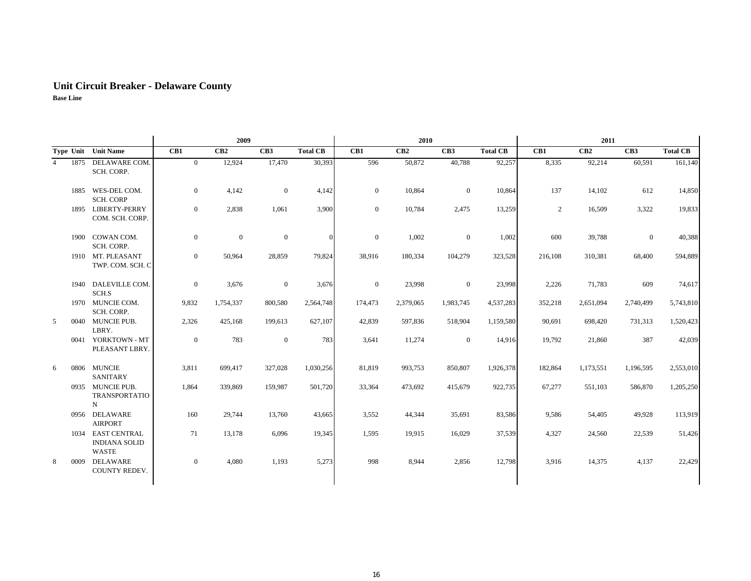## Unit Circuit Breaker - Delaware County

**Base Line**

| Type | Unit | Unit Name | 2009 CB1 | 2009 CB2 | 2009 CB3 | 2009 Total CB | 2010 CB1 | 2010 CB2 | 2010 CB3 | 2010 Total CB | 2011 CB1 | 2011 CB2 | 2011 CB3 | 2011 Total CB |
|---|---|---|---|---|---|---|---|---|---|---|---|---|---|---|
| 4 | 1875 | DELAWARE COM. SCH. CORP. | 0 | 12,924 | 17,470 | 30,393 | 596 | 50,872 | 40,788 | 92,257 | 8,335 | 92,214 | 60,591 | 161,140 |
| | 1885 | WES-DEL COM. SCH. CORP | 0 | 4,142 | 0 | 4,142 | 0 | 10,864 | 0 | 10,864 | 137 | 14,102 | 612 | 14,850 |
| | 1895 | LIBERTY-PERRY COM. SCH. CORP. | 0 | 2,838 | 1,061 | 3,900 | 0 | 10,784 | 2,475 | 13,259 | 2 | 16,509 | 3,322 | 19,833 |
| | 1900 | COWAN COM. SCH. CORP. | 0 | 0 | 0 | 0 | 0 | 1,002 | 0 | 1,002 | 600 | 39,788 | 0 | 40,388 |
| | 1910 | MT. PLEASANT TWP. COM. SCH. C | 0 | 50,964 | 28,859 | 79,824 | 38,916 | 180,334 | 104,279 | 323,528 | 216,108 | 310,381 | 68,400 | 594,889 |
| | 1940 | DALEVILLE COM. SCH.S | 0 | 3,676 | 0 | 3,676 | 0 | 23,998 | 0 | 23,998 | 2,226 | 71,783 | 609 | 74,617 |
| | 1970 | MUNCIE COM. SCH. CORP. | 9,832 | 1,754,337 | 800,580 | 2,564,748 | 174,473 | 2,379,065 | 1,983,745 | 4,537,283 | 352,218 | 2,651,094 | 2,740,499 | 5,743,810 |
| 5 | 0040 | MUNCIE PUB. LBRY. | 2,326 | 425,168 | 199,613 | 627,107 | 42,839 | 597,836 | 518,904 | 1,159,580 | 90,691 | 698,420 | 731,313 | 1,520,423 |
| | 0041 | YORKTOWN - MT PLEASANT LBRY. | 0 | 783 | 0 | 783 | 3,641 | 11,274 | 0 | 14,916 | 19,792 | 21,860 | 387 | 42,039 |
| 6 | 0806 | MUNCIE SANITARY | 3,811 | 699,417 | 327,028 | 1,030,256 | 81,819 | 993,753 | 850,807 | 1,926,378 | 182,864 | 1,173,551 | 1,196,595 | 2,553,010 |
| | 0935 | MUNCIE PUB. TRANSPORTATION | 1,864 | 339,869 | 159,987 | 501,720 | 33,364 | 473,692 | 415,679 | 922,735 | 67,277 | 551,103 | 586,870 | 1,205,250 |
| | 0956 | DELAWARE AIRPORT | 160 | 29,744 | 13,760 | 43,665 | 3,552 | 44,344 | 35,691 | 83,586 | 9,586 | 54,405 | 49,928 | 113,919 |
| | 1034 | EAST CENTRAL INDIANA SOLID WASTE | 71 | 13,178 | 6,096 | 19,345 | 1,595 | 19,915 | 16,029 | 37,539 | 4,327 | 24,560 | 22,539 | 51,426 |
| 8 | 0009 | DELAWARE COUNTY REDEV. | 0 | 4,080 | 1,193 | 5,273 | 998 | 8,944 | 2,856 | 12,798 | 3,916 | 14,375 | 4,137 | 22,429 |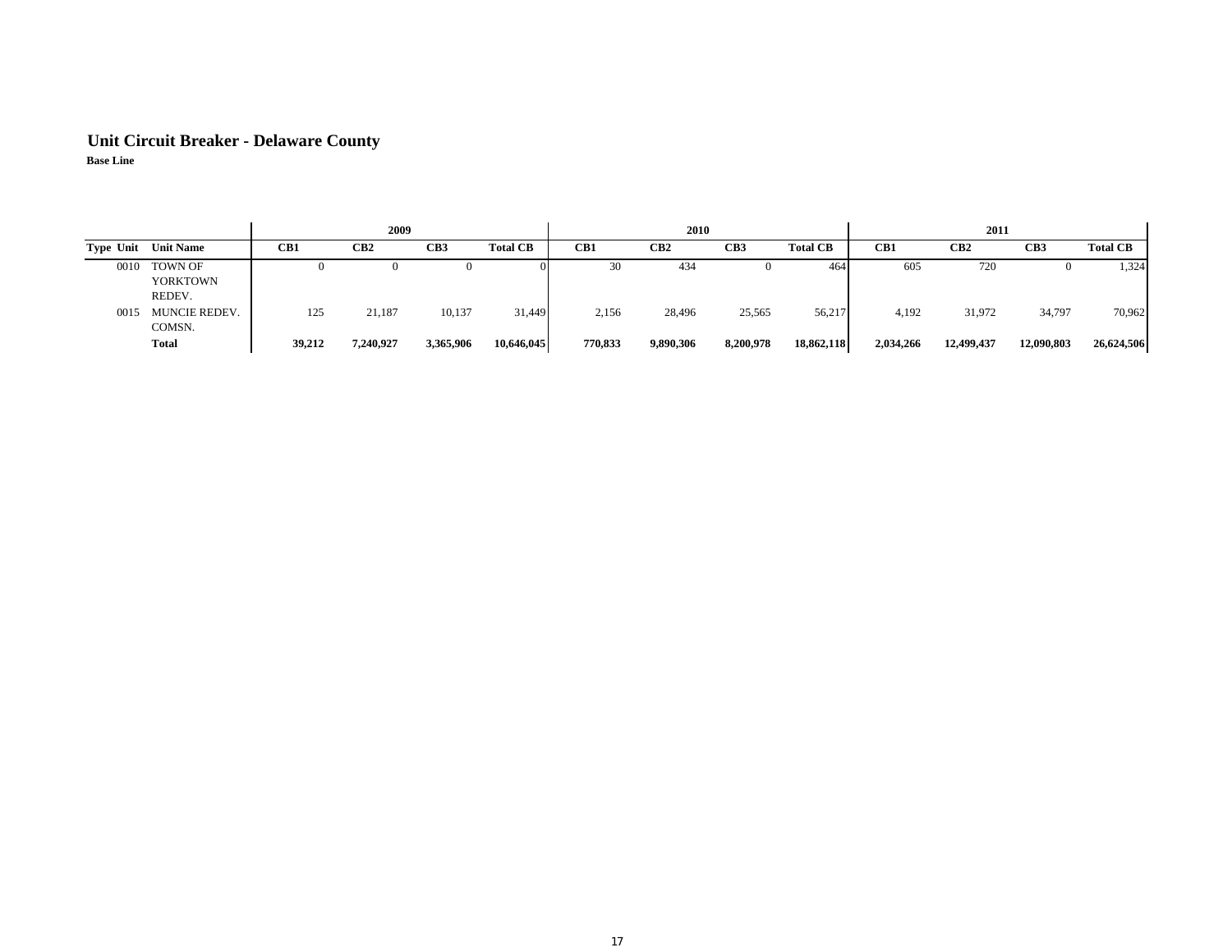# Unit Circuit Breaker - Delaware County

**Base Line**

| Type Unit | Unit Name | 2009 | | | | 2010 | | | | 2011 | | | |
|---|---|---|---|---|---|---|---|---|---|---|---|---|---|
| | | **CB1** | **CB2** | **CB3** | **Total CB** | **CB1** | **CB2** | **CB3** | **Total CB** | **CB1** | **CB2** | **CB3** | **Total CB** |
| 0010 | TOWN OF YORKTOWN REDEV. | 0 | 0 | 0 | 0 | 30 | 434 | 0 | 464 | 605 | 720 | 0 | 1,324 |
| 0015 | MUNCIE REDEV. COMSN. | 125 | 21,187 | 10,137 | 31,449 | 2,156 | 28,496 | 25,565 | 56,217 | 4,192 | 31,972 | 34,797 | 70,962 |
| | **Total** | **39,212** | **7,240,927** | **3,365,906** | **10,646,045** | **770,833** | **9,890,306** | **8,200,978** | **18,862,118** | **2,034,266** | **12,499,437** | **12,090,803** | **26,624,506** |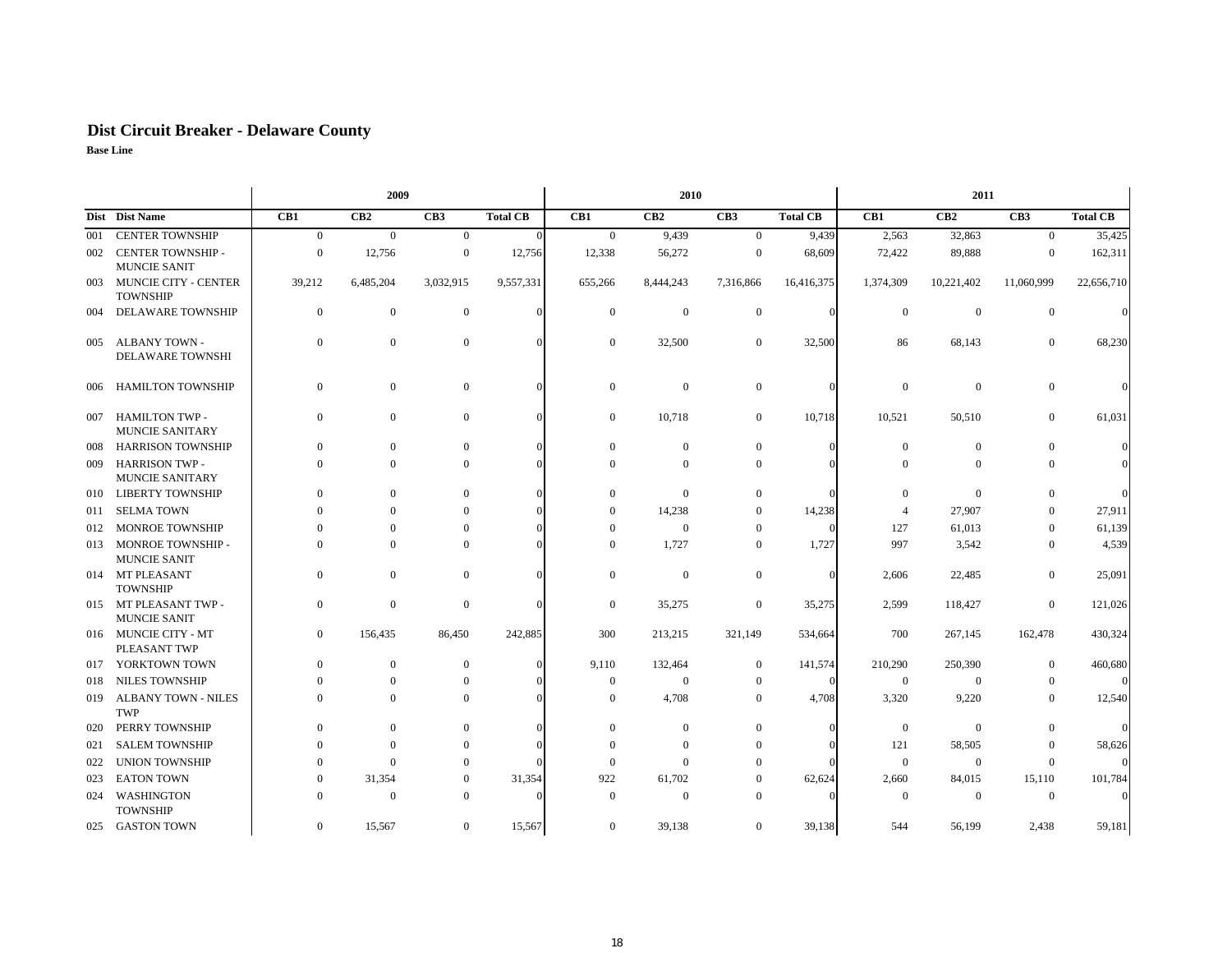# Dist Circuit Breaker - Delaware County

**Base Line**

| | | 2009 | | | | 2010 | | | | 2011 | | | |
|---|---|---|---|---|---|---|---|---|---|---|---|---|---|
| Dist | Dist Name | CB1 | CB2 | CB3 | Total CB | CB1 | CB2 | CB3 | Total CB | CB1 | CB2 | CB3 | Total CB |
| 001 | CENTER TOWNSHIP | 0 | 0 | 0 | 0 | 0 | 9,439 | 0 | 9,439 | 2,563 | 32,863 | 0 | 35,425 |
| 002 | CENTER TOWNSHIP - MUNCIE SANIT | 0 | 12,756 | 0 | 12,756 | 12,338 | 56,272 | 0 | 68,609 | 72,422 | 89,888 | 0 | 162,311 |
| 003 | MUNCIE CITY - CENTER TOWNSHIP | 39,212 | 6,485,204 | 3,032,915 | 9,557,331 | 655,266 | 8,444,243 | 7,316,866 | 16,416,375 | 1,374,309 | 10,221,402 | 11,060,999 | 22,656,710 |
| 004 | DELAWARE TOWNSHIP | 0 | 0 | 0 | 0 | 0 | 0 | 0 | 0 | 0 | 0 | 0 | 0 |
| 005 | ALBANY TOWN - DELAWARE TOWNSHI | 0 | 0 | 0 | 0 | 0 | 32,500 | 0 | 32,500 | 86 | 68,143 | 0 | 68,230 |
| 006 | HAMILTON TOWNSHIP | 0 | 0 | 0 | 0 | 0 | 0 | 0 | 0 | 0 | 0 | 0 | 0 |
| 007 | HAMILTON TWP - MUNCIE SANITARY | 0 | 0 | 0 | 0 | 0 | 10,718 | 0 | 10,718 | 10,521 | 50,510 | 0 | 61,031 |
| 008 | HARRISON TOWNSHIP | 0 | 0 | 0 | 0 | 0 | 0 | 0 | 0 | 0 | 0 | 0 | 0 |
| 009 | HARRISON TWP - MUNCIE SANITARY | 0 | 0 | 0 | 0 | 0 | 0 | 0 | 0 | 0 | 0 | 0 | 0 |
| 010 | LIBERTY TOWNSHIP | 0 | 0 | 0 | 0 | 0 | 0 | 0 | 0 | 0 | 0 | 0 | 0 |
| 011 | SELMA TOWN | 0 | 0 | 0 | 0 | 0 | 14,238 | 0 | 14,238 | 4 | 27,907 | 0 | 27,911 |
| 012 | MONROE TOWNSHIP | 0 | 0 | 0 | 0 | 0 | 0 | 0 | 0 | 127 | 61,013 | 0 | 61,139 |
| 013 | MONROE TOWNSHIP - MUNCIE SANIT | 0 | 0 | 0 | 0 | 0 | 1,727 | 0 | 1,727 | 997 | 3,542 | 0 | 4,539 |
| 014 | MT PLEASANT TOWNSHIP | 0 | 0 | 0 | 0 | 0 | 0 | 0 | 0 | 2,606 | 22,485 | 0 | 25,091 |
| 015 | MT PLEASANT TWP - MUNCIE SANIT | 0 | 0 | 0 | 0 | 0 | 35,275 | 0 | 35,275 | 2,599 | 118,427 | 0 | 121,026 |
| 016 | MUNCIE CITY - MT PLEASANT TWP | 0 | 156,435 | 86,450 | 242,885 | 300 | 213,215 | 321,149 | 534,664 | 700 | 267,145 | 162,478 | 430,324 |
| 017 | YORKTOWN TOWN | 0 | 0 | 0 | 0 | 9,110 | 132,464 | 0 | 141,574 | 210,290 | 250,390 | 0 | 460,680 |
| 018 | NILES TOWNSHIP | 0 | 0 | 0 | 0 | 0 | 0 | 0 | 0 | 0 | 0 | 0 | 0 |
| 019 | ALBANY TOWN - NILES TWP | 0 | 0 | 0 | 0 | 0 | 4,708 | 0 | 4,708 | 3,320 | 9,220 | 0 | 12,540 |
| 020 | PERRY TOWNSHIP | 0 | 0 | 0 | 0 | 0 | 0 | 0 | 0 | 0 | 0 | 0 | 0 |
| 021 | SALEM TOWNSHIP | 0 | 0 | 0 | 0 | 0 | 0 | 0 | 0 | 121 | 58,505 | 0 | 58,626 |
| 022 | UNION TOWNSHIP | 0 | 0 | 0 | 0 | 0 | 0 | 0 | 0 | 0 | 0 | 0 | 0 |
| 023 | EATON TOWN | 0 | 31,354 | 0 | 31,354 | 922 | 61,702 | 0 | 62,624 | 2,660 | 84,015 | 15,110 | 101,784 |
| 024 | WASHINGTON TOWNSHIP | 0 | 0 | 0 | 0 | 0 | 0 | 0 | 0 | 0 | 0 | 0 | 0 |
| 025 | GASTON TOWN | 0 | 15,567 | 0 | 15,567 | 0 | 39,138 | 0 | 39,138 | 544 | 56,199 | 2,438 | 59,181 |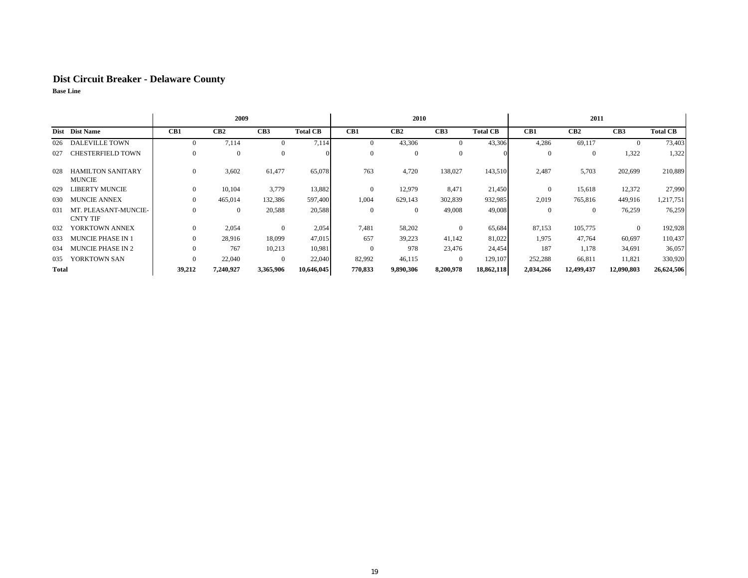# Dist Circuit Breaker - Delaware County

**Base Line**

| | | 2009 | | | | 2010 | | | | 2011 | | | |
|---|---|---|---|---|---|---|---|---|---|---|---|---|---|
| **Dist** | **Dist Name** | **CB1** | **CB2** | **CB3** | **Total CB** | **CB1** | **CB2** | **CB3** | **Total CB** | **CB1** | **CB2** | **CB3** | **Total CB** |
| 026 | DALEVILLE TOWN | 0 | 7,114 | 0 | 7,114 | 0 | 43,306 | 0 | 43,306 | 4,286 | 69,117 | 0 | 73,403 |
| 027 | CHESTERFIELD TOWN | 0 | 0 | 0 | 0 | 0 | 0 | 0 | 0 | 0 | 0 | 1,322 | 1,322 |
| 028 | HAMILTON SANITARY MUNCIE | 0 | 3,602 | 61,477 | 65,078 | 763 | 4,720 | 138,027 | 143,510 | 2,487 | 5,703 | 202,699 | 210,889 |
| 029 | LIBERTY MUNCIE | 0 | 10,104 | 3,779 | 13,882 | 0 | 12,979 | 8,471 | 21,450 | 0 | 15,618 | 12,372 | 27,990 |
| 030 | MUNCIE ANNEX | 0 | 465,014 | 132,386 | 597,400 | 1,004 | 629,143 | 302,839 | 932,985 | 2,019 | 765,816 | 449,916 | 1,217,751 |
| 031 | MT. PLEASANT-MUNCIE-CNTY TIF | 0 | 0 | 20,588 | 20,588 | 0 | 0 | 49,008 | 49,008 | 0 | 0 | 76,259 | 76,259 |
| 032 | YORKTOWN ANNEX | 0 | 2,054 | 0 | 2,054 | 7,481 | 58,202 | 0 | 65,684 | 87,153 | 105,775 | 0 | 192,928 |
| 033 | MUNCIE PHASE IN 1 | 0 | 28,916 | 18,099 | 47,015 | 657 | 39,223 | 41,142 | 81,022 | 1,975 | 47,764 | 60,697 | 110,437 |
| 034 | MUNCIE PHASE IN 2 | 0 | 767 | 10,213 | 10,981 | 0 | 978 | 23,476 | 24,454 | 187 | 1,178 | 34,691 | 36,057 |
| 035 | YORKTOWN SAN | 0 | 22,040 | 0 | 22,040 | 82,992 | 46,115 | 0 | 129,107 | 252,288 | 66,811 | 11,821 | 330,920 |
| **Total** | | **39,212** | **7,240,927** | **3,365,906** | **10,646,045** | **770,833** | **9,890,306** | **8,200,978** | **18,862,118** | **2,034,266** | **12,499,437** | **12,090,803** | **26,624,506** |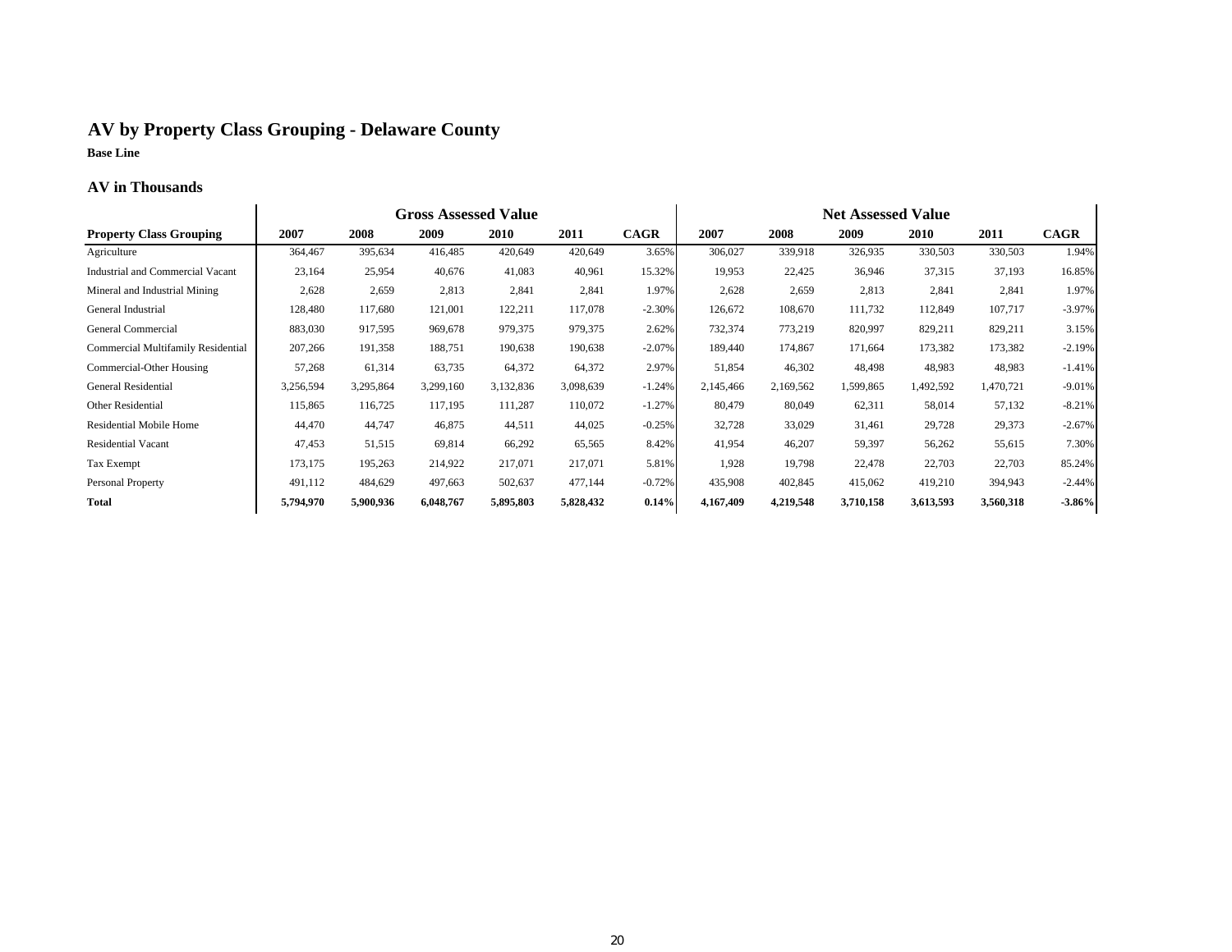# AV by Property Class Grouping - Delaware County

**Base Line**

### AV in Thousands

| | Gross Assessed Value | | | | | | Net Assessed Value | | | | | |
|---|---|---|---|---|---|---|---|---|---|---|---|---|
| **Property Class Grouping** | **2007** | **2008** | **2009** | **2010** | **2011** | **CAGR** | **2007** | **2008** | **2009** | **2010** | **2011** | **CAGR** |
| Agriculture | 364,467 | 395,634 | 416,485 | 420,649 | 420,649 | 3.65% | 306,027 | 339,918 | 326,935 | 330,503 | 330,503 | 1.94% |
| Industrial and Commercial Vacant | 23,164 | 25,954 | 40,676 | 41,083 | 40,961 | 15.32% | 19,953 | 22,425 | 36,946 | 37,315 | 37,193 | 16.85% |
| Mineral and Industrial Mining | 2,628 | 2,659 | 2,813 | 2,841 | 2,841 | 1.97% | 2,628 | 2,659 | 2,813 | 2,841 | 2,841 | 1.97% |
| General Industrial | 128,480 | 117,680 | 121,001 | 122,211 | 117,078 | -2.30% | 126,672 | 108,670 | 111,732 | 112,849 | 107,717 | -3.97% |
| General Commercial | 883,030 | 917,595 | 969,678 | 979,375 | 979,375 | 2.62% | 732,374 | 773,219 | 820,997 | 829,211 | 829,211 | 3.15% |
| Commercial Multifamily Residential | 207,266 | 191,358 | 188,751 | 190,638 | 190,638 | -2.07% | 189,440 | 174,867 | 171,664 | 173,382 | 173,382 | -2.19% |
| Commercial-Other Housing | 57,268 | 61,314 | 63,735 | 64,372 | 64,372 | 2.97% | 51,854 | 46,302 | 48,498 | 48,983 | 48,983 | -1.41% |
| General Residential | 3,256,594 | 3,295,864 | 3,299,160 | 3,132,836 | 3,098,639 | -1.24% | 2,145,466 | 2,169,562 | 1,599,865 | 1,492,592 | 1,470,721 | -9.01% |
| Other Residential | 115,865 | 116,725 | 117,195 | 111,287 | 110,072 | -1.27% | 80,479 | 80,049 | 62,311 | 58,014 | 57,132 | -8.21% |
| Residential Mobile Home | 44,470 | 44,747 | 46,875 | 44,511 | 44,025 | -0.25% | 32,728 | 33,029 | 31,461 | 29,728 | 29,373 | -2.67% |
| Residential Vacant | 47,453 | 51,515 | 69,814 | 66,292 | 65,565 | 8.42% | 41,954 | 46,207 | 59,397 | 56,262 | 55,615 | 7.30% |
| Tax Exempt | 173,175 | 195,263 | 214,922 | 217,071 | 217,071 | 5.81% | 1,928 | 19,798 | 22,478 | 22,703 | 22,703 | 85.24% |
| Personal Property | 491,112 | 484,629 | 497,663 | 502,637 | 477,144 | -0.72% | 435,908 | 402,845 | 415,062 | 419,210 | 394,943 | -2.44% |
| **Total** | **5,794,970** | **5,900,936** | **6,048,767** | **5,895,803** | **5,828,432** | **0.14%** | **4,167,409** | **4,219,548** | **3,710,158** | **3,613,593** | **3,560,318** | **-3.86%** |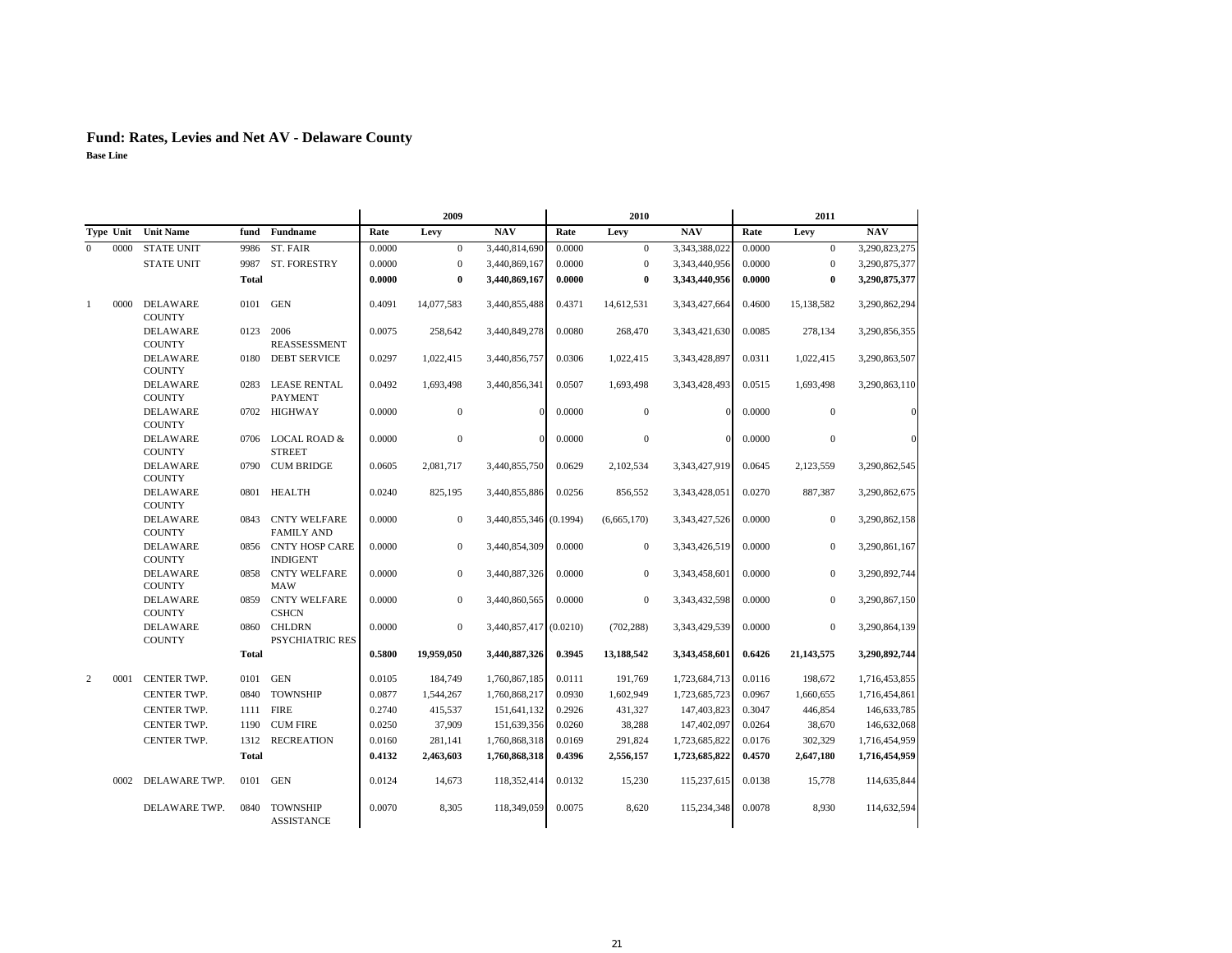# Fund: Rates, Levies and Net AV - Delaware County

**Base Line**

| Type | Unit | Unit Name | fund | Fundname | 2009 Rate | 2009 Levy | 2009 NAV | 2010 Rate | 2010 Levy | 2010 NAV | 2011 Rate | 2011 Levy | 2011 NAV |
|---|---|---|---|---|---|---|---|---|---|---|---|---|---|
| 0 | 0000 | STATE UNIT | 9986 | ST. FAIR | 0.0000 | 0 | 3,440,814,690 | 0.0000 | 0 | 3,343,388,022 | 0.0000 | 0 | 3,290,823,275 |
| | | STATE UNIT | 9987 | ST. FORESTRY | 0.0000 | 0 | 3,440,869,167 | 0.0000 | 0 | 3,343,440,956 | 0.0000 | 0 | 3,290,875,377 |
| | | | **Total** | | **0.0000** | **0** | **3,440,869,167** | **0.0000** | **0** | **3,343,440,956** | **0.0000** | **0** | **3,290,875,377** |
| 1 | 0000 | DELAWARE COUNTY | 0101 | GEN | 0.4091 | 14,077,583 | 3,440,855,488 | 0.4371 | 14,612,531 | 3,343,427,664 | 0.4600 | 15,138,582 | 3,290,862,294 |
| | | DELAWARE COUNTY | 0123 | 2006 REASSESSMENT | 0.0075 | 258,642 | 3,440,849,278 | 0.0080 | 268,470 | 3,343,421,630 | 0.0085 | 278,134 | 3,290,856,355 |
| | | DELAWARE COUNTY | 0180 | DEBT SERVICE | 0.0297 | 1,022,415 | 3,440,856,757 | 0.0306 | 1,022,415 | 3,343,428,897 | 0.0311 | 1,022,415 | 3,290,863,507 |
| | | DELAWARE COUNTY | 0283 | LEASE RENTAL PAYMENT | 0.0492 | 1,693,498 | 3,440,856,341 | 0.0507 | 1,693,498 | 3,343,428,493 | 0.0515 | 1,693,498 | 3,290,863,110 |
| | | DELAWARE COUNTY | 0702 | HIGHWAY | 0.0000 | 0 | 0 | 0.0000 | 0 | 0 | 0.0000 | 0 | 0 |
| | | DELAWARE COUNTY | 0706 | LOCAL ROAD & STREET | 0.0000 | 0 | 0 | 0.0000 | 0 | 0 | 0.0000 | 0 | 0 |
| | | DELAWARE COUNTY | 0790 | CUM BRIDGE | 0.0605 | 2,081,717 | 3,440,855,750 | 0.0629 | 2,102,534 | 3,343,427,919 | 0.0645 | 2,123,559 | 3,290,862,545 |
| | | DELAWARE COUNTY | 0801 | HEALTH | 0.0240 | 825,195 | 3,440,855,886 | 0.0256 | 856,552 | 3,343,428,051 | 0.0270 | 887,387 | 3,290,862,675 |
| | | DELAWARE COUNTY | 0843 | CNTY WELFARE FAMILY AND | 0.0000 | 0 | 3,440,855,346 | (0.1994) | (6,665,170) | 3,343,427,526 | 0.0000 | 0 | 3,290,862,158 |
| | | DELAWARE COUNTY | 0856 | CNTY HOSP CARE INDIGENT | 0.0000 | 0 | 3,440,854,309 | 0.0000 | 0 | 3,343,426,519 | 0.0000 | 0 | 3,290,861,167 |
| | | DELAWARE COUNTY | 0858 | CNTY WELFARE MAW | 0.0000 | 0 | 3,440,887,326 | 0.0000 | 0 | 3,343,458,601 | 0.0000 | 0 | 3,290,892,744 |
| | | DELAWARE COUNTY | 0859 | CNTY WELFARE CSHCN | 0.0000 | 0 | 3,440,860,565 | 0.0000 | 0 | 3,343,432,598 | 0.0000 | 0 | 3,290,867,150 |
| | | DELAWARE COUNTY | 0860 | CHLDRN PSYCHIATRIC RES | 0.0000 | 0 | 3,440,857,417 | (0.0210) | (702,288) | 3,343,429,539 | 0.0000 | 0 | 3,290,864,139 |
| | | | **Total** | | **0.5800** | **19,959,050** | **3,440,887,326** | **0.3945** | **13,188,542** | **3,343,458,601** | **0.6426** | **21,143,575** | **3,290,892,744** |
| 2 | 0001 | CENTER TWP. | 0101 | GEN | 0.0105 | 184,749 | 1,760,867,185 | 0.0111 | 191,769 | 1,723,684,713 | 0.0116 | 198,672 | 1,716,453,855 |
| | | CENTER TWP. | 0840 | TOWNSHIP | 0.0877 | 1,544,267 | 1,760,868,217 | 0.0930 | 1,602,949 | 1,723,685,723 | 0.0967 | 1,660,655 | 1,716,454,861 |
| | | CENTER TWP. | 1111 | FIRE | 0.2740 | 415,537 | 151,641,132 | 0.2926 | 431,327 | 147,403,823 | 0.3047 | 446,854 | 146,633,785 |
| | | CENTER TWP. | 1190 | CUM FIRE | 0.0250 | 37,909 | 151,639,356 | 0.0260 | 38,288 | 147,402,097 | 0.0264 | 38,670 | 146,632,068 |
| | | CENTER TWP. | 1312 | RECREATION | 0.0160 | 281,141 | 1,760,868,318 | 0.0169 | 291,824 | 1,723,685,822 | 0.0176 | 302,329 | 1,716,454,959 |
| | | | **Total** | | **0.4132** | **2,463,603** | **1,760,868,318** | **0.4396** | **2,556,157** | **1,723,685,822** | **0.4570** | **2,647,180** | **1,716,454,959** |
| | 0002 | DELAWARE TWP. | 0101 | GEN | 0.0124 | 14,673 | 118,352,414 | 0.0132 | 15,230 | 115,237,615 | 0.0138 | 15,778 | 114,635,844 |
| | | DELAWARE TWP. | 0840 | TOWNSHIP ASSISTANCE | 0.0070 | 8,305 | 118,349,059 | 0.0075 | 8,620 | 115,234,348 | 0.0078 | 8,930 | 114,632,594 |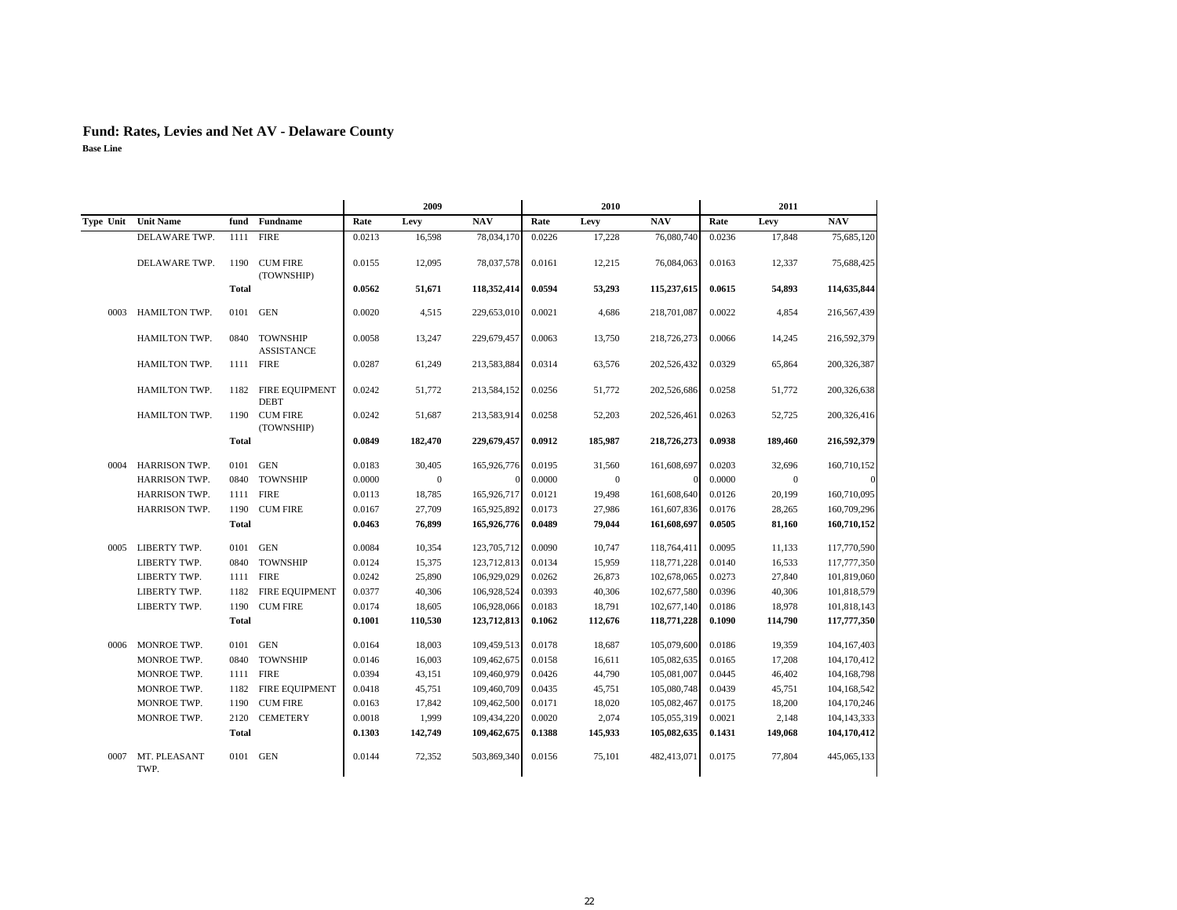# Fund: Rates, Levies and Net AV - Delaware County

**Base Line**

| Type Unit | Unit Name | fund | Fundname | 2009 Rate | 2009 Levy | 2009 NAV | 2010 Rate | 2010 Levy | 2010 NAV | 2011 Rate | 2011 Levy | 2011 NAV |
|---|---|---|---|---|---|---|---|---|---|---|---|---|
| | DELAWARE TWP. | 1111 | FIRE | 0.0213 | 16,598 | 78,034,170 | 0.0226 | 17,228 | 76,080,740 | 0.0236 | 17,848 | 75,685,120 |
| | DELAWARE TWP. | 1190 | CUM FIRE (TOWNSHIP) | 0.0155 | 12,095 | 78,037,578 | 0.0161 | 12,215 | 76,084,063 | 0.0163 | 12,337 | 75,688,425 |
| | | **Total** | | **0.0562** | **51,671** | **118,352,414** | **0.0594** | **53,293** | **115,237,615** | **0.0615** | **54,893** | **114,635,844** |
| 0003 | HAMILTON TWP. | 0101 | GEN | 0.0020 | 4,515 | 229,653,010 | 0.0021 | 4,686 | 218,701,087 | 0.0022 | 4,854 | 216,567,439 |
| | HAMILTON TWP. | 0840 | TOWNSHIP ASSISTANCE | 0.0058 | 13,247 | 229,679,457 | 0.0063 | 13,750 | 218,726,273 | 0.0066 | 14,245 | 216,592,379 |
| | HAMILTON TWP. | 1111 | FIRE | 0.0287 | 61,249 | 213,583,884 | 0.0314 | 63,576 | 202,526,432 | 0.0329 | 65,864 | 200,326,387 |
| | HAMILTON TWP. | 1182 | FIRE EQUIPMENT DEBT | 0.0242 | 51,772 | 213,584,152 | 0.0256 | 51,772 | 202,526,686 | 0.0258 | 51,772 | 200,326,638 |
| | HAMILTON TWP. | 1190 | CUM FIRE (TOWNSHIP) | 0.0242 | 51,687 | 213,583,914 | 0.0258 | 52,203 | 202,526,461 | 0.0263 | 52,725 | 200,326,416 |
| | | **Total** | | **0.0849** | **182,470** | **229,679,457** | **0.0912** | **185,987** | **218,726,273** | **0.0938** | **189,460** | **216,592,379** |
| 0004 | HARRISON TWP. | 0101 | GEN | 0.0183 | 30,405 | 165,926,776 | 0.0195 | 31,560 | 161,608,697 | 0.0203 | 32,696 | 160,710,152 |
| | HARRISON TWP. | 0840 | TOWNSHIP | 0.0000 | 0 | 0 | 0.0000 | 0 | 0 | 0.0000 | 0 | 0 |
| | HARRISON TWP. | 1111 | FIRE | 0.0113 | 18,785 | 165,926,717 | 0.0121 | 19,498 | 161,608,640 | 0.0126 | 20,199 | 160,710,095 |
| | HARRISON TWP. | 1190 | CUM FIRE | 0.0167 | 27,709 | 165,925,892 | 0.0173 | 27,986 | 161,607,836 | 0.0176 | 28,265 | 160,709,296 |
| | | **Total** | | **0.0463** | **76,899** | **165,926,776** | **0.0489** | **79,044** | **161,608,697** | **0.0505** | **81,160** | **160,710,152** |
| 0005 | LIBERTY TWP. | 0101 | GEN | 0.0084 | 10,354 | 123,705,712 | 0.0090 | 10,747 | 118,764,411 | 0.0095 | 11,133 | 117,770,590 |
| | LIBERTY TWP. | 0840 | TOWNSHIP | 0.0124 | 15,375 | 123,712,813 | 0.0134 | 15,959 | 118,771,228 | 0.0140 | 16,533 | 117,777,350 |
| | LIBERTY TWP. | 1111 | FIRE | 0.0242 | 25,890 | 106,929,029 | 0.0262 | 26,873 | 102,678,065 | 0.0273 | 27,840 | 101,819,060 |
| | LIBERTY TWP. | 1182 | FIRE EQUIPMENT | 0.0377 | 40,306 | 106,928,524 | 0.0393 | 40,306 | 102,677,580 | 0.0396 | 40,306 | 101,818,579 |
| | LIBERTY TWP. | 1190 | CUM FIRE | 0.0174 | 18,605 | 106,928,066 | 0.0183 | 18,791 | 102,677,140 | 0.0186 | 18,978 | 101,818,143 |
| | | **Total** | | **0.1001** | **110,530** | **123,712,813** | **0.1062** | **112,676** | **118,771,228** | **0.1090** | **114,790** | **117,777,350** |
| 0006 | MONROE TWP. | 0101 | GEN | 0.0164 | 18,003 | 109,459,513 | 0.0178 | 18,687 | 105,079,600 | 0.0186 | 19,359 | 104,167,403 |
| | MONROE TWP. | 0840 | TOWNSHIP | 0.0146 | 16,003 | 109,462,675 | 0.0158 | 16,611 | 105,082,635 | 0.0165 | 17,208 | 104,170,412 |
| | MONROE TWP. | 1111 | FIRE | 0.0394 | 43,151 | 109,460,979 | 0.0426 | 44,790 | 105,081,007 | 0.0445 | 46,402 | 104,168,798 |
| | MONROE TWP. | 1182 | FIRE EQUIPMENT | 0.0418 | 45,751 | 109,460,709 | 0.0435 | 45,751 | 105,080,748 | 0.0439 | 45,751 | 104,168,542 |
| | MONROE TWP. | 1190 | CUM FIRE | 0.0163 | 17,842 | 109,462,500 | 0.0171 | 18,020 | 105,082,467 | 0.0175 | 18,200 | 104,170,246 |
| | MONROE TWP. | 2120 | CEMETERY | 0.0018 | 1,999 | 109,434,220 | 0.0020 | 2,074 | 105,055,319 | 0.0021 | 2,148 | 104,143,333 |
| | | **Total** | | **0.1303** | **142,749** | **109,462,675** | **0.1388** | **145,933** | **105,082,635** | **0.1431** | **149,068** | **104,170,412** |
| 0007 | MT. PLEASANT TWP. | 0101 | GEN | 0.0144 | 72,352 | 503,869,340 | 0.0156 | 75,101 | 482,413,071 | 0.0175 | 77,804 | 445,065,133 |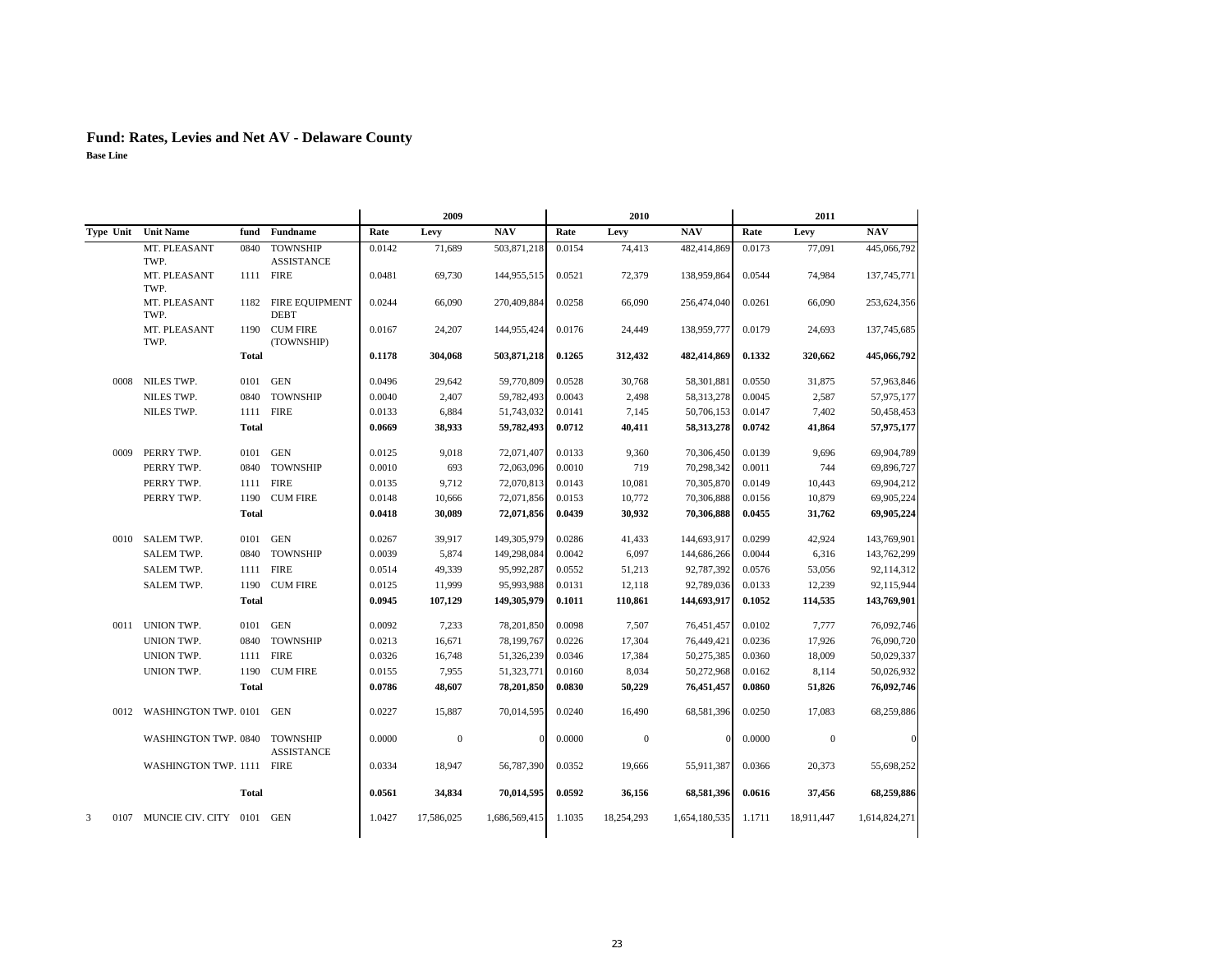# Fund: Rates, Levies and Net AV - Delaware County

**Base Line**

| Type | Unit | Unit Name | fund | Fundname | 2009 Rate | 2009 Levy | 2009 NAV | 2010 Rate | 2010 Levy | 2010 NAV | 2011 Rate | 2011 Levy | 2011 NAV |
|---|---|---|---|---|---|---|---|---|---|---|---|---|---|
| | | MT. PLEASANT TWP. | 0840 | TOWNSHIP ASSISTANCE | 0.0142 | 71,689 | 503,871,218 | 0.0154 | 74,413 | 482,414,869 | 0.0173 | 77,091 | 445,066,792 |
| | | MT. PLEASANT TWP. | 1111 | FIRE | 0.0481 | 69,730 | 144,955,515 | 0.0521 | 72,379 | 138,959,864 | 0.0544 | 74,984 | 137,745,771 |
| | | MT. PLEASANT TWP. | 1182 | FIRE EQUIPMENT DEBT | 0.0244 | 66,090 | 270,409,884 | 0.0258 | 66,090 | 256,474,040 | 0.0261 | 66,090 | 253,624,356 |
| | | MT. PLEASANT TWP. | 1190 | CUM FIRE (TOWNSHIP) | 0.0167 | 24,207 | 144,955,424 | 0.0176 | 24,449 | 138,959,777 | 0.0179 | 24,693 | 137,745,685 |
| | | | **Total** | | **0.1178** | **304,068** | **503,871,218** | **0.1265** | **312,432** | **482,414,869** | **0.1332** | **320,662** | **445,066,792** |
| | 0008 | NILES TWP. | 0101 | GEN | 0.0496 | 29,642 | 59,770,809 | 0.0528 | 30,768 | 58,301,881 | 0.0550 | 31,875 | 57,963,846 |
| | | NILES TWP. | 0840 | TOWNSHIP | 0.0040 | 2,407 | 59,782,493 | 0.0043 | 2,498 | 58,313,278 | 0.0045 | 2,587 | 57,975,177 |
| | | NILES TWP. | 1111 | FIRE | 0.0133 | 6,884 | 51,743,032 | 0.0141 | 7,145 | 50,706,153 | 0.0147 | 7,402 | 50,458,453 |
| | | | **Total** | | **0.0669** | **38,933** | **59,782,493** | **0.0712** | **40,411** | **58,313,278** | **0.0742** | **41,864** | **57,975,177** |
| | 0009 | PERRY TWP. | 0101 | GEN | 0.0125 | 9,018 | 72,071,407 | 0.0133 | 9,360 | 70,306,450 | 0.0139 | 9,696 | 69,904,789 |
| | | PERRY TWP. | 0840 | TOWNSHIP | 0.0010 | 693 | 72,063,096 | 0.0010 | 719 | 70,298,342 | 0.0011 | 744 | 69,896,727 |
| | | PERRY TWP. | 1111 | FIRE | 0.0135 | 9,712 | 72,070,813 | 0.0143 | 10,081 | 70,305,870 | 0.0149 | 10,443 | 69,904,212 |
| | | PERRY TWP. | 1190 | CUM FIRE | 0.0148 | 10,666 | 72,071,856 | 0.0153 | 10,772 | 70,306,888 | 0.0156 | 10,879 | 69,905,224 |
| | | | **Total** | | **0.0418** | **30,089** | **72,071,856** | **0.0439** | **30,932** | **70,306,888** | **0.0455** | **31,762** | **69,905,224** |
| | 0010 | SALEM TWP. | 0101 | GEN | 0.0267 | 39,917 | 149,305,979 | 0.0286 | 41,433 | 144,693,917 | 0.0299 | 42,924 | 143,769,901 |
| | | SALEM TWP. | 0840 | TOWNSHIP | 0.0039 | 5,874 | 149,298,084 | 0.0042 | 6,097 | 144,686,266 | 0.0044 | 6,316 | 143,762,299 |
| | | SALEM TWP. | 1111 | FIRE | 0.0514 | 49,339 | 95,992,287 | 0.0552 | 51,213 | 92,787,392 | 0.0576 | 53,056 | 92,114,312 |
| | | SALEM TWP. | 1190 | CUM FIRE | 0.0125 | 11,999 | 95,993,988 | 0.0131 | 12,118 | 92,789,036 | 0.0133 | 12,239 | 92,115,944 |
| | | | **Total** | | **0.0945** | **107,129** | **149,305,979** | **0.1011** | **110,861** | **144,693,917** | **0.1052** | **114,535** | **143,769,901** |
| | 0011 | UNION TWP. | 0101 | GEN | 0.0092 | 7,233 | 78,201,850 | 0.0098 | 7,507 | 76,451,457 | 0.0102 | 7,777 | 76,092,746 |
| | | UNION TWP. | 0840 | TOWNSHIP | 0.0213 | 16,671 | 78,199,767 | 0.0226 | 17,304 | 76,449,421 | 0.0236 | 17,926 | 76,090,720 |
| | | UNION TWP. | 1111 | FIRE | 0.0326 | 16,748 | 51,326,239 | 0.0346 | 17,384 | 50,275,385 | 0.0360 | 18,009 | 50,029,337 |
| | | UNION TWP. | 1190 | CUM FIRE | 0.0155 | 7,955 | 51,323,771 | 0.0160 | 8,034 | 50,272,968 | 0.0162 | 8,114 | 50,026,932 |
| | | | **Total** | | **0.0786** | **48,607** | **78,201,850** | **0.0830** | **50,229** | **76,451,457** | **0.0860** | **51,826** | **76,092,746** |
| | 0012 | WASHINGTON TWP. | 0101 | GEN | 0.0227 | 15,887 | 70,014,595 | 0.0240 | 16,490 | 68,581,396 | 0.0250 | 17,083 | 68,259,886 |
| | | WASHINGTON TWP. | 0840 | TOWNSHIP ASSISTANCE | 0.0000 | 0 | 0 | 0.0000 | 0 | 0 | 0.0000 | 0 | 0 |
| | | WASHINGTON TWP. | 1111 | FIRE | 0.0334 | 18,947 | 56,787,390 | 0.0352 | 19,666 | 55,911,387 | 0.0366 | 20,373 | 55,698,252 |
| | | | **Total** | | **0.0561** | **34,834** | **70,014,595** | **0.0592** | **36,156** | **68,581,396** | **0.0616** | **37,456** | **68,259,886** |
| 3 | 0107 | MUNCIE CIV. CITY | 0101 | GEN | 1.0427 | 17,586,025 | 1,686,569,415 | 1.1035 | 18,254,293 | 1,654,180,535 | 1.1711 | 18,911,447 | 1,614,824,271 |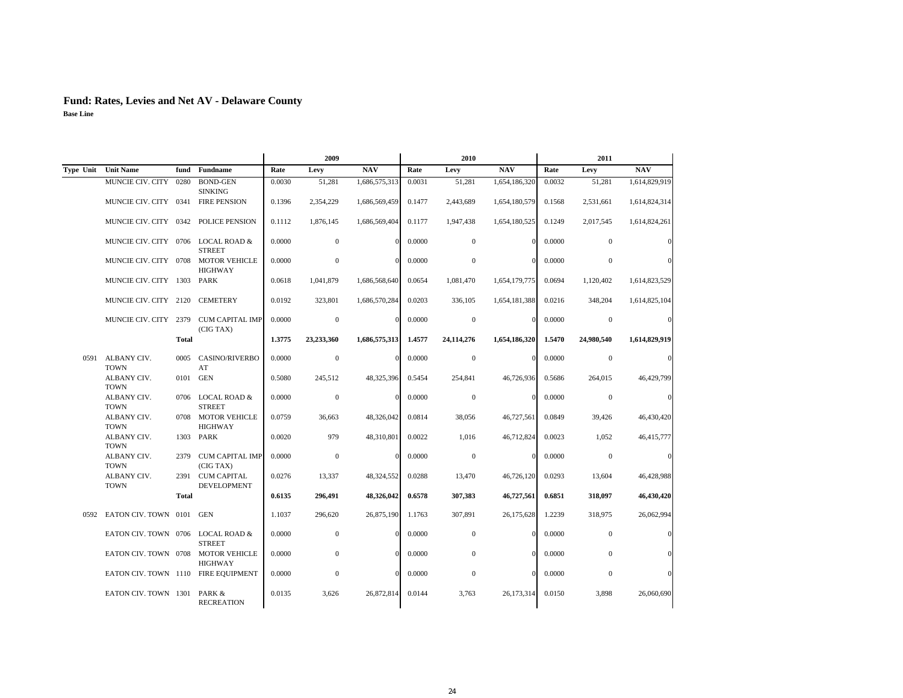# Fund: Rates, Levies and Net AV - Delaware County

**Base Line**

| | | | | 2009 | | | 2010 | | | 2011 | | |
|---|---|---|---|---|---|---|---|---|---|---|---|---|
| Type Unit | Unit Name | fund | Fundname | Rate | Levy | NAV | Rate | Levy | NAV | Rate | Levy | NAV |
| | MUNCIE CIV. CITY | 0280 | BOND-GEN SINKING | 0.0030 | 51,281 | 1,686,575,313 | 0.0031 | 51,281 | 1,654,186,320 | 0.0032 | 51,281 | 1,614,829,919 |
| | MUNCIE CIV. CITY | 0341 | FIRE PENSION | 0.1396 | 2,354,229 | 1,686,569,459 | 0.1477 | 2,443,689 | 1,654,180,579 | 0.1568 | 2,531,661 | 1,614,824,314 |
| | MUNCIE CIV. CITY | 0342 | POLICE PENSION | 0.1112 | 1,876,145 | 1,686,569,404 | 0.1177 | 1,947,438 | 1,654,180,525 | 0.1249 | 2,017,545 | 1,614,824,261 |
| | MUNCIE CIV. CITY | 0706 | LOCAL ROAD & STREET | 0.0000 | 0 | 0 | 0.0000 | 0 | 0 | 0.0000 | 0 | 0 |
| | MUNCIE CIV. CITY | 0708 | MOTOR VEHICLE HIGHWAY | 0.0000 | 0 | 0 | 0.0000 | 0 | 0 | 0.0000 | 0 | 0 |
| | MUNCIE CIV. CITY | 1303 | PARK | 0.0618 | 1,041,879 | 1,686,568,640 | 0.0654 | 1,081,470 | 1,654,179,775 | 0.0694 | 1,120,402 | 1,614,823,529 |
| | MUNCIE CIV. CITY | 2120 | CEMETERY | 0.0192 | 323,801 | 1,686,570,284 | 0.0203 | 336,105 | 1,654,181,388 | 0.0216 | 348,204 | 1,614,825,104 |
| | MUNCIE CIV. CITY | 2379 | CUM CAPITAL IMP (CIG TAX) | 0.0000 | 0 | 0 | 0.0000 | 0 | 0 | 0.0000 | 0 | 0 |
| | | **Total** | | **1.3775** | **23,233,360** | **1,686,575,313** | **1.4577** | **24,114,276** | **1,654,186,320** | **1.5470** | **24,980,540** | **1,614,829,919** |
| 0591 | ALBANY CIV. TOWN | 0005 | CASINO/RIVERBOAT | 0.0000 | 0 | 0 | 0.0000 | 0 | 0 | 0.0000 | 0 | 0 |
| | ALBANY CIV. TOWN | 0101 | GEN | 0.5080 | 245,512 | 48,325,396 | 0.5454 | 254,841 | 46,726,936 | 0.5686 | 264,015 | 46,429,799 |
| | ALBANY CIV. TOWN | 0706 | LOCAL ROAD & STREET | 0.0000 | 0 | 0 | 0.0000 | 0 | 0 | 0.0000 | 0 | 0 |
| | ALBANY CIV. TOWN | 0708 | MOTOR VEHICLE HIGHWAY | 0.0759 | 36,663 | 48,326,042 | 0.0814 | 38,056 | 46,727,561 | 0.0849 | 39,426 | 46,430,420 |
| | ALBANY CIV. TOWN | 1303 | PARK | 0.0020 | 979 | 48,310,801 | 0.0022 | 1,016 | 46,712,824 | 0.0023 | 1,052 | 46,415,777 |
| | ALBANY CIV. TOWN | 2379 | CUM CAPITAL IMP (CIG TAX) | 0.0000 | 0 | 0 | 0.0000 | 0 | 0 | 0.0000 | 0 | 0 |
| | ALBANY CIV. TOWN | 2391 | CUM CAPITAL DEVELOPMENT | 0.0276 | 13,337 | 48,324,552 | 0.0288 | 13,470 | 46,726,120 | 0.0293 | 13,604 | 46,428,988 |
| | | **Total** | | **0.6135** | **296,491** | **48,326,042** | **0.6578** | **307,383** | **46,727,561** | **0.6851** | **318,097** | **46,430,420** |
| 0592 | EATON CIV. TOWN | 0101 | GEN | 1.1037 | 296,620 | 26,875,190 | 1.1763 | 307,891 | 26,175,628 | 1.2239 | 318,975 | 26,062,994 |
| | EATON CIV. TOWN | 0706 | LOCAL ROAD & STREET | 0.0000 | 0 | 0 | 0.0000 | 0 | 0 | 0.0000 | 0 | 0 |
| | EATON CIV. TOWN | 0708 | MOTOR VEHICLE HIGHWAY | 0.0000 | 0 | 0 | 0.0000 | 0 | 0 | 0.0000 | 0 | 0 |
| | EATON CIV. TOWN | 1110 | FIRE EQUIPMENT | 0.0000 | 0 | 0 | 0.0000 | 0 | 0 | 0.0000 | 0 | 0 |
| | EATON CIV. TOWN | 1301 | PARK & RECREATION | 0.0135 | 3,626 | 26,872,814 | 0.0144 | 3,763 | 26,173,314 | 0.0150 | 3,898 | 26,060,690 |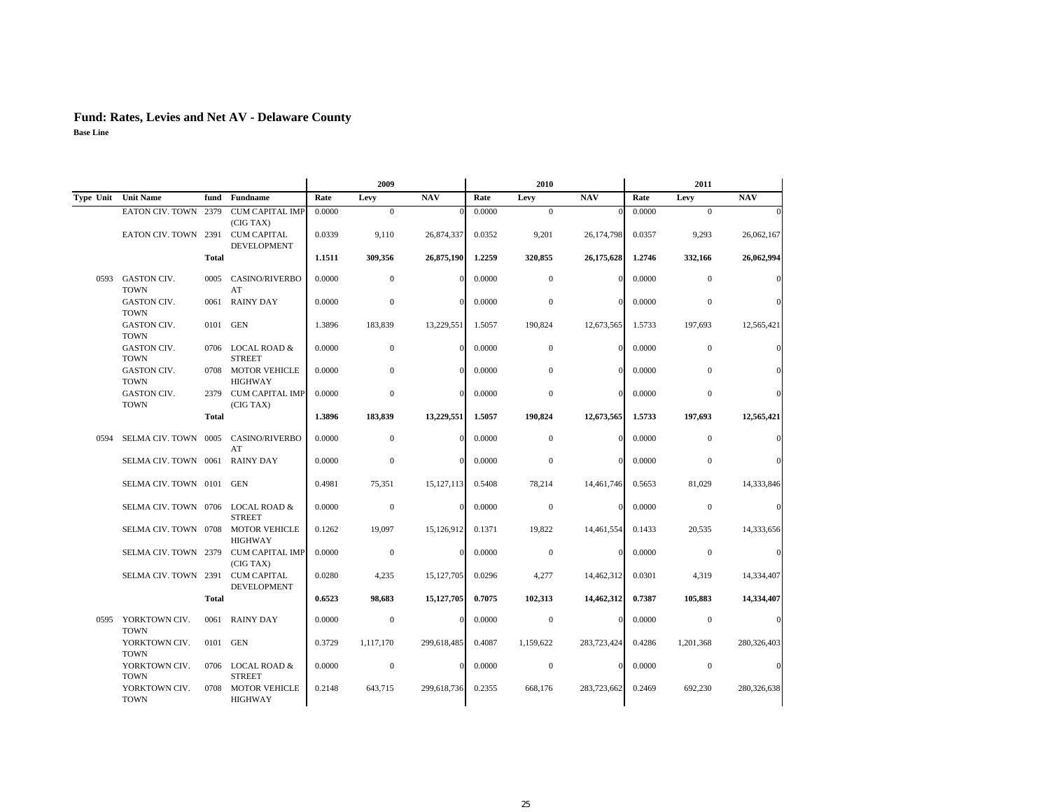# Fund: Rates, Levies and Net AV - Delaware County

**Base Line**

| | | | | 2009 | | | 2010 | | | 2011 | | |
|---|---|---|---|---|---|---|---|---|---|---|---|---|
| **Type Unit** | **Unit Name** | **fund** | **Fundname** | **Rate** | **Levy** | **NAV** | **Rate** | **Levy** | **NAV** | **Rate** | **Levy** | **NAV** |
| | EATON CIV. TOWN | 2379 | CUM CAPITAL IMP (CIG TAX) | 0.0000 | 0 | 0 | 0.0000 | 0 | 0 | 0.0000 | 0 | 0 |
| | EATON CIV. TOWN | 2391 | CUM CAPITAL DEVELOPMENT | 0.0339 | 9,110 | 26,874,337 | 0.0352 | 9,201 | 26,174,798 | 0.0357 | 9,293 | 26,062,167 |
| | | **Total** | | **1.1511** | **309,356** | **26,875,190** | **1.2259** | **320,855** | **26,175,628** | **1.2746** | **332,166** | **26,062,994** |
| 0593 | GASTON CIV. TOWN | 0005 | CASINO/RIVERBOAT | 0.0000 | 0 | 0 | 0.0000 | 0 | 0 | 0.0000 | 0 | 0 |
| | GASTON CIV. TOWN | 0061 | RAINY DAY | 0.0000 | 0 | 0 | 0.0000 | 0 | 0 | 0.0000 | 0 | 0 |
| | GASTON CIV. TOWN | 0101 | GEN | 1.3896 | 183,839 | 13,229,551 | 1.5057 | 190,824 | 12,673,565 | 1.5733 | 197,693 | 12,565,421 |
| | GASTON CIV. TOWN | 0706 | LOCAL ROAD & STREET | 0.0000 | 0 | 0 | 0.0000 | 0 | 0 | 0.0000 | 0 | 0 |
| | GASTON CIV. TOWN | 0708 | MOTOR VEHICLE HIGHWAY | 0.0000 | 0 | 0 | 0.0000 | 0 | 0 | 0.0000 | 0 | 0 |
| | GASTON CIV. TOWN | 2379 | CUM CAPITAL IMP (CIG TAX) | 0.0000 | 0 | 0 | 0.0000 | 0 | 0 | 0.0000 | 0 | 0 |
| | | **Total** | | **1.3896** | **183,839** | **13,229,551** | **1.5057** | **190,824** | **12,673,565** | **1.5733** | **197,693** | **12,565,421** |
| 0594 | SELMA CIV. TOWN | 0005 | CASINO/RIVERBOAT | 0.0000 | 0 | 0 | 0.0000 | 0 | 0 | 0.0000 | 0 | 0 |
| | SELMA CIV. TOWN | 0061 | RAINY DAY | 0.0000 | 0 | 0 | 0.0000 | 0 | 0 | 0.0000 | 0 | 0 |
| | SELMA CIV. TOWN | 0101 | GEN | 0.4981 | 75,351 | 15,127,113 | 0.5408 | 78,214 | 14,461,746 | 0.5653 | 81,029 | 14,333,846 |
| | SELMA CIV. TOWN | 0706 | LOCAL ROAD & STREET | 0.0000 | 0 | 0 | 0.0000 | 0 | 0 | 0.0000 | 0 | 0 |
| | SELMA CIV. TOWN | 0708 | MOTOR VEHICLE HIGHWAY | 0.1262 | 19,097 | 15,126,912 | 0.1371 | 19,822 | 14,461,554 | 0.1433 | 20,535 | 14,333,656 |
| | SELMA CIV. TOWN | 2379 | CUM CAPITAL IMP (CIG TAX) | 0.0000 | 0 | 0 | 0.0000 | 0 | 0 | 0.0000 | 0 | 0 |
| | SELMA CIV. TOWN | 2391 | CUM CAPITAL DEVELOPMENT | 0.0280 | 4,235 | 15,127,705 | 0.0296 | 4,277 | 14,462,312 | 0.0301 | 4,319 | 14,334,407 |
| | | **Total** | | **0.6523** | **98,683** | **15,127,705** | **0.7075** | **102,313** | **14,462,312** | **0.7387** | **105,883** | **14,334,407** |
| 0595 | YORKTOWN CIV. TOWN | 0061 | RAINY DAY | 0.0000 | 0 | 0 | 0.0000 | 0 | 0 | 0.0000 | 0 | 0 |
| | YORKTOWN CIV. TOWN | 0101 | GEN | 0.3729 | 1,117,170 | 299,618,485 | 0.4087 | 1,159,622 | 283,723,424 | 0.4286 | 1,201,368 | 280,326,403 |
| | YORKTOWN CIV. TOWN | 0706 | LOCAL ROAD & STREET | 0.0000 | 0 | 0 | 0.0000 | 0 | 0 | 0.0000 | 0 | 0 |
| | YORKTOWN CIV. TOWN | 0708 | MOTOR VEHICLE HIGHWAY | 0.2148 | 643,715 | 299,618,736 | 0.2355 | 668,176 | 283,723,662 | 0.2469 | 692,230 | 280,326,638 |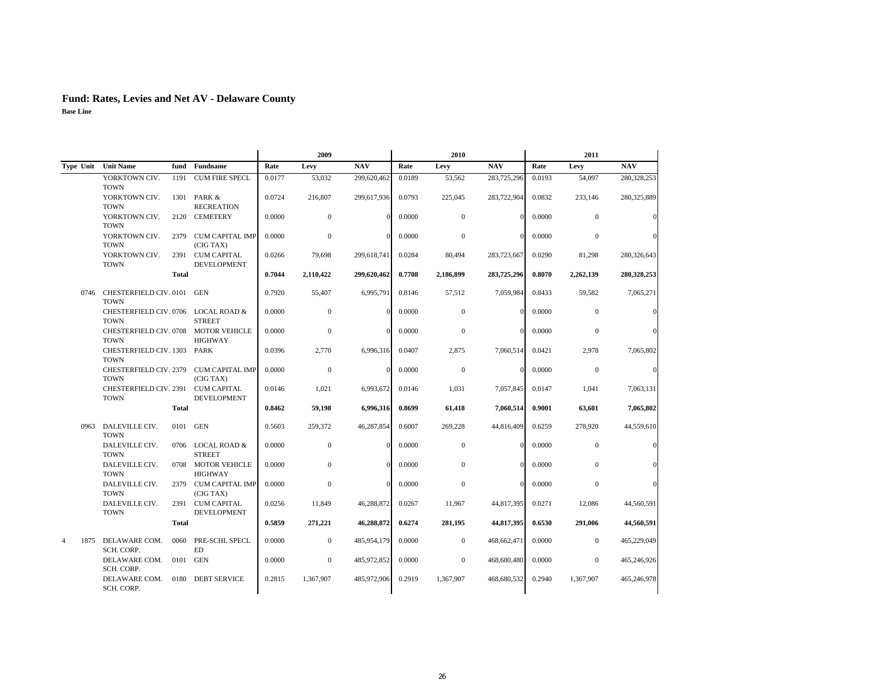# Fund: Rates, Levies and Net AV - Delaware County

**Base Line**

| Type | Unit | Unit Name | fund | Fundname | 2009 Rate | 2009 Levy | 2009 NAV | 2010 Rate | 2010 Levy | 2010 NAV | 2011 Rate | 2011 Levy | 2011 NAV |
|---|---|---|---|---|---|---|---|---|---|---|---|---|---|
| | | YORKTOWN CIV. TOWN | 1191 | CUM FIRE SPECL | 0.0177 | 53,032 | 299,620,462 | 0.0189 | 53,562 | 283,725,296 | 0.0193 | 54,097 | 280,328,253 |
| | | YORKTOWN CIV. TOWN | 1301 | PARK & RECREATION | 0.0724 | 216,807 | 299,617,936 | 0.0793 | 225,045 | 283,722,904 | 0.0832 | 233,146 | 280,325,889 |
| | | YORKTOWN CIV. TOWN | 2120 | CEMETERY | 0.0000 | 0 | 0 | 0.0000 | 0 | 0 | 0.0000 | 0 | 0 |
| | | YORKTOWN CIV. TOWN | 2379 | CUM CAPITAL IMP (CIG TAX) | 0.0000 | 0 | 0 | 0.0000 | 0 | 0 | 0.0000 | 0 | 0 |
| | | YORKTOWN CIV. TOWN | 2391 | CUM CAPITAL DEVELOPMENT | 0.0266 | 79,698 | 299,618,741 | 0.0284 | 80,494 | 283,723,667 | 0.0290 | 81,298 | 280,326,643 |
| | | | **Total** | | **0.7044** | **2,110,422** | **299,620,462** | **0.7708** | **2,186,899** | **283,725,296** | **0.8070** | **2,262,139** | **280,328,253** |
| | 0746 | CHESTERFIELD CIV. TOWN | 0101 | GEN | 0.7920 | 55,407 | 6,995,791 | 0.8146 | 57,512 | 7,059,984 | 0.8433 | 59,582 | 7,065,271 |
| | | CHESTERFIELD CIV. TOWN | 0706 | LOCAL ROAD & STREET | 0.0000 | 0 | 0 | 0.0000 | 0 | 0 | 0.0000 | 0 | 0 |
| | | CHESTERFIELD CIV. TOWN | 0708 | MOTOR VEHICLE HIGHWAY | 0.0000 | 0 | 0 | 0.0000 | 0 | 0 | 0.0000 | 0 | 0 |
| | | CHESTERFIELD CIV. TOWN | 1303 | PARK | 0.0396 | 2,770 | 6,996,316 | 0.0407 | 2,875 | 7,060,514 | 0.0421 | 2,978 | 7,065,802 |
| | | CHESTERFIELD CIV. TOWN | 2379 | CUM CAPITAL IMP (CIG TAX) | 0.0000 | 0 | 0 | 0.0000 | 0 | 0 | 0.0000 | 0 | 0 |
| | | CHESTERFIELD CIV. TOWN | 2391 | CUM CAPITAL DEVELOPMENT | 0.0146 | 1,021 | 6,993,672 | 0.0146 | 1,031 | 7,057,845 | 0.0147 | 1,041 | 7,063,131 |
| | | | **Total** | | **0.8462** | **59,198** | **6,996,316** | **0.8699** | **61,418** | **7,060,514** | **0.9001** | **63,601** | **7,065,802** |
| | 0963 | DALEVILLE CIV. TOWN | 0101 | GEN | 0.5603 | 259,372 | 46,287,854 | 0.6007 | 269,228 | 44,816,409 | 0.6259 | 278,920 | 44,559,610 |
| | | DALEVILLE CIV. TOWN | 0706 | LOCAL ROAD & STREET | 0.0000 | 0 | 0 | 0.0000 | 0 | 0 | 0.0000 | 0 | 0 |
| | | DALEVILLE CIV. TOWN | 0708 | MOTOR VEHICLE HIGHWAY | 0.0000 | 0 | 0 | 0.0000 | 0 | 0 | 0.0000 | 0 | 0 |
| | | DALEVILLE CIV. TOWN | 2379 | CUM CAPITAL IMP (CIG TAX) | 0.0000 | 0 | 0 | 0.0000 | 0 | 0 | 0.0000 | 0 | 0 |
| | | DALEVILLE CIV. TOWN | 2391 | CUM CAPITAL DEVELOPMENT | 0.0256 | 11,849 | 46,288,872 | 0.0267 | 11,967 | 44,817,395 | 0.0271 | 12,086 | 44,560,591 |
| | | | **Total** | | **0.5859** | **271,221** | **46,288,872** | **0.6274** | **281,195** | **44,817,395** | **0.6530** | **291,006** | **44,560,591** |
| 4 | 1875 | DELAWARE COM. SCH. CORP. | 0060 | PRE-SCHL SPECL ED | 0.0000 | 0 | 485,954,179 | 0.0000 | 0 | 468,662,471 | 0.0000 | 0 | 465,229,049 |
| | | DELAWARE COM. SCH. CORP. | 0101 | GEN | 0.0000 | 0 | 485,972,852 | 0.0000 | 0 | 468,680,480 | 0.0000 | 0 | 465,246,926 |
| | | DELAWARE COM. SCH. CORP. | 0180 | DEBT SERVICE | 0.2815 | 1,367,907 | 485,972,906 | 0.2919 | 1,367,907 | 468,680,532 | 0.2940 | 1,367,907 | 465,246,978 |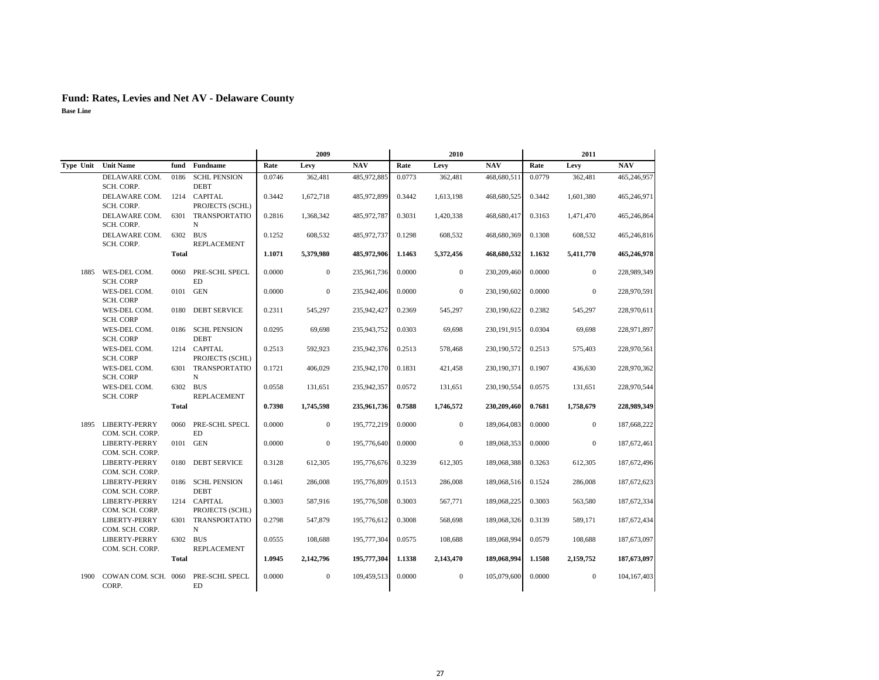# Fund: Rates, Levies and Net AV - Delaware County

**Base Line**

| | | | | 2009 | | | 2010 | | | 2011 | | |
|---|---|---|---|---|---|---|---|---|---|---|---|---|
| **Type Unit** | **Unit Name** | **fund** | **Fundname** | **Rate** | **Levy** | **NAV** | **Rate** | **Levy** | **NAV** | **Rate** | **Levy** | **NAV** |
| | DELAWARE COM. SCH. CORP. | 0186 | SCHL PENSION DEBT | 0.0746 | 362,481 | 485,972,885 | 0.0773 | 362,481 | 468,680,511 | 0.0779 | 362,481 | 465,246,957 |
| | DELAWARE COM. SCH. CORP. | 1214 | CAPITAL PROJECTS (SCHL) | 0.3442 | 1,672,718 | 485,972,899 | 0.3442 | 1,613,198 | 468,680,525 | 0.3442 | 1,601,380 | 465,246,971 |
| | DELAWARE COM. SCH. CORP. | 6301 | TRANSPORTATION | 0.2816 | 1,368,342 | 485,972,787 | 0.3031 | 1,420,338 | 468,680,417 | 0.3163 | 1,471,470 | 465,246,864 |
| | DELAWARE COM. SCH. CORP. | 6302 | BUS REPLACEMENT | 0.1252 | 608,532 | 485,972,737 | 0.1298 | 608,532 | 468,680,369 | 0.1308 | 608,532 | 465,246,816 |
| | | **Total** | | **1.1071** | **5,379,980** | **485,972,906** | **1.1463** | **5,372,456** | **468,680,532** | **1.1632** | **5,411,770** | **465,246,978** |
| 1885 | WES-DEL COM. SCH. CORP | 0060 | PRE-SCHL SPECL ED | 0.0000 | 0 | 235,961,736 | 0.0000 | 0 | 230,209,460 | 0.0000 | 0 | 228,989,349 |
| | WES-DEL COM. SCH. CORP | 0101 | GEN | 0.0000 | 0 | 235,942,406 | 0.0000 | 0 | 230,190,602 | 0.0000 | 0 | 228,970,591 |
| | WES-DEL COM. SCH. CORP | 0180 | DEBT SERVICE | 0.2311 | 545,297 | 235,942,427 | 0.2369 | 545,297 | 230,190,622 | 0.2382 | 545,297 | 228,970,611 |
| | WES-DEL COM. SCH. CORP | 0186 | SCHL PENSION DEBT | 0.0295 | 69,698 | 235,943,752 | 0.0303 | 69,698 | 230,191,915 | 0.0304 | 69,698 | 228,971,897 |
| | WES-DEL COM. SCH. CORP | 1214 | CAPITAL PROJECTS (SCHL) | 0.2513 | 592,923 | 235,942,376 | 0.2513 | 578,468 | 230,190,572 | 0.2513 | 575,403 | 228,970,561 |
| | WES-DEL COM. SCH. CORP | 6301 | TRANSPORTATION | 0.1721 | 406,029 | 235,942,170 | 0.1831 | 421,458 | 230,190,371 | 0.1907 | 436,630 | 228,970,362 |
| | WES-DEL COM. SCH. CORP | 6302 | BUS REPLACEMENT | 0.0558 | 131,651 | 235,942,357 | 0.0572 | 131,651 | 230,190,554 | 0.0575 | 131,651 | 228,970,544 |
| | | **Total** | | **0.7398** | **1,745,598** | **235,961,736** | **0.7588** | **1,746,572** | **230,209,460** | **0.7681** | **1,758,679** | **228,989,349** |
| 1895 | LIBERTY-PERRY COM. SCH. CORP. | 0060 | PRE-SCHL SPECL ED | 0.0000 | 0 | 195,772,219 | 0.0000 | 0 | 189,064,083 | 0.0000 | 0 | 187,668,222 |
| | LIBERTY-PERRY COM. SCH. CORP. | 0101 | GEN | 0.0000 | 0 | 195,776,640 | 0.0000 | 0 | 189,068,353 | 0.0000 | 0 | 187,672,461 |
| | LIBERTY-PERRY COM. SCH. CORP. | 0180 | DEBT SERVICE | 0.3128 | 612,305 | 195,776,676 | 0.3239 | 612,305 | 189,068,388 | 0.3263 | 612,305 | 187,672,496 |
| | LIBERTY-PERRY COM. SCH. CORP. | 0186 | SCHL PENSION DEBT | 0.1461 | 286,008 | 195,776,809 | 0.1513 | 286,008 | 189,068,516 | 0.1524 | 286,008 | 187,672,623 |
| | LIBERTY-PERRY COM. SCH. CORP. | 1214 | CAPITAL PROJECTS (SCHL) | 0.3003 | 587,916 | 195,776,508 | 0.3003 | 567,771 | 189,068,225 | 0.3003 | 563,580 | 187,672,334 |
| | LIBERTY-PERRY COM. SCH. CORP. | 6301 | TRANSPORTATION | 0.2798 | 547,879 | 195,776,612 | 0.3008 | 568,698 | 189,068,326 | 0.3139 | 589,171 | 187,672,434 |
| | LIBERTY-PERRY COM. SCH. CORP. | 6302 | BUS REPLACEMENT | 0.0555 | 108,688 | 195,777,304 | 0.0575 | 108,688 | 189,068,994 | 0.0579 | 108,688 | 187,673,097 |
| | | **Total** | | **1.0945** | **2,142,796** | **195,777,304** | **1.1338** | **2,143,470** | **189,068,994** | **1.1508** | **2,159,752** | **187,673,097** |
| 1900 | COWAN COM. SCH. CORP. | 0060 | PRE-SCHL SPECL ED | 0.0000 | 0 | 109,459,513 | 0.0000 | 0 | 105,079,600 | 0.0000 | 0 | 104,167,403 |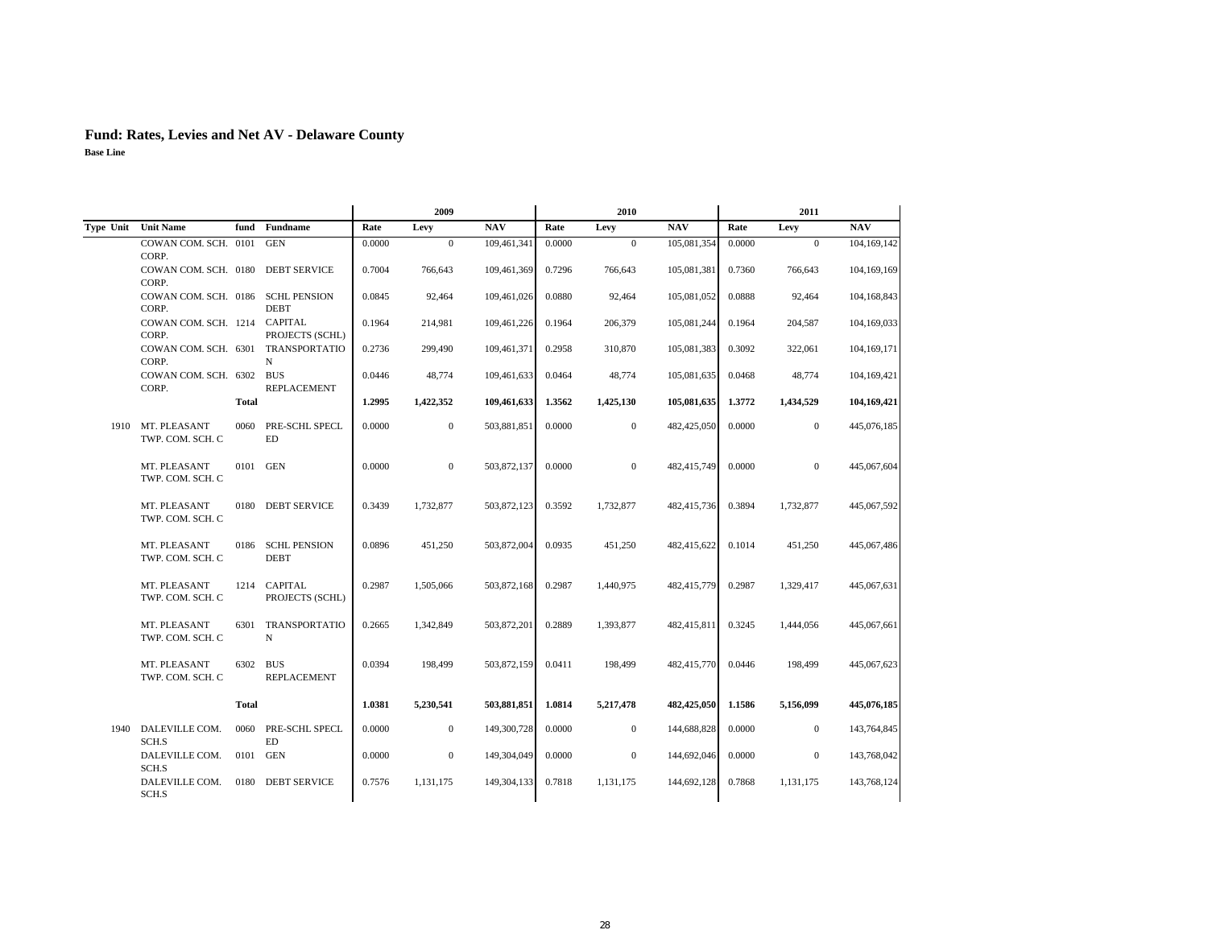# Fund: Rates, Levies and Net AV - Delaware County

**Base Line**

| Type Unit | Unit Name | fund | Fundname | 2009 Rate | 2009 Levy | 2009 NAV | 2010 Rate | 2010 Levy | 2010 NAV | 2011 Rate | 2011 Levy | 2011 NAV |
|---|---|---|---|---|---|---|---|---|---|---|---|---|
| | COWAN COM. SCH. CORP. | 0101 | GEN | 0.0000 | 0 | 109,461,341 | 0.0000 | 0 | 105,081,354 | 0.0000 | 0 | 104,169,142 |
| | COWAN COM. SCH. CORP. | 0180 | DEBT SERVICE | 0.7004 | 766,643 | 109,461,369 | 0.7296 | 766,643 | 105,081,381 | 0.7360 | 766,643 | 104,169,169 |
| | COWAN COM. SCH. CORP. | 0186 | SCHL PENSION DEBT | 0.0845 | 92,464 | 109,461,026 | 0.0880 | 92,464 | 105,081,052 | 0.0888 | 92,464 | 104,168,843 |
| | COWAN COM. SCH. CORP. | 1214 | CAPITAL PROJECTS (SCHL) | 0.1964 | 214,981 | 109,461,226 | 0.1964 | 206,379 | 105,081,244 | 0.1964 | 204,587 | 104,169,033 |
| | COWAN COM. SCH. CORP. | 6301 | TRANSPORTATION | 0.2736 | 299,490 | 109,461,371 | 0.2958 | 310,870 | 105,081,383 | 0.3092 | 322,061 | 104,169,171 |
| | COWAN COM. SCH. CORP. | 6302 | BUS REPLACEMENT | 0.0446 | 48,774 | 109,461,633 | 0.0464 | 48,774 | 105,081,635 | 0.0468 | 48,774 | 104,169,421 |
| | | **Total** | | **1.2995** | **1,422,352** | **109,461,633** | **1.3562** | **1,425,130** | **105,081,635** | **1.3772** | **1,434,529** | **104,169,421** |
| 1910 | MT. PLEASANT TWP. COM. SCH. C | 0060 | PRE-SCHL SPECL ED | 0.0000 | 0 | 503,881,851 | 0.0000 | 0 | 482,425,050 | 0.0000 | 0 | 445,076,185 |
| | MT. PLEASANT TWP. COM. SCH. C | 0101 | GEN | 0.0000 | 0 | 503,872,137 | 0.0000 | 0 | 482,415,749 | 0.0000 | 0 | 445,067,604 |
| | MT. PLEASANT TWP. COM. SCH. C | 0180 | DEBT SERVICE | 0.3439 | 1,732,877 | 503,872,123 | 0.3592 | 1,732,877 | 482,415,736 | 0.3894 | 1,732,877 | 445,067,592 |
| | MT. PLEASANT TWP. COM. SCH. C | 0186 | SCHL PENSION DEBT | 0.0896 | 451,250 | 503,872,004 | 0.0935 | 451,250 | 482,415,622 | 0.1014 | 451,250 | 445,067,486 |
| | MT. PLEASANT TWP. COM. SCH. C | 1214 | CAPITAL PROJECTS (SCHL) | 0.2987 | 1,505,066 | 503,872,168 | 0.2987 | 1,440,975 | 482,415,779 | 0.2987 | 1,329,417 | 445,067,631 |
| | MT. PLEASANT TWP. COM. SCH. C | 6301 | TRANSPORTATION | 0.2665 | 1,342,849 | 503,872,201 | 0.2889 | 1,393,877 | 482,415,811 | 0.3245 | 1,444,056 | 445,067,661 |
| | MT. PLEASANT TWP. COM. SCH. C | 6302 | BUS REPLACEMENT | 0.0394 | 198,499 | 503,872,159 | 0.0411 | 198,499 | 482,415,770 | 0.0446 | 198,499 | 445,067,623 |
| | | **Total** | | **1.0381** | **5,230,541** | **503,881,851** | **1.0814** | **5,217,478** | **482,425,050** | **1.1586** | **5,156,099** | **445,076,185** |
| 1940 | DALEVILLE COM. SCH.S | 0060 | PRE-SCHL SPECL ED | 0.0000 | 0 | 149,300,728 | 0.0000 | 0 | 144,688,828 | 0.0000 | 0 | 143,764,845 |
| | DALEVILLE COM. SCH.S | 0101 | GEN | 0.0000 | 0 | 149,304,049 | 0.0000 | 0 | 144,692,046 | 0.0000 | 0 | 143,768,042 |
| | DALEVILLE COM. SCH.S | 0180 | DEBT SERVICE | 0.7576 | 1,131,175 | 149,304,133 | 0.7818 | 1,131,175 | 144,692,128 | 0.7868 | 1,131,175 | 143,768,124 |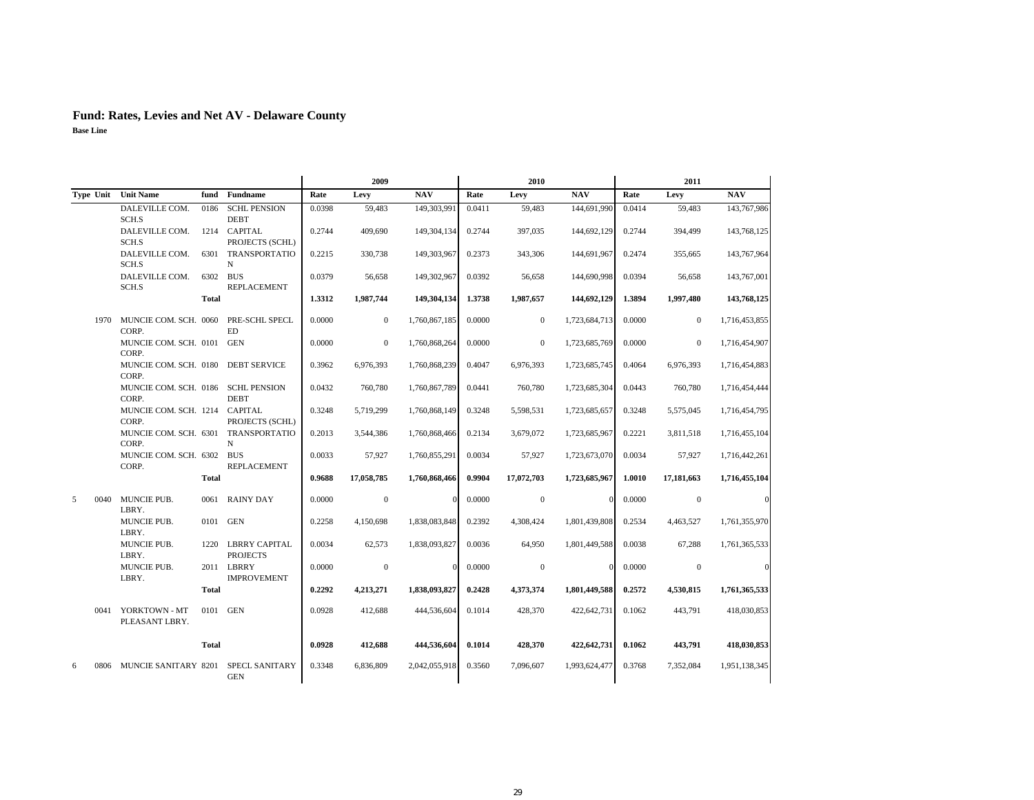# Fund: Rates, Levies and Net AV - Delaware County

**Base Line**

| | | | | | 2009 | | | 2010 | | | 2011 | | |
|---|---|---|---|---|---|---|---|---|---|---|---|---|---|
| **Type** | **Unit** | **Unit Name** | **fund** | **Fundname** | **Rate** | **Levy** | **NAV** | **Rate** | **Levy** | **NAV** | **Rate** | **Levy** | **NAV** |
| | | DALEVILLE COM. SCH.S | 0186 | SCHL PENSION DEBT | 0.0398 | 59,483 | 149,303,991 | 0.0411 | 59,483 | 144,691,990 | 0.0414 | 59,483 | 143,767,986 |
| | | DALEVILLE COM. SCH.S | 1214 | CAPITAL PROJECTS (SCHL) | 0.2744 | 409,690 | 149,304,134 | 0.2744 | 397,035 | 144,692,129 | 0.2744 | 394,499 | 143,768,125 |
| | | DALEVILLE COM. SCH.S | 6301 | TRANSPORTATION | 0.2215 | 330,738 | 149,303,967 | 0.2373 | 343,306 | 144,691,967 | 0.2474 | 355,665 | 143,767,964 |
| | | DALEVILLE COM. SCH.S | 6302 | BUS REPLACEMENT | 0.0379 | 56,658 | 149,302,967 | 0.0392 | 56,658 | 144,690,998 | 0.0394 | 56,658 | 143,767,001 |
| | | | **Total** | | **1.3312** | **1,987,744** | **149,304,134** | **1.3738** | **1,987,657** | **144,692,129** | **1.3894** | **1,997,480** | **143,768,125** |
| | 1970 | MUNCIE COM. SCH. CORP. | 0060 | PRE-SCHL SPECL ED | 0.0000 | 0 | 1,760,867,185 | 0.0000 | 0 | 1,723,684,713 | 0.0000 | 0 | 1,716,453,855 |
| | | MUNCIE COM. SCH. CORP. | 0101 | GEN | 0.0000 | 0 | 1,760,868,264 | 0.0000 | 0 | 1,723,685,769 | 0.0000 | 0 | 1,716,454,907 |
| | | MUNCIE COM. SCH. CORP. | 0180 | DEBT SERVICE | 0.3962 | 6,976,393 | 1,760,868,239 | 0.4047 | 6,976,393 | 1,723,685,745 | 0.4064 | 6,976,393 | 1,716,454,883 |
| | | MUNCIE COM. SCH. CORP. | 0186 | SCHL PENSION DEBT | 0.0432 | 760,780 | 1,760,867,789 | 0.0441 | 760,780 | 1,723,685,304 | 0.0443 | 760,780 | 1,716,454,444 |
| | | MUNCIE COM. SCH. CORP. | 1214 | CAPITAL PROJECTS (SCHL) | 0.3248 | 5,719,299 | 1,760,868,149 | 0.3248 | 5,598,531 | 1,723,685,657 | 0.3248 | 5,575,045 | 1,716,454,795 |
| | | MUNCIE COM. SCH. CORP. | 6301 | TRANSPORTATION | 0.2013 | 3,544,386 | 1,760,868,466 | 0.2134 | 3,679,072 | 1,723,685,967 | 0.2221 | 3,811,518 | 1,716,455,104 |
| | | MUNCIE COM. SCH. CORP. | 6302 | BUS REPLACEMENT | 0.0033 | 57,927 | 1,760,855,291 | 0.0034 | 57,927 | 1,723,673,070 | 0.0034 | 57,927 | 1,716,442,261 |
| | | | **Total** | | **0.9688** | **17,058,785** | **1,760,868,466** | **0.9904** | **17,072,703** | **1,723,685,967** | **1.0010** | **17,181,663** | **1,716,455,104** |
| 5 | 0040 | MUNCIE PUB. LBRY. | 0061 | RAINY DAY | 0.0000 | 0 | 0 | 0.0000 | 0 | 0 | 0.0000 | 0 | 0 |
| | | MUNCIE PUB. LBRY. | 0101 | GEN | 0.2258 | 4,150,698 | 1,838,083,848 | 0.2392 | 4,308,424 | 1,801,439,808 | 0.2534 | 4,463,527 | 1,761,355,970 |
| | | MUNCIE PUB. LBRY. | 1220 | LBRRY CAPITAL PROJECTS | 0.0034 | 62,573 | 1,838,093,827 | 0.0036 | 64,950 | 1,801,449,588 | 0.0038 | 67,288 | 1,761,365,533 |
| | | MUNCIE PUB. LBRY. | 2011 | LBRRY IMPROVEMENT | 0.0000 | 0 | 0 | 0.0000 | 0 | 0 | 0.0000 | 0 | 0 |
| | | | **Total** | | **0.2292** | **4,213,271** | **1,838,093,827** | **0.2428** | **4,373,374** | **1,801,449,588** | **0.2572** | **4,530,815** | **1,761,365,533** |
| | 0041 | YORKTOWN - MT PLEASANT LBRY. | 0101 | GEN | 0.0928 | 412,688 | 444,536,604 | 0.1014 | 428,370 | 422,642,731 | 0.1062 | 443,791 | 418,030,853 |
| | | | **Total** | | **0.0928** | **412,688** | **444,536,604** | **0.1014** | **428,370** | **422,642,731** | **0.1062** | **443,791** | **418,030,853** |
| 6 | 0806 | MUNCIE SANITARY | 8201 | SPECL SANITARY GEN | 0.3348 | 6,836,809 | 2,042,055,918 | 0.3560 | 7,096,607 | 1,993,624,477 | 0.3768 | 7,352,084 | 1,951,138,345 |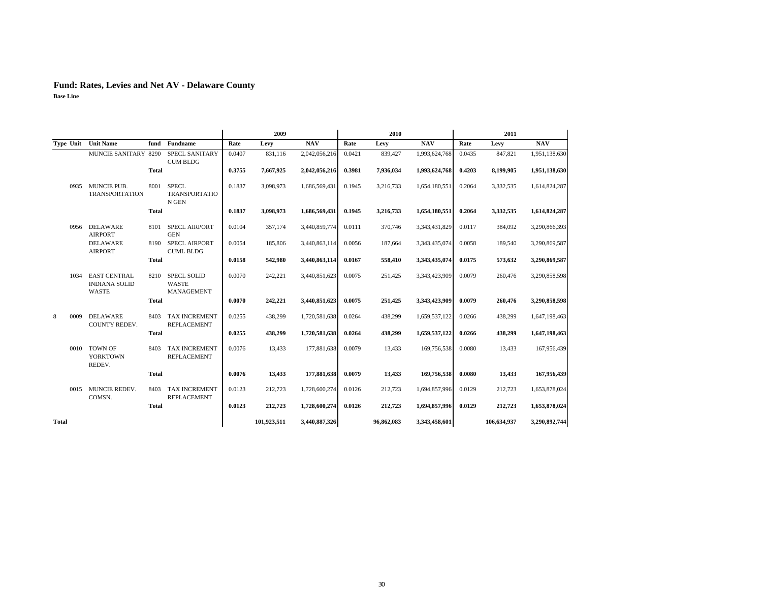# Fund: Rates, Levies and Net AV - Delaware County

**Base Line**

| | | | | | 2009 | | | 2010 | | | 2011 | | |
|---|---|---|---|---|---|---|---|---|---|---|---|---|---|
| **Type** | **Unit** | **Unit Name** | **fund** | **Fundname** | **Rate** | **Levy** | **NAV** | **Rate** | **Levy** | **NAV** | **Rate** | **Levy** | **NAV** |
| | | MUNCIE SANITARY | 8290 | SPECL SANITARY CUM BLDG | 0.0407 | 831,116 | 2,042,056,216 | 0.0421 | 839,427 | 1,993,624,768 | 0.0435 | 847,821 | 1,951,138,630 |
| | | | **Total** | | **0.3755** | **7,667,925** | **2,042,056,216** | **0.3981** | **7,936,034** | **1,993,624,768** | **0.4203** | **8,199,905** | **1,951,138,630** |
| | 0935 | MUNCIE PUB. TRANSPORTATION | 8001 | SPECL TRANSPORTATION GEN | 0.1837 | 3,098,973 | 1,686,569,431 | 0.1945 | 3,216,733 | 1,654,180,551 | 0.2064 | 3,332,535 | 1,614,824,287 |
| | | | **Total** | | **0.1837** | **3,098,973** | **1,686,569,431** | **0.1945** | **3,216,733** | **1,654,180,551** | **0.2064** | **3,332,535** | **1,614,824,287** |
| | 0956 | DELAWARE AIRPORT | 8101 | SPECL AIRPORT GEN | 0.0104 | 357,174 | 3,440,859,774 | 0.0111 | 370,746 | 3,343,431,829 | 0.0117 | 384,092 | 3,290,866,393 |
| | | DELAWARE AIRPORT | 8190 | SPECL AIRPORT CUML BLDG | 0.0054 | 185,806 | 3,440,863,114 | 0.0056 | 187,664 | 3,343,435,074 | 0.0058 | 189,540 | 3,290,869,587 |
| | | | **Total** | | **0.0158** | **542,980** | **3,440,863,114** | **0.0167** | **558,410** | **3,343,435,074** | **0.0175** | **573,632** | **3,290,869,587** |
| | 1034 | EAST CENTRAL INDIANA SOLID WASTE | 8210 | SPECL SOLID WASTE MANAGEMENT | 0.0070 | 242,221 | 3,440,851,623 | 0.0075 | 251,425 | 3,343,423,909 | 0.0079 | 260,476 | 3,290,858,598 |
| | | | **Total** | | **0.0070** | **242,221** | **3,440,851,623** | **0.0075** | **251,425** | **3,343,423,909** | **0.0079** | **260,476** | **3,290,858,598** |
| 8 | 0009 | DELAWARE COUNTY REDEV. | 8403 | TAX INCREMENT REPLACEMENT | 0.0255 | 438,299 | 1,720,581,638 | 0.0264 | 438,299 | 1,659,537,122 | 0.0266 | 438,299 | 1,647,198,463 |
| | | | **Total** | | **0.0255** | **438,299** | **1,720,581,638** | **0.0264** | **438,299** | **1,659,537,122** | **0.0266** | **438,299** | **1,647,198,463** |
| | 0010 | TOWN OF YORKTOWN REDEV. | 8403 | TAX INCREMENT REPLACEMENT | 0.0076 | 13,433 | 177,881,638 | 0.0079 | 13,433 | 169,756,538 | 0.0080 | 13,433 | 167,956,439 |
| | | | **Total** | | **0.0076** | **13,433** | **177,881,638** | **0.0079** | **13,433** | **169,756,538** | **0.0080** | **13,433** | **167,956,439** |
| | 0015 | MUNCIE REDEV. COMSN. | 8403 | TAX INCREMENT REPLACEMENT | 0.0123 | 212,723 | 1,728,600,274 | 0.0126 | 212,723 | 1,694,857,996 | 0.0129 | 212,723 | 1,653,878,024 |
| | | | **Total** | | **0.0123** | **212,723** | **1,728,600,274** | **0.0126** | **212,723** | **1,694,857,996** | **0.0129** | **212,723** | **1,653,878,024** |
| **Total** | | | | | | **101,923,511** | **3,440,887,326** | | **96,862,083** | **3,343,458,601** | | **106,634,937** | **3,290,892,744** |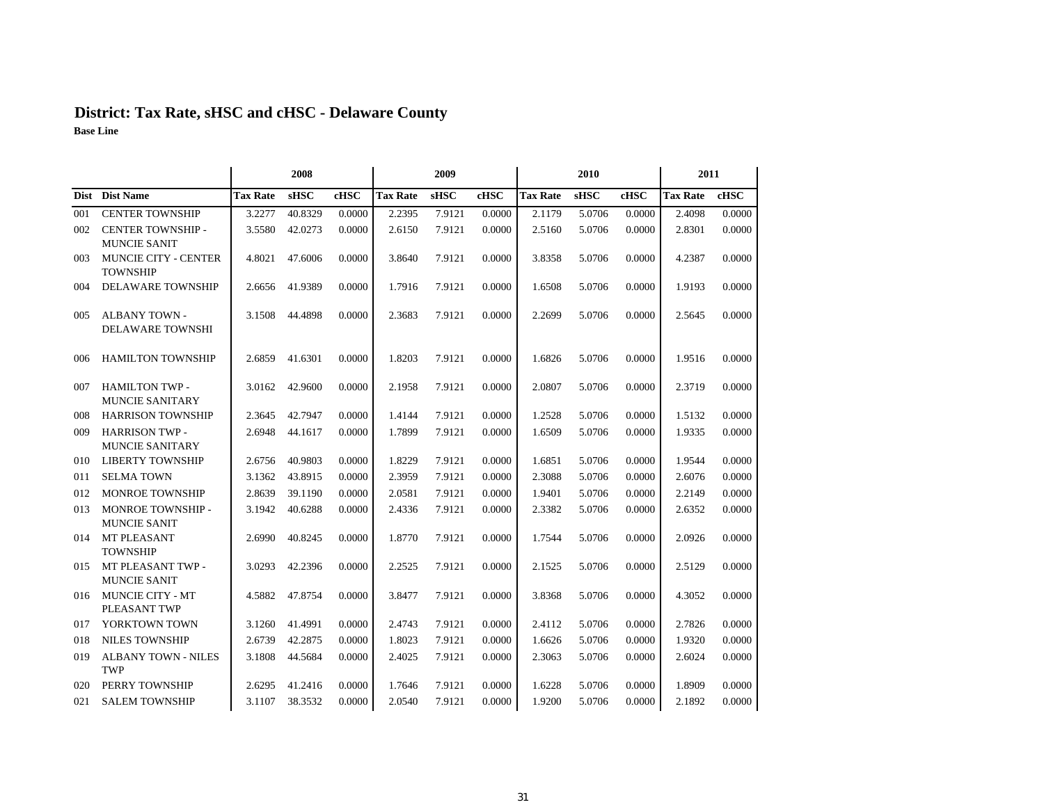## District: Tax Rate, sHSC and cHSC - Delaware County

**Base Line**

| | | 2008 | | | 2009 | | | 2010 | | | 2011 | |
|---|---|---|---|---|---|---|---|---|---|---|---|---|
| **Dist** | **Dist Name** | **Tax Rate** | **sHSC** | **cHSC** | **Tax Rate** | **sHSC** | **cHSC** | **Tax Rate** | **sHSC** | **cHSC** | **Tax Rate** | **cHSC** |
| 001 | CENTER TOWNSHIP | 3.2277 | 40.8329 | 0.0000 | 2.2395 | 7.9121 | 0.0000 | 2.1179 | 5.0706 | 0.0000 | 2.4098 | 0.0000 |
| 002 | CENTER TOWNSHIP - MUNCIE SANIT | 3.5580 | 42.0273 | 0.0000 | 2.6150 | 7.9121 | 0.0000 | 2.5160 | 5.0706 | 0.0000 | 2.8301 | 0.0000 |
| 003 | MUNCIE CITY - CENTER TOWNSHIP | 4.8021 | 47.6006 | 0.0000 | 3.8640 | 7.9121 | 0.0000 | 3.8358 | 5.0706 | 0.0000 | 4.2387 | 0.0000 |
| 004 | DELAWARE TOWNSHIP | 2.6656 | 41.9389 | 0.0000 | 1.7916 | 7.9121 | 0.0000 | 1.6508 | 5.0706 | 0.0000 | 1.9193 | 0.0000 |
| 005 | ALBANY TOWN - DELAWARE TOWNSHI | 3.1508 | 44.4898 | 0.0000 | 2.3683 | 7.9121 | 0.0000 | 2.2699 | 5.0706 | 0.0000 | 2.5645 | 0.0000 |
| 006 | HAMILTON TOWNSHIP | 2.6859 | 41.6301 | 0.0000 | 1.8203 | 7.9121 | 0.0000 | 1.6826 | 5.0706 | 0.0000 | 1.9516 | 0.0000 |
| 007 | HAMILTON TWP - MUNCIE SANITARY | 3.0162 | 42.9600 | 0.0000 | 2.1958 | 7.9121 | 0.0000 | 2.0807 | 5.0706 | 0.0000 | 2.3719 | 0.0000 |
| 008 | HARRISON TOWNSHIP | 2.3645 | 42.7947 | 0.0000 | 1.4144 | 7.9121 | 0.0000 | 1.2528 | 5.0706 | 0.0000 | 1.5132 | 0.0000 |
| 009 | HARRISON TWP - MUNCIE SANITARY | 2.6948 | 44.1617 | 0.0000 | 1.7899 | 7.9121 | 0.0000 | 1.6509 | 5.0706 | 0.0000 | 1.9335 | 0.0000 |
| 010 | LIBERTY TOWNSHIP | 2.6756 | 40.9803 | 0.0000 | 1.8229 | 7.9121 | 0.0000 | 1.6851 | 5.0706 | 0.0000 | 1.9544 | 0.0000 |
| 011 | SELMA TOWN | 3.1362 | 43.8915 | 0.0000 | 2.3959 | 7.9121 | 0.0000 | 2.3088 | 5.0706 | 0.0000 | 2.6076 | 0.0000 |
| 012 | MONROE TOWNSHIP | 2.8639 | 39.1190 | 0.0000 | 2.0581 | 7.9121 | 0.0000 | 1.9401 | 5.0706 | 0.0000 | 2.2149 | 0.0000 |
| 013 | MONROE TOWNSHIP - MUNCIE SANIT | 3.1942 | 40.6288 | 0.0000 | 2.4336 | 7.9121 | 0.0000 | 2.3382 | 5.0706 | 0.0000 | 2.6352 | 0.0000 |
| 014 | MT PLEASANT TOWNSHIP | 2.6990 | 40.8245 | 0.0000 | 1.8770 | 7.9121 | 0.0000 | 1.7544 | 5.0706 | 0.0000 | 2.0926 | 0.0000 |
| 015 | MT PLEASANT TWP - MUNCIE SANIT | 3.0293 | 42.2396 | 0.0000 | 2.2525 | 7.9121 | 0.0000 | 2.1525 | 5.0706 | 0.0000 | 2.5129 | 0.0000 |
| 016 | MUNCIE CITY - MT PLEASANT TWP | 4.5882 | 47.8754 | 0.0000 | 3.8477 | 7.9121 | 0.0000 | 3.8368 | 5.0706 | 0.0000 | 4.3052 | 0.0000 |
| 017 | YORKTOWN TOWN | 3.1260 | 41.4991 | 0.0000 | 2.4743 | 7.9121 | 0.0000 | 2.4112 | 5.0706 | 0.0000 | 2.7826 | 0.0000 |
| 018 | NILES TOWNSHIP | 2.6739 | 42.2875 | 0.0000 | 1.8023 | 7.9121 | 0.0000 | 1.6626 | 5.0706 | 0.0000 | 1.9320 | 0.0000 |
| 019 | ALBANY TOWN - NILES TWP | 3.1808 | 44.5684 | 0.0000 | 2.4025 | 7.9121 | 0.0000 | 2.3063 | 5.0706 | 0.0000 | 2.6024 | 0.0000 |
| 020 | PERRY TOWNSHIP | 2.6295 | 41.2416 | 0.0000 | 1.7646 | 7.9121 | 0.0000 | 1.6228 | 5.0706 | 0.0000 | 1.8909 | 0.0000 |
| 021 | SALEM TOWNSHIP | 3.1107 | 38.3532 | 0.0000 | 2.0540 | 7.9121 | 0.0000 | 1.9200 | 5.0706 | 0.0000 | 2.1892 | 0.0000 |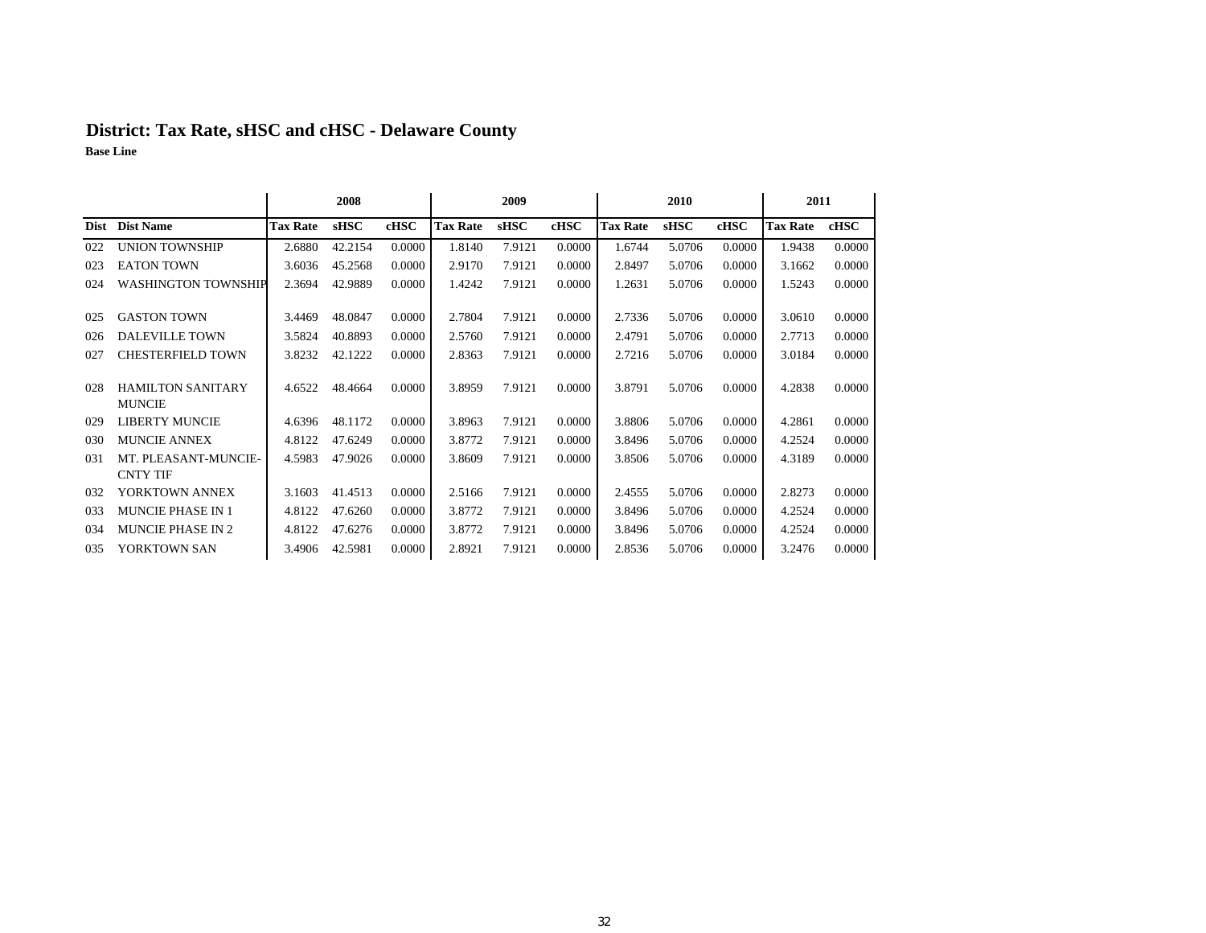# District: Tax Rate, sHSC and cHSC - Delaware County

**Base Line**

| | | 2008 | | | 2009 | | | 2010 | | | 2011 | |
|---|---|---|---|---|---|---|---|---|---|---|---|---|
| **Dist** | **Dist Name** | **Tax Rate** | **sHSC** | **cHSC** | **Tax Rate** | **sHSC** | **cHSC** | **Tax Rate** | **sHSC** | **cHSC** | **Tax Rate** | **cHSC** |
| 022 | UNION TOWNSHIP | 2.6880 | 42.2154 | 0.0000 | 1.8140 | 7.9121 | 0.0000 | 1.6744 | 5.0706 | 0.0000 | 1.9438 | 0.0000 |
| 023 | EATON TOWN | 3.6036 | 45.2568 | 0.0000 | 2.9170 | 7.9121 | 0.0000 | 2.8497 | 5.0706 | 0.0000 | 3.1662 | 0.0000 |
| 024 | WASHINGTON TOWNSHIP | 2.3694 | 42.9889 | 0.0000 | 1.4242 | 7.9121 | 0.0000 | 1.2631 | 5.0706 | 0.0000 | 1.5243 | 0.0000 |
| 025 | GASTON TOWN | 3.4469 | 48.0847 | 0.0000 | 2.7804 | 7.9121 | 0.0000 | 2.7336 | 5.0706 | 0.0000 | 3.0610 | 0.0000 |
| 026 | DALEVILLE TOWN | 3.5824 | 40.8893 | 0.0000 | 2.5760 | 7.9121 | 0.0000 | 2.4791 | 5.0706 | 0.0000 | 2.7713 | 0.0000 |
| 027 | CHESTERFIELD TOWN | 3.8232 | 42.1222 | 0.0000 | 2.8363 | 7.9121 | 0.0000 | 2.7216 | 5.0706 | 0.0000 | 3.0184 | 0.0000 |
| 028 | HAMILTON SANITARY MUNCIE | 4.6522 | 48.4664 | 0.0000 | 3.8959 | 7.9121 | 0.0000 | 3.8791 | 5.0706 | 0.0000 | 4.2838 | 0.0000 |
| 029 | LIBERTY MUNCIE | 4.6396 | 48.1172 | 0.0000 | 3.8963 | 7.9121 | 0.0000 | 3.8806 | 5.0706 | 0.0000 | 4.2861 | 0.0000 |
| 030 | MUNCIE ANNEX | 4.8122 | 47.6249 | 0.0000 | 3.8772 | 7.9121 | 0.0000 | 3.8496 | 5.0706 | 0.0000 | 4.2524 | 0.0000 |
| 031 | MT. PLEASANT-MUNCIE-CNTY TIF | 4.5983 | 47.9026 | 0.0000 | 3.8609 | 7.9121 | 0.0000 | 3.8506 | 5.0706 | 0.0000 | 4.3189 | 0.0000 |
| 032 | YORKTOWN ANNEX | 3.1603 | 41.4513 | 0.0000 | 2.5166 | 7.9121 | 0.0000 | 2.4555 | 5.0706 | 0.0000 | 2.8273 | 0.0000 |
| 033 | MUNCIE PHASE IN 1 | 4.8122 | 47.6260 | 0.0000 | 3.8772 | 7.9121 | 0.0000 | 3.8496 | 5.0706 | 0.0000 | 4.2524 | 0.0000 |
| 034 | MUNCIE PHASE IN 2 | 4.8122 | 47.6276 | 0.0000 | 3.8772 | 7.9121 | 0.0000 | 3.8496 | 5.0706 | 0.0000 | 4.2524 | 0.0000 |
| 035 | YORKTOWN SAN | 3.4906 | 42.5981 | 0.0000 | 2.8921 | 7.9121 | 0.0000 | 2.8536 | 5.0706 | 0.0000 | 3.2476 | 0.0000 |